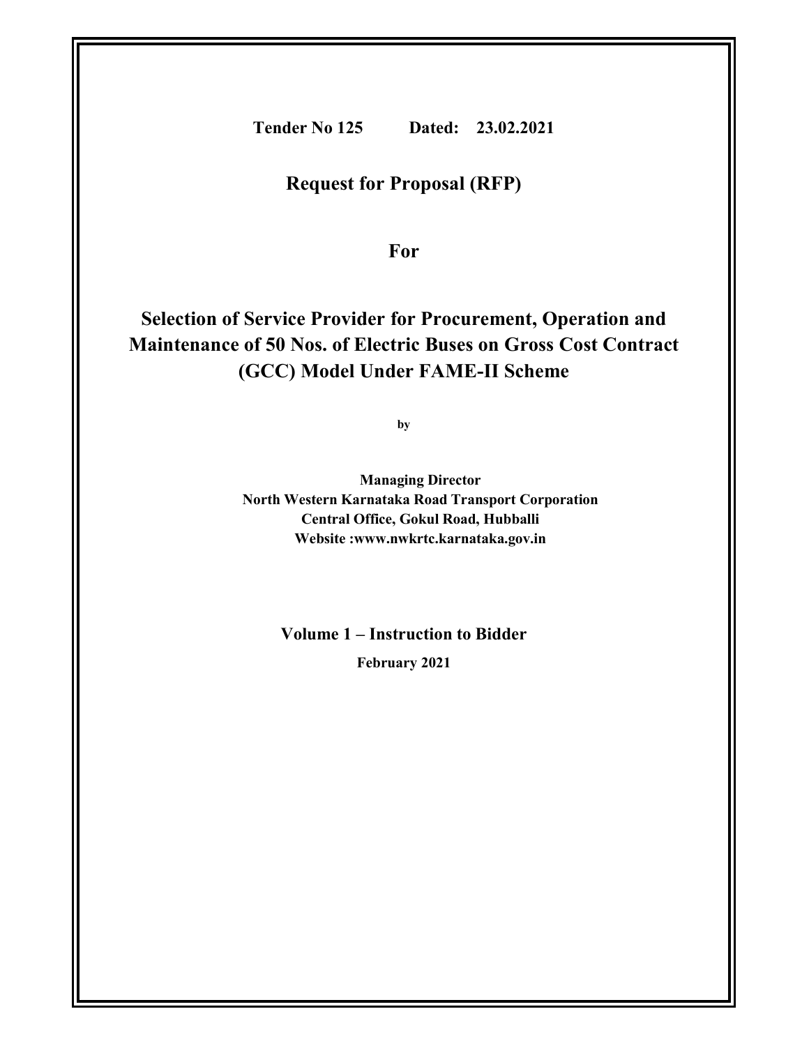**Tender No 125 Dated: 23.02.2021**

# Request for Proposal (RFP)

## For

# Selection of Service Provider for Procurement, Operation and Maintenance of 50 Nos. of Electric Buses on Gross Cost Contract (GCC) Model Under FAME-II Scheme

**by**

**Managing Director**
**North Western Karnataka Road Transport Corporation**
**Central Office, Gokul Road, Hubballi**
**Website :www.nwkrtc.karnataka.gov.in**

## Volume 1 – Instruction to Bidder

**February 2021**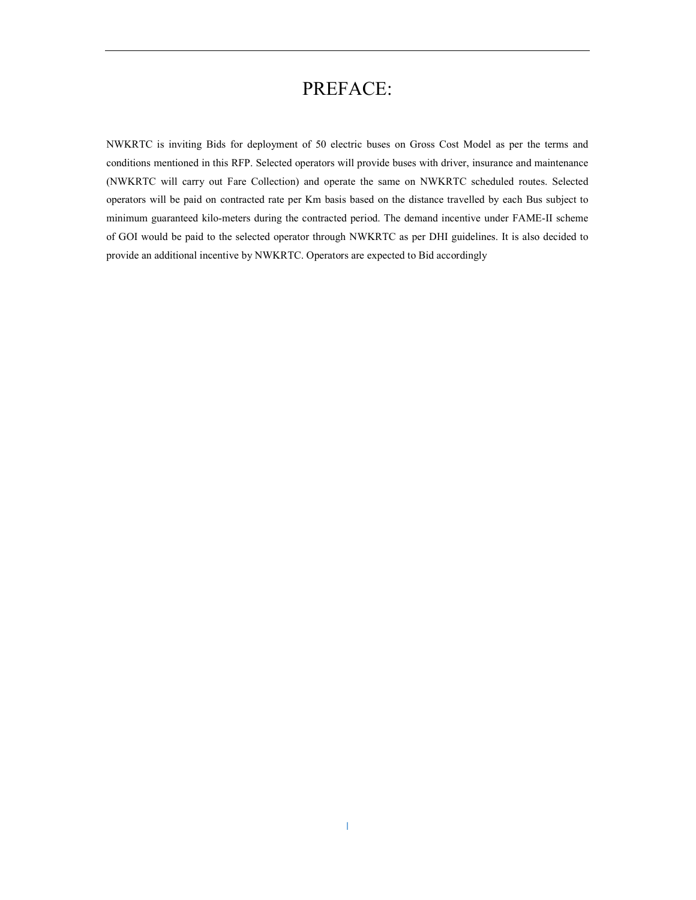# PREFACE:

NWKRTC is inviting Bids for deployment of 50 electric buses on Gross Cost Model as per the terms and conditions mentioned in this RFP. Selected operators will provide buses with driver, insurance and maintenance (NWKRTC will carry out Fare Collection) and operate the same on NWKRTC scheduled routes. Selected operators will be paid on contracted rate per Km basis based on the distance travelled by each Bus subject to minimum guaranteed kilo-meters during the contracted period. The demand incentive under FAME-II scheme of GOI would be paid to the selected operator through NWKRTC as per DHI guidelines. It is also decided to provide an additional incentive by NWKRTC. Operators are expected to Bid accordingly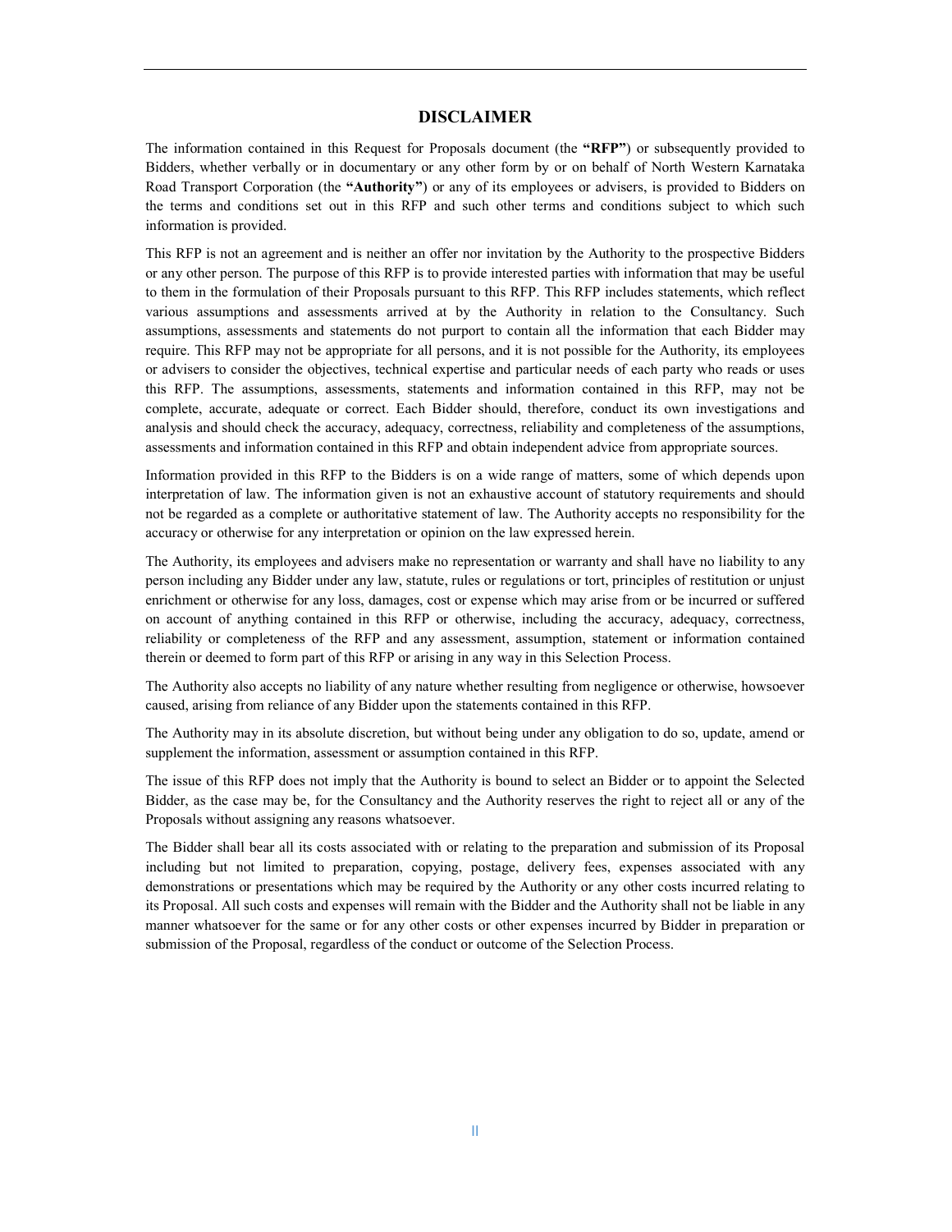# DISCLAIMER

The information contained in this Request for Proposals document (the **"RFP"**) or subsequently provided to Bidders, whether verbally or in documentary or any other form by or on behalf of North Western Karnataka Road Transport Corporation (the **"Authority"**) or any of its employees or advisers, is provided to Bidders on the terms and conditions set out in this RFP and such other terms and conditions subject to which such information is provided.

This RFP is not an agreement and is neither an offer nor invitation by the Authority to the prospective Bidders or any other person. The purpose of this RFP is to provide interested parties with information that may be useful to them in the formulation of their Proposals pursuant to this RFP. This RFP includes statements, which reflect various assumptions and assessments arrived at by the Authority in relation to the Consultancy. Such assumptions, assessments and statements do not purport to contain all the information that each Bidder may require. This RFP may not be appropriate for all persons, and it is not possible for the Authority, its employees or advisers to consider the objectives, technical expertise and particular needs of each party who reads or uses this RFP. The assumptions, assessments, statements and information contained in this RFP, may not be complete, accurate, adequate or correct. Each Bidder should, therefore, conduct its own investigations and analysis and should check the accuracy, adequacy, correctness, reliability and completeness of the assumptions, assessments and information contained in this RFP and obtain independent advice from appropriate sources.

Information provided in this RFP to the Bidders is on a wide range of matters, some of which depends upon interpretation of law. The information given is not an exhaustive account of statutory requirements and should not be regarded as a complete or authoritative statement of law. The Authority accepts no responsibility for the accuracy or otherwise for any interpretation or opinion on the law expressed herein.

The Authority, its employees and advisers make no representation or warranty and shall have no liability to any person including any Bidder under any law, statute, rules or regulations or tort, principles of restitution or unjust enrichment or otherwise for any loss, damages, cost or expense which may arise from or be incurred or suffered on account of anything contained in this RFP or otherwise, including the accuracy, adequacy, correctness, reliability or completeness of the RFP and any assessment, assumption, statement or information contained therein or deemed to form part of this RFP or arising in any way in this Selection Process.

The Authority also accepts no liability of any nature whether resulting from negligence or otherwise, howsoever caused, arising from reliance of any Bidder upon the statements contained in this RFP.

The Authority may in its absolute discretion, but without being under any obligation to do so, update, amend or supplement the information, assessment or assumption contained in this RFP.

The issue of this RFP does not imply that the Authority is bound to select an Bidder or to appoint the Selected Bidder, as the case may be, for the Consultancy and the Authority reserves the right to reject all or any of the Proposals without assigning any reasons whatsoever.

The Bidder shall bear all its costs associated with or relating to the preparation and submission of its Proposal including but not limited to preparation, copying, postage, delivery fees, expenses associated with any demonstrations or presentations which may be required by the Authority or any other costs incurred relating to its Proposal. All such costs and expenses will remain with the Bidder and the Authority shall not be liable in any manner whatsoever for the same or for any other costs or other expenses incurred by Bidder in preparation or submission of the Proposal, regardless of the conduct or outcome of the Selection Process.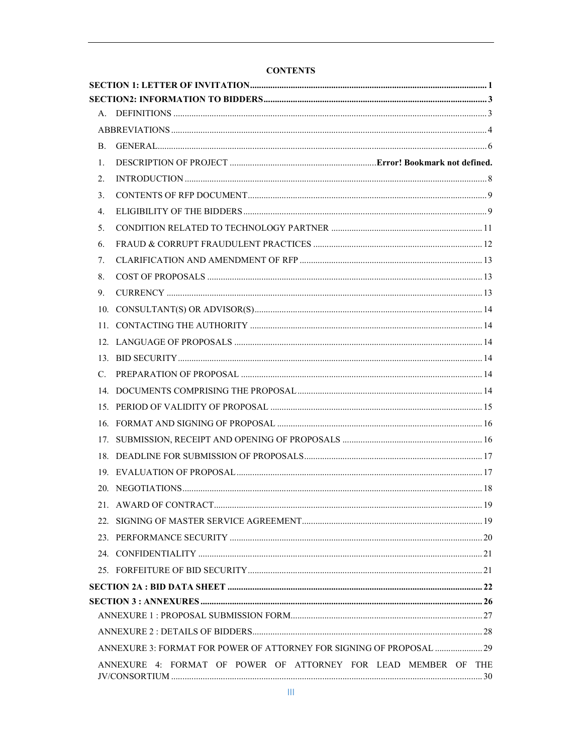# CONTENTS

**SECTION 1: LETTER OF INVITATION** ..... **1**

**SECTION2: INFORMATION TO BIDDERS** ..... **3**

A. DEFINITIONS ..... 3

ABBREVIATIONS ..... 4

B. GENERAL ..... 6

1. DESCRIPTION OF PROJECT ..... **Error! Bookmark not defined.**
2. INTRODUCTION ..... 8
3. CONTENTS OF RFP DOCUMENT ..... 9
4. ELIGIBILITY OF THE BIDDERS ..... 9
5. CONDITION RELATED TO TECHNOLOGY PARTNER ..... 11
6. FRAUD & CORRUPT FRAUDULENT PRACTICES ..... 12
7. CLARIFICATION AND AMENDMENT OF RFP ..... 13
8. COST OF PROPOSALS ..... 13
9. CURRENCY ..... 13
10. CONSULTANT(S) OR ADVISOR(S) ..... 14
11. CONTACTING THE AUTHORITY ..... 14
12. LANGUAGE OF PROPOSALS ..... 14
13. BID SECURITY ..... 14

C. PREPARATION OF PROPOSAL ..... 14

14. DOCUMENTS COMPRISING THE PROPOSAL ..... 14
15. PERIOD OF VALIDITY OF PROPOSAL ..... 15
16. FORMAT AND SIGNING OF PROPOSAL ..... 16
17. SUBMISSION, RECEIPT AND OPENING OF PROPOSALS ..... 16
18. DEADLINE FOR SUBMISSION OF PROPOSALS ..... 17
19. EVALUATION OF PROPOSAL ..... 17
20. NEGOTIATIONS ..... 18
21. AWARD OF CONTRACT ..... 19
22. SIGNING OF MASTER SERVICE AGREEMENT ..... 19
23. PERFORMANCE SECURITY ..... 20
24. CONFIDENTIALITY ..... 21
25. FORFEITURE OF BID SECURITY ..... 21

**SECTION 2A : BID DATA SHEET** ..... **22**

**SECTION 3 : ANNEXURES** ..... **26**

ANNEXURE 1 : PROPOSAL SUBMISSION FORM ..... 27

ANNEXURE 2 : DETAILS OF BIDDERS ..... 28

ANNEXURE 3: FORMAT FOR POWER OF ATTORNEY FOR SIGNING OF PROPOSAL ..... 29

ANNEXURE 4: FORMAT OF POWER OF ATTORNEY FOR LEAD MEMBER OF THE JV/CONSORTIUM ..... 30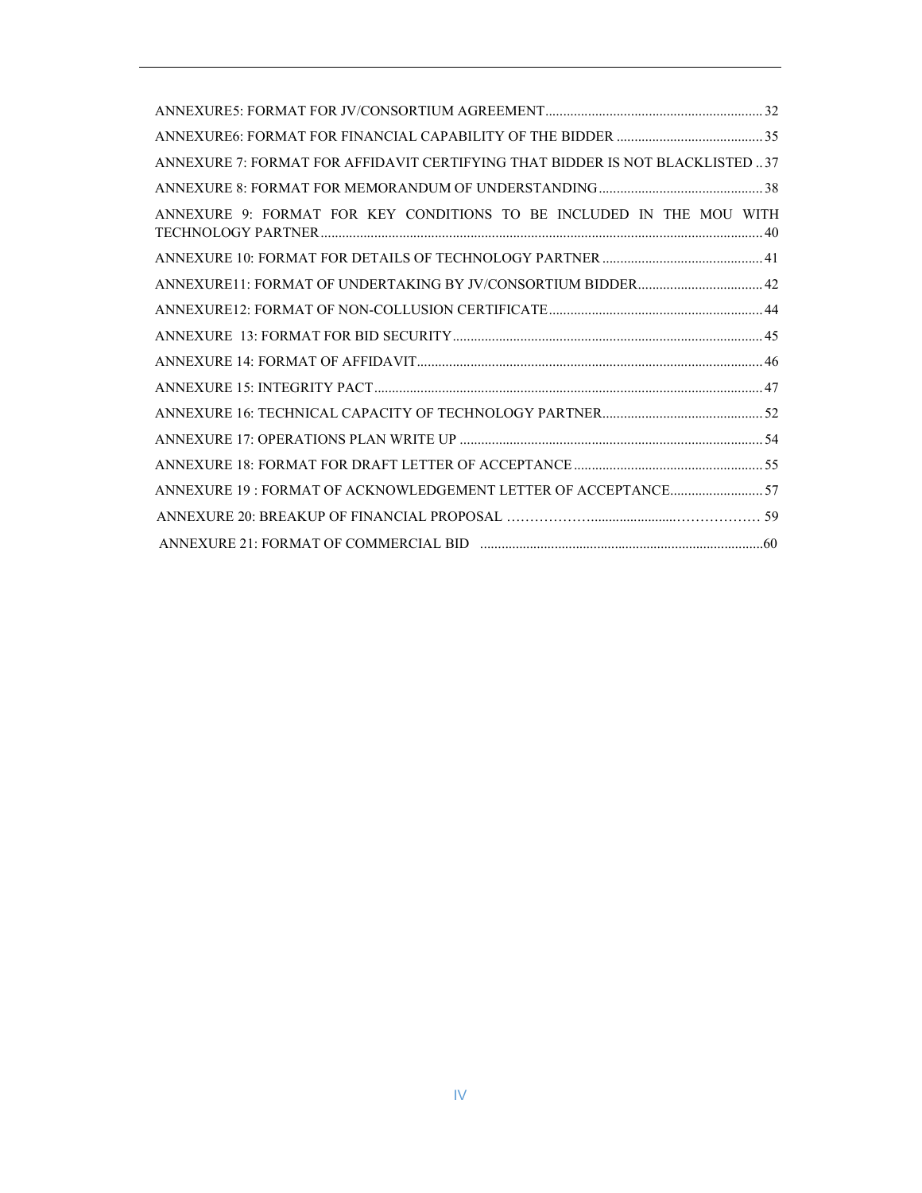ANNEXURE5: FORMAT FOR JV/CONSORTIUM AGREEMENT ............................................................ 32

ANNEXURE6: FORMAT FOR FINANCIAL CAPABILITY OF THE BIDDER ......................................... 35

ANNEXURE 7: FORMAT FOR AFFIDAVIT CERTIFYING THAT BIDDER IS NOT BLACKLISTED .. 37

ANNEXURE 8: FORMAT FOR MEMORANDUM OF UNDERSTANDING ............................................. 38

ANNEXURE 9: FORMAT FOR KEY CONDITIONS TO BE INCLUDED IN THE MOU WITH TECHNOLOGY PARTNER ........................................................................................................... 40

ANNEXURE 10: FORMAT FOR DETAILS OF TECHNOLOGY PARTNER ............................................. 41

ANNEXURE11: FORMAT OF UNDERTAKING BY JV/CONSORTIUM BIDDER................................... 42

ANNEXURE12: FORMAT OF NON-COLLUSION CERTIFICATE ............................................................ 44

ANNEXURE 13: FORMAT FOR BID SECURITY ....................................................................................... 45

ANNEXURE 14: FORMAT OF AFFIDAVIT ................................................................................................. 46

ANNEXURE 15: INTEGRITY PACT ............................................................................................................ 47

ANNEXURE 16: TECHNICAL CAPACITY OF TECHNOLOGY PARTNER............................................. 52

ANNEXURE 17: OPERATIONS PLAN WRITE UP ..................................................................................... 54

ANNEXURE 18: FORMAT FOR DRAFT LETTER OF ACCEPTANCE ..................................................... 55

ANNEXURE 19 : FORMAT OF ACKNOWLEDGEMENT LETTER OF ACCEPTANCE.......................... 57

ANNEXURE 20: BREAKUP OF FINANCIAL PROPOSAL ……………….......................……………… 59

ANNEXURE 21: FORMAT OF COMMERCIAL BID ...............................................................................60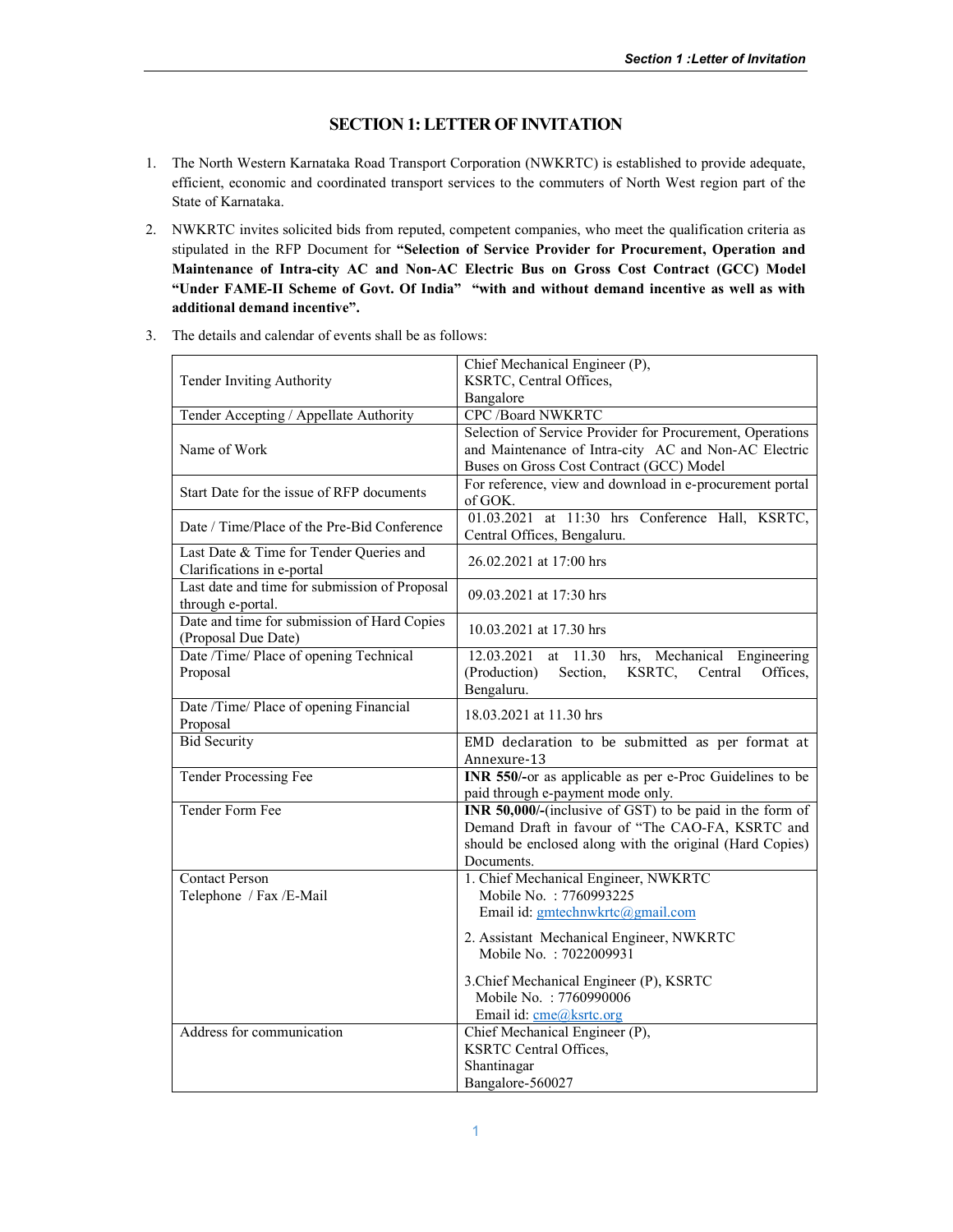# SECTION 1: LETTER OF INVITATION

1. The North Western Karnataka Road Transport Corporation (NWKRTC) is established to provide adequate, efficient, economic and coordinated transport services to the commuters of North West region part of the State of Karnataka.

2. NWKRTC invites solicited bids from reputed, competent companies, who meet the qualification criteria as stipulated in the RFP Document for **"Selection of Service Provider for Procurement, Operation and Maintenance of Intra-city AC and Non-AC Electric Bus on Gross Cost Contract (GCC) Model "Under FAME-II Scheme of Govt. Of India" "with and without demand incentive as well as with additional demand incentive".**

3. The details and calendar of events shall be as follows:

| | |
|---|---|
| Tender Inviting Authority | Chief Mechanical Engineer (P), KSRTC, Central Offices, Bangalore |
| Tender Accepting / Appellate Authority | CPC /Board NWKRTC |
| Name of Work | Selection of Service Provider for Procurement, Operations and Maintenance of Intra-city AC and Non-AC Electric Buses on Gross Cost Contract (GCC) Model |
| Start Date for the issue of RFP documents | For reference, view and download in e-procurement portal of GOK. |
| Date / Time/Place of the Pre-Bid Conference | 01.03.2021 at 11:30 hrs Conference Hall, KSRTC, Central Offices, Bengaluru. |
| Last Date & Time for Tender Queries and Clarifications in e-portal | 26.02.2021 at 17:00 hrs |
| Last date and time for submission of Proposal through e-portal. | 09.03.2021 at 17:30 hrs |
| Date and time for submission of Hard Copies (Proposal Due Date) | 10.03.2021 at 17.30 hrs |
| Date /Time/ Place of opening Technical Proposal | 12.03.2021 at 11.30 hrs, Mechanical Engineering (Production) Section, KSRTC, Central Offices, Bengaluru. |
| Date /Time/ Place of opening Financial Proposal | 18.03.2021 at 11.30 hrs |
| Bid Security | EMD declaration to be submitted as per format at Annexure-13 |
| Tender Processing Fee | **INR 550/-**or as applicable as per e-Proc Guidelines to be paid through e-payment mode only. |
| Tender Form Fee | **INR 50,000/-**(inclusive of GST) to be paid in the form of Demand Draft in favour of "The CAO-FA, KSRTC and should be enclosed along with the original (Hard Copies) Documents. |
| Contact Person<br>Telephone / Fax /E-Mail | 1. Chief Mechanical Engineer, NWKRTC<br>Mobile No. : 7760993225<br>Email id: gmtechnwkrtc@gmail.com<br><br>2. Assistant Mechanical Engineer, NWKRTC<br>Mobile No. : 7022009931<br><br>3.Chief Mechanical Engineer (P), KSRTC<br>Mobile No. : 7760990006<br>Email id: cme@ksrtc.org |
| Address for communication | Chief Mechanical Engineer (P),<br>KSRTC Central Offices,<br>Shantinagar<br>Bangalore-560027 |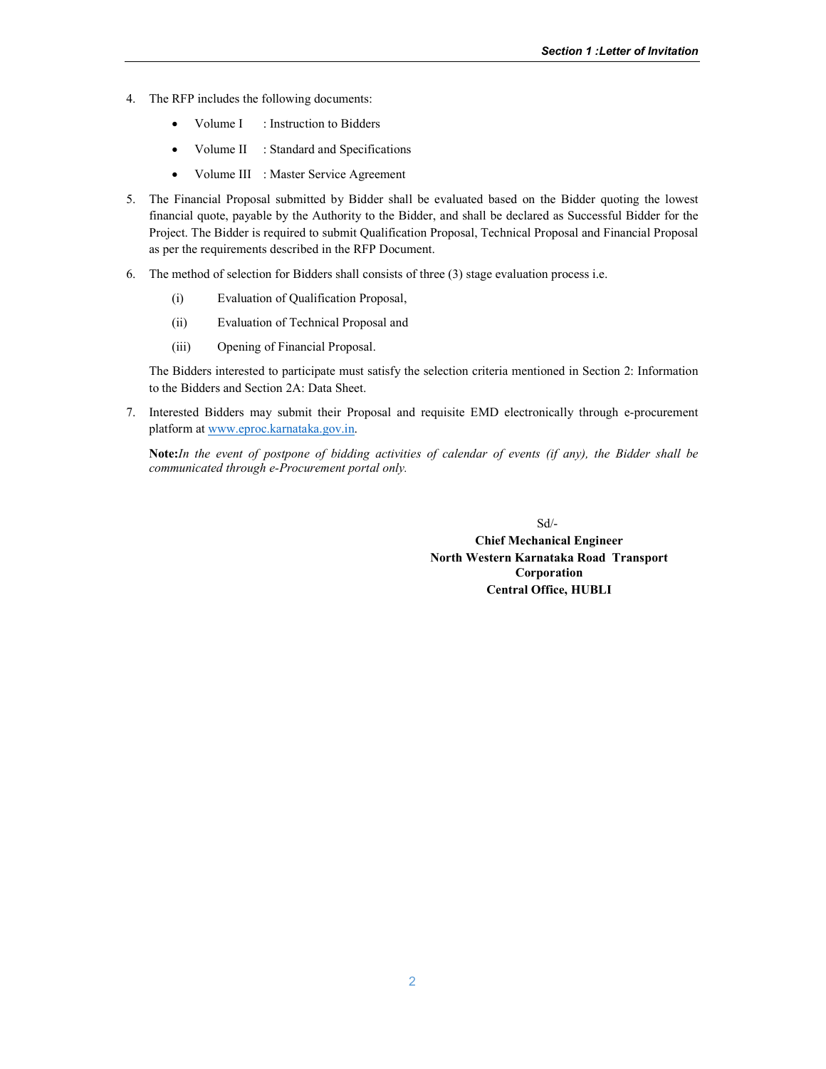4. The RFP includes the following documents:

   - Volume I : Instruction to Bidders
   - Volume II : Standard and Specifications
   - Volume III : Master Service Agreement

5. The Financial Proposal submitted by Bidder shall be evaluated based on the Bidder quoting the lowest financial quote, payable by the Authority to the Bidder, and shall be declared as Successful Bidder for the Project. The Bidder is required to submit Qualification Proposal, Technical Proposal and Financial Proposal as per the requirements described in the RFP Document.

6. The method of selection for Bidders shall consists of three (3) stage evaluation process i.e.

   (i) Evaluation of Qualification Proposal,

   (ii) Evaluation of Technical Proposal and

   (iii) Opening of Financial Proposal.

   The Bidders interested to participate must satisfy the selection criteria mentioned in Section 2: Information to the Bidders and Section 2A: Data Sheet.

7. Interested Bidders may submit their Proposal and requisite EMD electronically through e-procurement platform at www.eproc.karnataka.gov.in.

   **Note:** *In the event of postpone of bidding activities of calendar of events (if any), the Bidder shall be communicated through e-Procurement portal only.*

Sd/-

**Chief Mechanical Engineer**
**North Western Karnataka Road Transport Corporation**
**Central Office, HUBLI**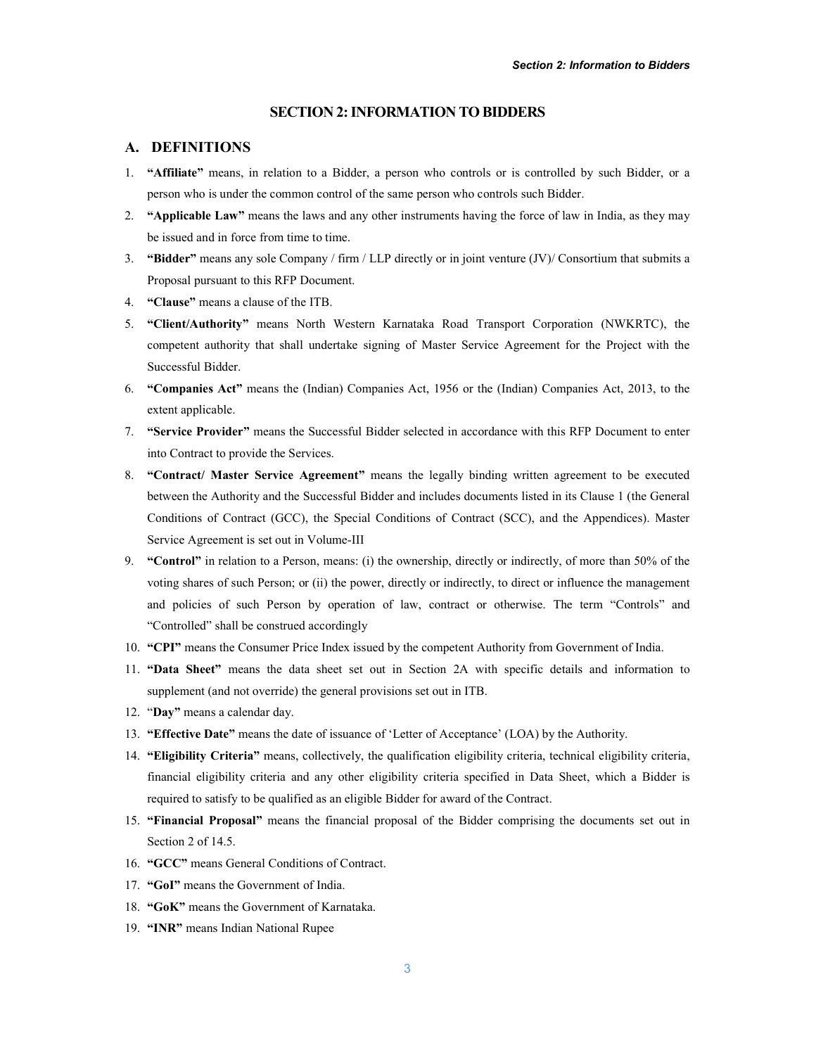# SECTION 2: INFORMATION TO BIDDERS

## A. DEFINITIONS

1. **"Affiliate"** means, in relation to a Bidder, a person who controls or is controlled by such Bidder, or a person who is under the common control of the same person who controls such Bidder.
2. **"Applicable Law"** means the laws and any other instruments having the force of law in India, as they may be issued and in force from time to time.
3. **"Bidder"** means any sole Company / firm / LLP directly or in joint venture (JV)/ Consortium that submits a Proposal pursuant to this RFP Document.
4. **"Clause"** means a clause of the ITB.
5. **"Client/Authority"** means North Western Karnataka Road Transport Corporation (NWKRTC), the competent authority that shall undertake signing of Master Service Agreement for the Project with the Successful Bidder.
6. **"Companies Act"** means the (Indian) Companies Act, 1956 or the (Indian) Companies Act, 2013, to the extent applicable.
7. **"Service Provider"** means the Successful Bidder selected in accordance with this RFP Document to enter into Contract to provide the Services.
8. **"Contract/ Master Service Agreement"** means the legally binding written agreement to be executed between the Authority and the Successful Bidder and includes documents listed in its Clause 1 (the General Conditions of Contract (GCC), the Special Conditions of Contract (SCC), and the Appendices). Master Service Agreement is set out in Volume-III
9. **"Control"** in relation to a Person, means: (i) the ownership, directly or indirectly, of more than 50% of the voting shares of such Person; or (ii) the power, directly or indirectly, to direct or influence the management and policies of such Person by operation of law, contract or otherwise. The term "Controls" and "Controlled" shall be construed accordingly
10. **"CPI"** means the Consumer Price Index issued by the competent Authority from Government of India.
11. **"Data Sheet"** means the data sheet set out in Section 2A with specific details and information to supplement (and not override) the general provisions set out in ITB.
12. "**Day"** means a calendar day.
13. **"Effective Date"** means the date of issuance of 'Letter of Acceptance' (LOA) by the Authority.
14. **"Eligibility Criteria"** means, collectively, the qualification eligibility criteria, technical eligibility criteria, financial eligibility criteria and any other eligibility criteria specified in Data Sheet, which a Bidder is required to satisfy to be qualified as an eligible Bidder for award of the Contract.
15. **"Financial Proposal"** means the financial proposal of the Bidder comprising the documents set out in Section 2 of 14.5.
16. **"GCC"** means General Conditions of Contract.
17. **"GoI"** means the Government of India.
18. **"GoK"** means the Government of Karnataka.
19. **"INR"** means Indian National Rupee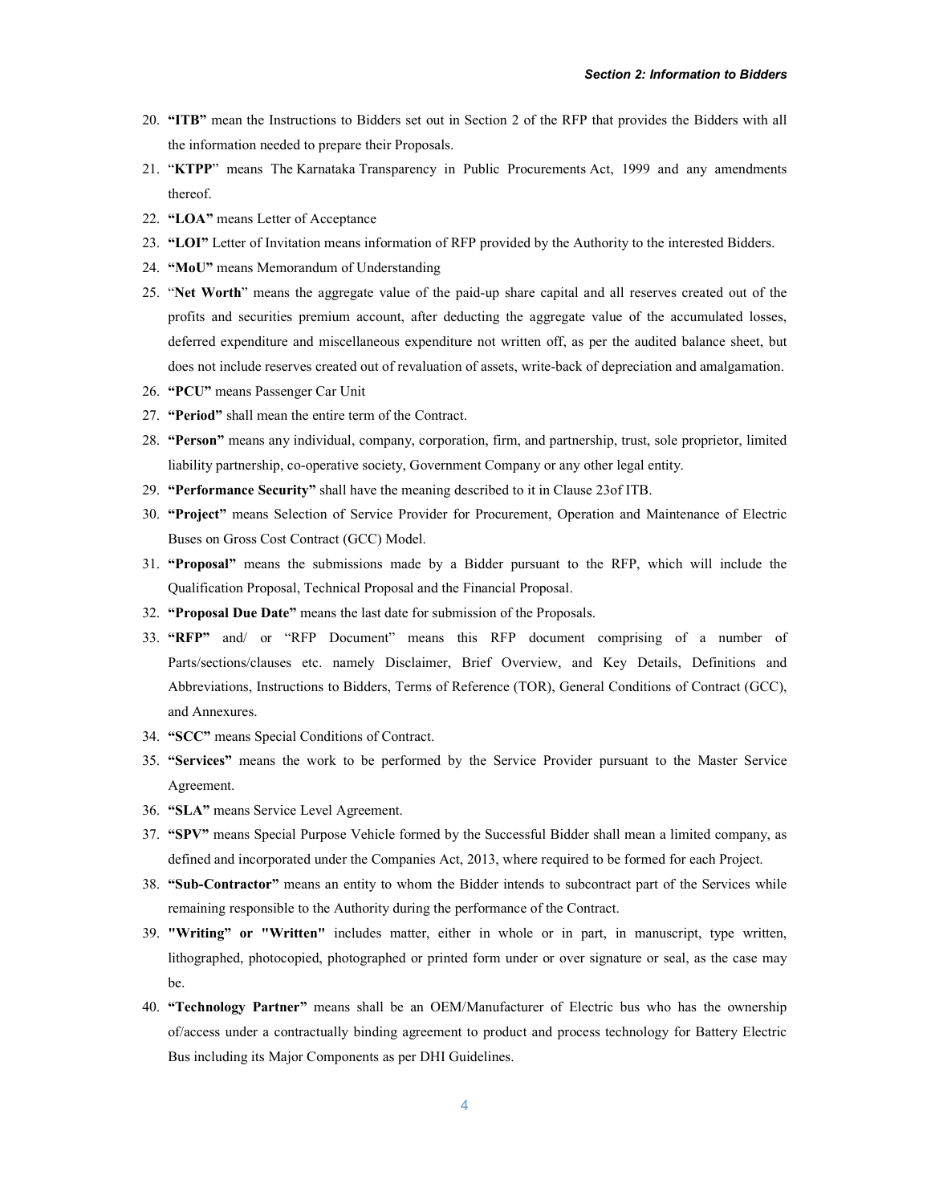20. **"ITB"** mean the Instructions to Bidders set out in Section 2 of the RFP that provides the Bidders with all the information needed to prepare their Proposals.
21. "**KTPP**" means The Karnataka Transparency in Public Procurements Act, 1999 and any amendments thereof.
22. **"LOA"** means Letter of Acceptance
23. **"LOI"** Letter of Invitation means information of RFP provided by the Authority to the interested Bidders.
24. **"MoU"** means Memorandum of Understanding
25. "**Net Worth**" means the aggregate value of the paid-up share capital and all reserves created out of the profits and securities premium account, after deducting the aggregate value of the accumulated losses, deferred expenditure and miscellaneous expenditure not written off, as per the audited balance sheet, but does not include reserves created out of revaluation of assets, write-back of depreciation and amalgamation.
26. **"PCU"** means Passenger Car Unit
27. **"Period"** shall mean the entire term of the Contract.
28. **"Person"** means any individual, company, corporation, firm, and partnership, trust, sole proprietor, limited liability partnership, co-operative society, Government Company or any other legal entity.
29. **"Performance Security"** shall have the meaning described to it in Clause 23of ITB.
30. **"Project"** means Selection of Service Provider for Procurement, Operation and Maintenance of Electric Buses on Gross Cost Contract (GCC) Model.
31. **"Proposal"** means the submissions made by a Bidder pursuant to the RFP, which will include the Qualification Proposal, Technical Proposal and the Financial Proposal.
32. **"Proposal Due Date"** means the last date for submission of the Proposals.
33. **"RFP"** and/ or "RFP Document" means this RFP document comprising of a number of Parts/sections/clauses etc. namely Disclaimer, Brief Overview, and Key Details, Definitions and Abbreviations, Instructions to Bidders, Terms of Reference (TOR), General Conditions of Contract (GCC), and Annexures.
34. **"SCC"** means Special Conditions of Contract.
35. **"Services"** means the work to be performed by the Service Provider pursuant to the Master Service Agreement.
36. **"SLA"** means Service Level Agreement.
37. **"SPV"** means Special Purpose Vehicle formed by the Successful Bidder shall mean a limited company, as defined and incorporated under the Companies Act, 2013, where required to be formed for each Project.
38. **"Sub-Contractor"** means an entity to whom the Bidder intends to subcontract part of the Services while remaining responsible to the Authority during the performance of the Contract.
39. **"Writing" or "Written"** includes matter, either in whole or in part, in manuscript, type written, lithographed, photocopied, photographed or printed form under or over signature or seal, as the case may be.
40. **"Technology Partner"** means shall be an OEM/Manufacturer of Electric bus who has the ownership of/access under a contractually binding agreement to product and process technology for Battery Electric Bus including its Major Components as per DHI Guidelines.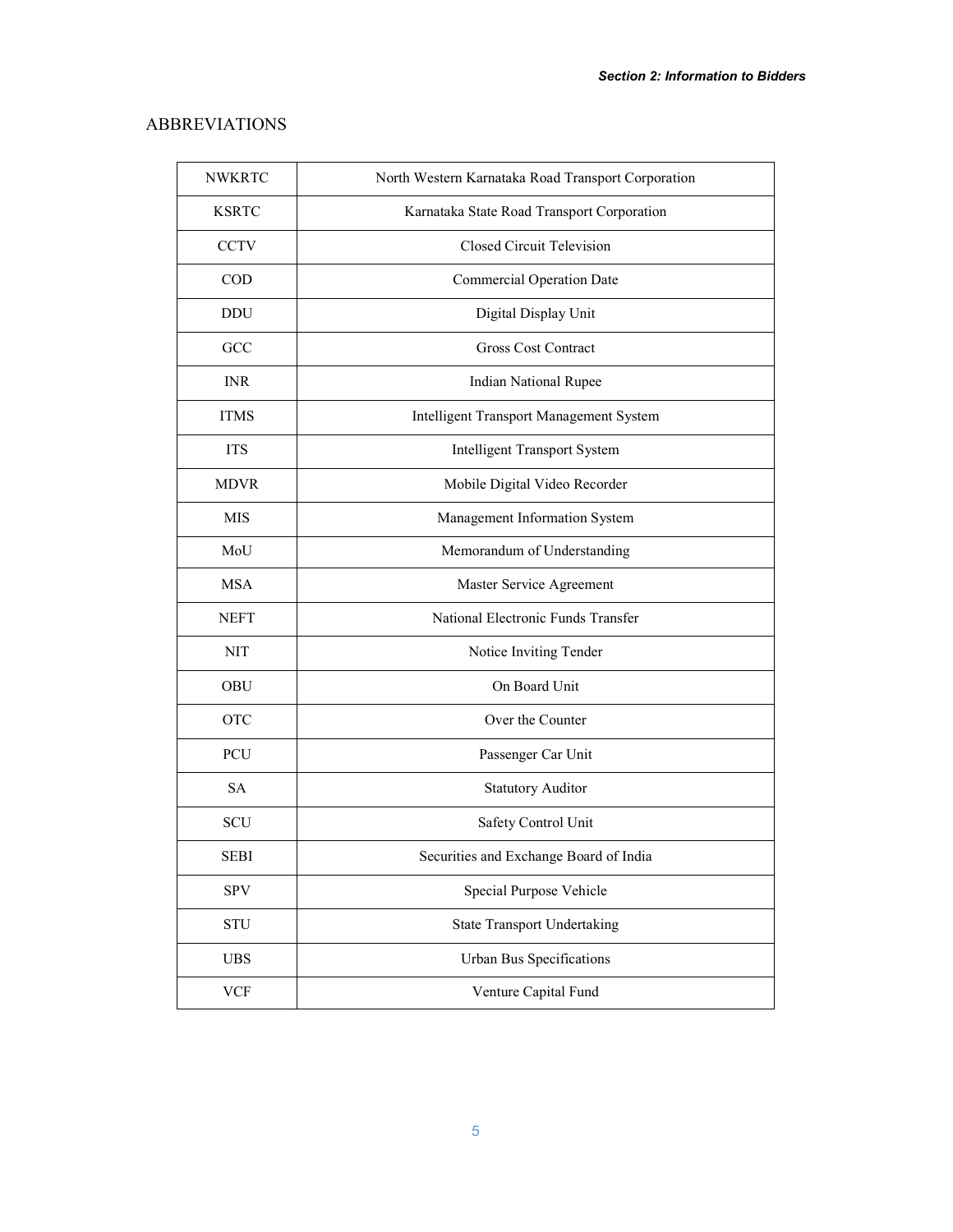## ABBREVIATIONS

| | |
|---|---|
| NWKRTC | North Western Karnataka Road Transport Corporation |
| KSRTC | Karnataka State Road Transport Corporation |
| CCTV | Closed Circuit Television |
| COD | Commercial Operation Date |
| DDU | Digital Display Unit |
| GCC | Gross Cost Contract |
| INR | Indian National Rupee |
| ITMS | Intelligent Transport Management System |
| ITS | Intelligent Transport System |
| MDVR | Mobile Digital Video Recorder |
| MIS | Management Information System |
| MoU | Memorandum of Understanding |
| MSA | Master Service Agreement |
| NEFT | National Electronic Funds Transfer |
| NIT | Notice Inviting Tender |
| OBU | On Board Unit |
| OTC | Over the Counter |
| PCU | Passenger Car Unit |
| SA | Statutory Auditor |
| SCU | Safety Control Unit |
| SEBI | Securities and Exchange Board of India |
| SPV | Special Purpose Vehicle |
| STU | State Transport Undertaking |
| UBS | Urban Bus Specifications |
| VCF | Venture Capital Fund |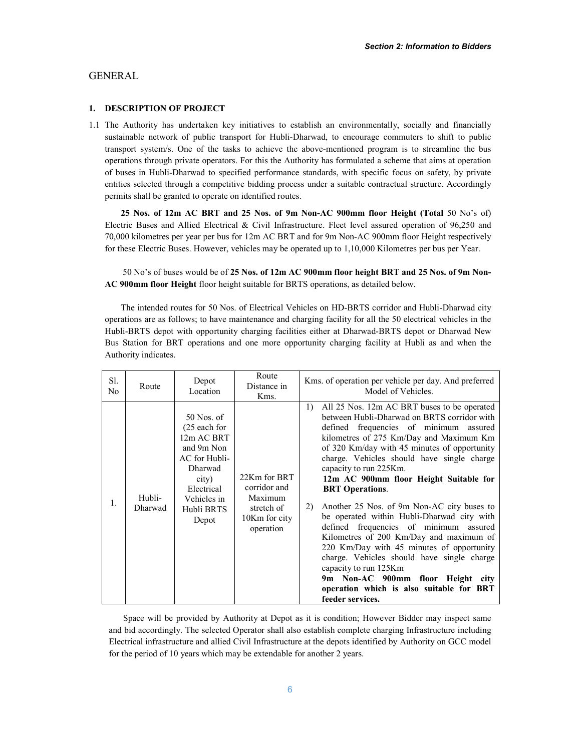## GENERAL

### 1. DESCRIPTION OF PROJECT

1.1 The Authority has undertaken key initiatives to establish an environmentally, socially and financially sustainable network of public transport for Hubli-Dharwad, to encourage commuters to shift to public transport system/s. One of the tasks to achieve the above-mentioned program is to streamline the bus operations through private operators. For this the Authority has formulated a scheme that aims at operation of buses in Hubli-Dharwad to specified performance standards, with specific focus on safety, by private entities selected through a competitive bidding process under a suitable contractual structure. Accordingly permits shall be granted to operate on identified routes.

**25 Nos. of 12m AC BRT and 25 Nos. of 9m Non-AC 900mm floor Height (Total** 50 No's of) Electric Buses and Allied Electrical & Civil Infrastructure. Fleet level assured operation of 96,250 and 70,000 kilometres per year per bus for 12m AC BRT and for 9m Non-AC 900mm floor Height respectively for these Electric Buses. However, vehicles may be operated up to 1,10,000 Kilometres per bus per Year.

50 No's of buses would be of **25 Nos. of 12m AC 900mm floor height BRT and 25 Nos. of 9m Non-AC 900mm floor Height** floor height suitable for BRTS operations, as detailed below.

The intended routes for 50 Nos. of Electrical Vehicles on HD-BRTS corridor and Hubli-Dharwad city operations are as follows; to have maintenance and charging facility for all the 50 electrical vehicles in the Hubli-BRTS depot with opportunity charging facilities either at Dharwad-BRTS depot or Dharwad New Bus Station for BRT operations and one more opportunity charging facility at Hubli as and when the Authority indicates.

| Sl. No | Route | Depot Location | Route Distance in Kms. | Kms. of operation per vehicle per day. And preferred Model of Vehicles. |
|---|---|---|---|---|
| 1. | Hubli-Dharwad | 50 Nos. of (25 each for 12m AC BRT and 9m Non AC for Hubli-Dharwad city) Electrical Vehicles in Hubli BRTS Depot | 22Km for BRT corridor and Maximum stretch of 10Km for city operation | 1) All 25 Nos. 12m AC BRT buses to be operated between Hubli-Dharwad on BRTS corridor with defined frequencies of minimum assured kilometres of 275 Km/Day and Maximum Km of 320 Km/day with 45 minutes of opportunity charge. Vehicles should have single charge capacity to run 225Km. **12m AC 900mm floor Height Suitable for BRT Operations**. 2) Another 25 Nos. of 9m Non-AC city buses to be operated within Hubli-Dharwad city with defined frequencies of minimum assured Kilometres of 200 Km/Day and maximum of 220 Km/Day with 45 minutes of opportunity charge. Vehicles should have single charge capacity to run 125Km **9m Non-AC 900mm floor Height city operation which is also suitable for BRT feeder services.** |

Space will be provided by Authority at Depot as it is condition; However Bidder may inspect same and bid accordingly. The selected Operator shall also establish complete charging Infrastructure including Electrical infrastructure and allied Civil Infrastructure at the depots identified by Authority on GCC model for the period of 10 years which may be extendable for another 2 years.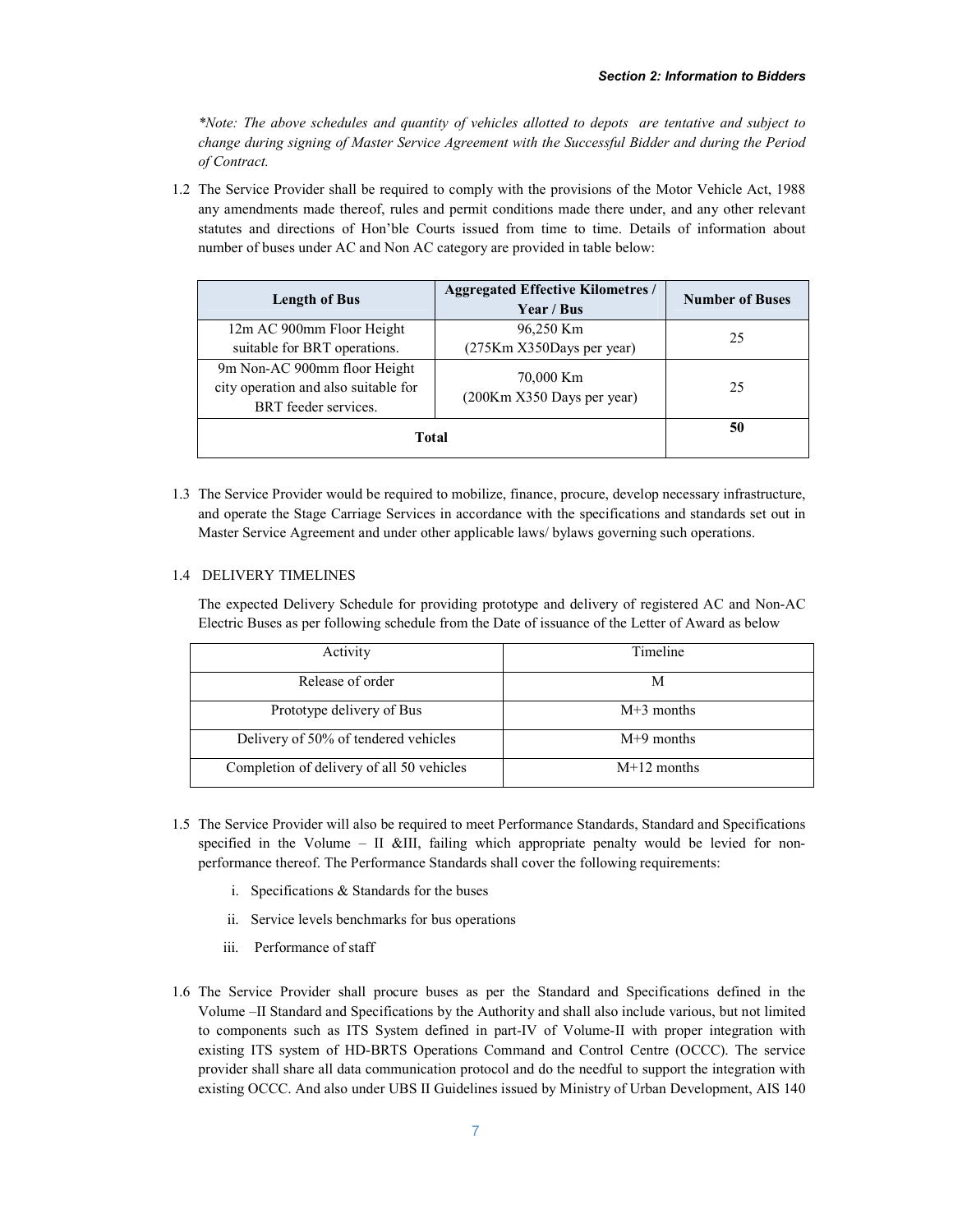*\*Note: The above schedules and quantity of vehicles allotted to depots are tentative and subject to change during signing of Master Service Agreement with the Successful Bidder and during the Period of Contract.*

1.2 The Service Provider shall be required to comply with the provisions of the Motor Vehicle Act, 1988 any amendments made thereof, rules and permit conditions made there under, and any other relevant statutes and directions of Hon'ble Courts issued from time to time. Details of information about number of buses under AC and Non AC category are provided in table below:

| Length of Bus | Aggregated Effective Kilometres / Year / Bus | Number of Buses |
|---|---|---|
| 12m AC 900mm Floor Height suitable for BRT operations. | 96,250 Km (275Km X350Days per year) | 25 |
| 9m Non-AC 900mm floor Height city operation and also suitable for BRT feeder services. | 70,000 Km (200Km X350 Days per year) | 25 |
| **Total** | | **50** |

1.3 The Service Provider would be required to mobilize, finance, procure, develop necessary infrastructure, and operate the Stage Carriage Services in accordance with the specifications and standards set out in Master Service Agreement and under other applicable laws/ bylaws governing such operations.

1.4 DELIVERY TIMELINES

The expected Delivery Schedule for providing prototype and delivery of registered AC and Non-AC Electric Buses as per following schedule from the Date of issuance of the Letter of Award as below

| Activity | Timeline |
|---|---|
| Release of order | M |
| Prototype delivery of Bus | M+3 months |
| Delivery of 50% of tendered vehicles | M+9 months |
| Completion of delivery of all 50 vehicles | M+12 months |

1.5 The Service Provider will also be required to meet Performance Standards, Standard and Specifications specified in the Volume – II &III, failing which appropriate penalty would be levied for non-performance thereof. The Performance Standards shall cover the following requirements:

i. Specifications & Standards for the buses

ii. Service levels benchmarks for bus operations

iii. Performance of staff

1.6 The Service Provider shall procure buses as per the Standard and Specifications defined in the Volume –II Standard and Specifications by the Authority and shall also include various, but not limited to components such as ITS System defined in part-IV of Volume-II with proper integration with existing ITS system of HD-BRTS Operations Command and Control Centre (OCCC). The service provider shall share all data communication protocol and do the needful to support the integration with existing OCCC. And also under UBS II Guidelines issued by Ministry of Urban Development, AIS 140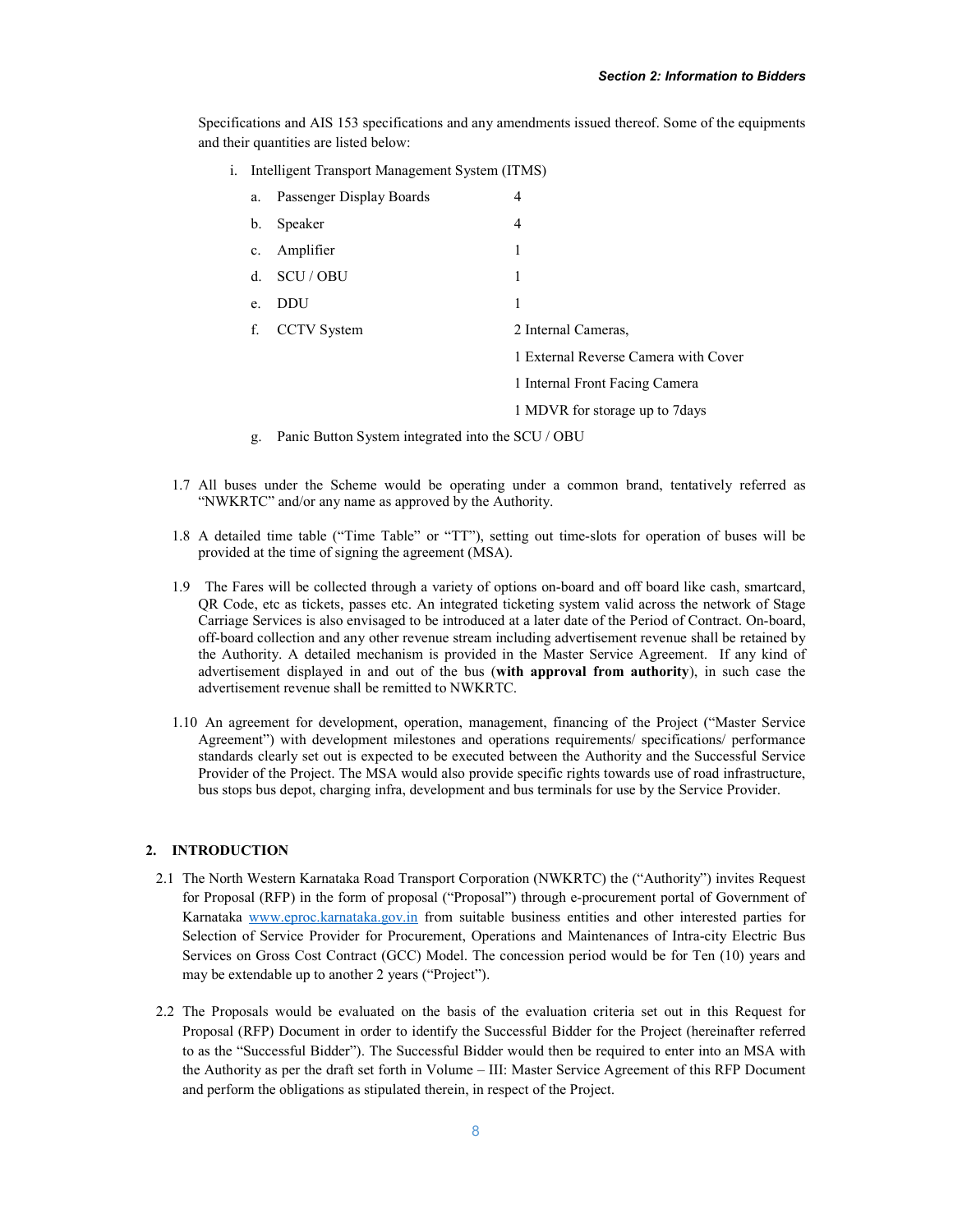Specifications and AIS 153 specifications and any amendments issued thereof. Some of the equipments and their quantities are listed below:

i. Intelligent Transport Management System (ITMS)

| | | |
|---|---|---|
| a. | Passenger Display Boards | 4 |
| b. | Speaker | 4 |
| c. | Amplifier | 1 |
| d. | SCU / OBU | 1 |
| e. | DDU | 1 |
| f. | CCTV System | 2 Internal Cameras, |
| | | 1 External Reverse Camera with Cover |
| | | 1 Internal Front Facing Camera |
| | | 1 MDVR for storage up to 7days |
| g. | Panic Button System integrated into the SCU / OBU | |

1.7 All buses under the Scheme would be operating under a common brand, tentatively referred as "NWKRTC" and/or any name as approved by the Authority.

1.8 A detailed time table ("Time Table" or "TT"), setting out time-slots for operation of buses will be provided at the time of signing the agreement (MSA).

1.9 The Fares will be collected through a variety of options on-board and off board like cash, smartcard, QR Code, etc as tickets, passes etc. An integrated ticketing system valid across the network of Stage Carriage Services is also envisaged to be introduced at a later date of the Period of Contract. On-board, off-board collection and any other revenue stream including advertisement revenue shall be retained by the Authority. A detailed mechanism is provided in the Master Service Agreement. If any kind of advertisement displayed in and out of the bus (**with approval from authority**), in such case the advertisement revenue shall be remitted to NWKRTC.

1.10 An agreement for development, operation, management, financing of the Project ("Master Service Agreement") with development milestones and operations requirements/ specifications/ performance standards clearly set out is expected to be executed between the Authority and the Successful Service Provider of the Project. The MSA would also provide specific rights towards use of road infrastructure, bus stops bus depot, charging infra, development and bus terminals for use by the Service Provider.

## 2. INTRODUCTION

2.1 The North Western Karnataka Road Transport Corporation (NWKRTC) the ("Authority") invites Request for Proposal (RFP) in the form of proposal ("Proposal") through e-procurement portal of Government of Karnataka [www.eproc.karnataka.gov.in](www.eproc.karnataka.gov.in) from suitable business entities and other interested parties for Selection of Service Provider for Procurement, Operations and Maintenances of Intra-city Electric Bus Services on Gross Cost Contract (GCC) Model. The concession period would be for Ten (10) years and may be extendable up to another 2 years ("Project").

2.2 The Proposals would be evaluated on the basis of the evaluation criteria set out in this Request for Proposal (RFP) Document in order to identify the Successful Bidder for the Project (hereinafter referred to as the "Successful Bidder"). The Successful Bidder would then be required to enter into an MSA with the Authority as per the draft set forth in Volume – III: Master Service Agreement of this RFP Document and perform the obligations as stipulated therein, in respect of the Project.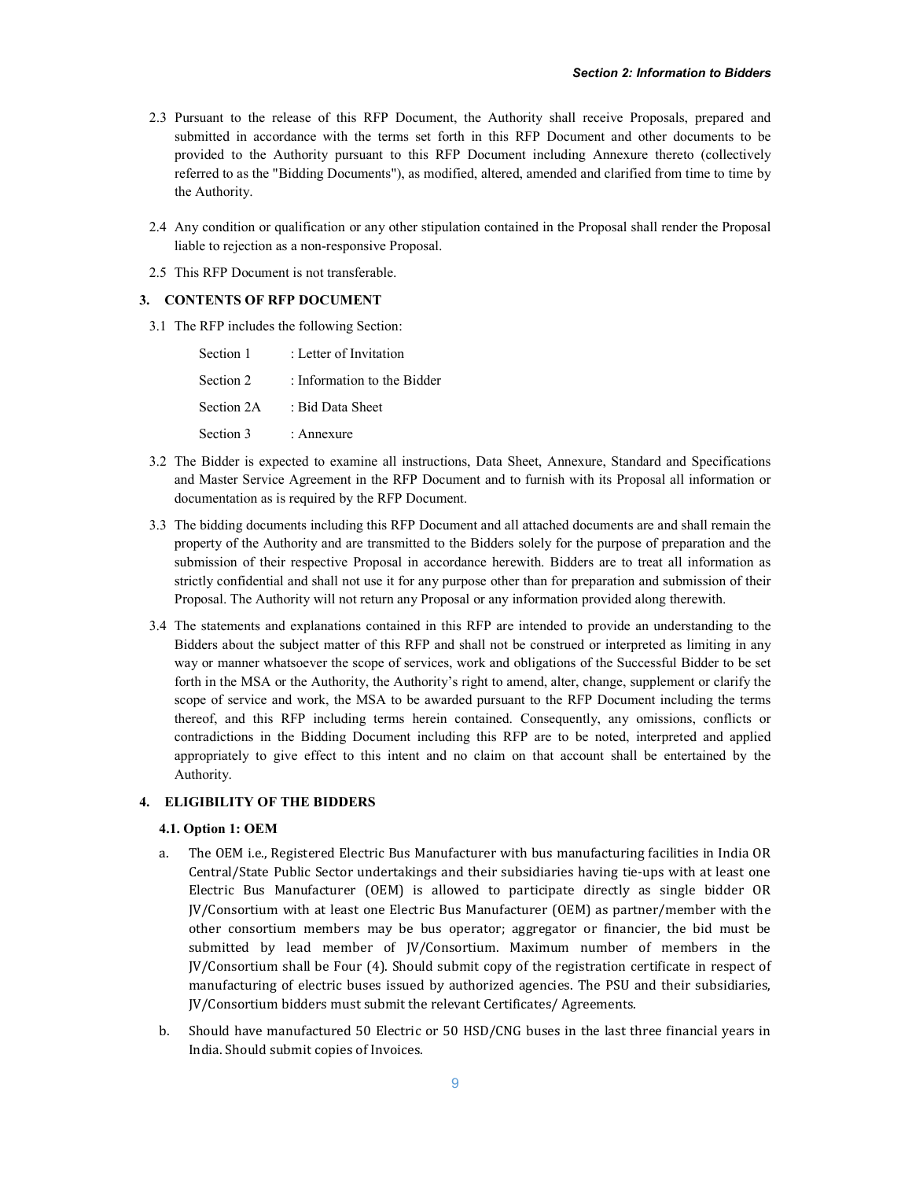2.3 Pursuant to the release of this RFP Document, the Authority shall receive Proposals, prepared and submitted in accordance with the terms set forth in this RFP Document and other documents to be provided to the Authority pursuant to this RFP Document including Annexure thereto (collectively referred to as the "Bidding Documents"), as modified, altered, amended and clarified from time to time by the Authority.

2.4 Any condition or qualification or any other stipulation contained in the Proposal shall render the Proposal liable to rejection as a non-responsive Proposal.

2.5 This RFP Document is not transferable.

### 3. CONTENTS OF RFP DOCUMENT

3.1 The RFP includes the following Section:

| | |
|---|---|
| Section 1 | : Letter of Invitation |
| Section 2 | : Information to the Bidder |
| Section 2A | : Bid Data Sheet |
| Section 3 | : Annexure |

3.2 The Bidder is expected to examine all instructions, Data Sheet, Annexure, Standard and Specifications and Master Service Agreement in the RFP Document and to furnish with its Proposal all information or documentation as is required by the RFP Document.

3.3 The bidding documents including this RFP Document and all attached documents are and shall remain the property of the Authority and are transmitted to the Bidders solely for the purpose of preparation and the submission of their respective Proposal in accordance herewith. Bidders are to treat all information as strictly confidential and shall not use it for any purpose other than for preparation and submission of their Proposal. The Authority will not return any Proposal or any information provided along therewith.

3.4 The statements and explanations contained in this RFP are intended to provide an understanding to the Bidders about the subject matter of this RFP and shall not be construed or interpreted as limiting in any way or manner whatsoever the scope of services, work and obligations of the Successful Bidder to be set forth in the MSA or the Authority, the Authority's right to amend, alter, change, supplement or clarify the scope of service and work, the MSA to be awarded pursuant to the RFP Document including the terms thereof, and this RFP including terms herein contained. Consequently, any omissions, conflicts or contradictions in the Bidding Document including this RFP are to be noted, interpreted and applied appropriately to give effect to this intent and no claim on that account shall be entertained by the Authority.

### 4. ELIGIBILITY OF THE BIDDERS

#### 4.1. Option 1: OEM

a. The OEM i.e., Registered Electric Bus Manufacturer with bus manufacturing facilities in India OR Central/State Public Sector undertakings and their subsidiaries having tie-ups with at least one Electric Bus Manufacturer (OEM) is allowed to participate directly as single bidder OR JV/Consortium with at least one Electric Bus Manufacturer (OEM) as partner/member with the other consortium members may be bus operator; aggregator or financier, the bid must be submitted by lead member of JV/Consortium. Maximum number of members in the JV/Consortium shall be Four (4). Should submit copy of the registration certificate in respect of manufacturing of electric buses issued by authorized agencies. The PSU and their subsidiaries, JV/Consortium bidders must submit the relevant Certificates/ Agreements.

b. Should have manufactured 50 Electric or 50 HSD/CNG buses in the last three financial years in India. Should submit copies of Invoices.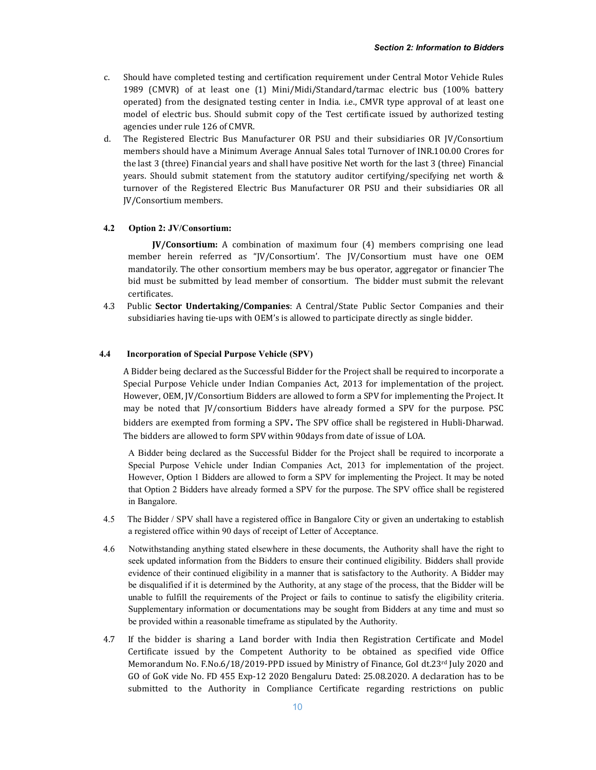c. Should have completed testing and certification requirement under Central Motor Vehicle Rules 1989 (CMVR) of at least one (1) Mini/Midi/Standard/tarmac electric bus (100% battery operated) from the designated testing center in India. i.e., CMVR type approval of at least one model of electric bus. Should submit copy of the Test certificate issued by authorized testing agencies under rule 126 of CMVR.

d. The Registered Electric Bus Manufacturer OR PSU and their subsidiaries OR JV/Consortium members should have a Minimum Average Annual Sales total Turnover of INR.100.00 Crores for the last 3 (three) Financial years and shall have positive Net worth for the last 3 (three) Financial years. Should submit statement from the statutory auditor certifying/specifying net worth & turnover of the Registered Electric Bus Manufacturer OR PSU and their subsidiaries OR all JV/Consortium members.

**4.2 Option 2: JV/Consortium:**

**JV/Consortium:** A combination of maximum four (4) members comprising one lead member herein referred as "JV/Consortium'. The JV/Consortium must have one OEM mandatorily. The other consortium members may be bus operator, aggregator or financier The bid must be submitted by lead member of consortium. The bidder must submit the relevant certificates.

4.3 Public **Sector Undertaking/Companies**: A Central/State Public Sector Companies and their subsidiaries having tie-ups with OEM's is allowed to participate directly as single bidder.

**4.4 Incorporation of Special Purpose Vehicle (SPV)**

A Bidder being declared as the Successful Bidder for the Project shall be required to incorporate a Special Purpose Vehicle under Indian Companies Act, 2013 for implementation of the project. However, OEM, JV/Consortium Bidders are allowed to form a SPV for implementing the Project. It may be noted that JV/consortium Bidders have already formed a SPV for the purpose. PSC bidders are exempted from forming a SPV**.** The SPV office shall be registered in Hubli-Dharwad. The bidders are allowed to form SPV within 90days from date of issue of LOA.

A Bidder being declared as the Successful Bidder for the Project shall be required to incorporate a Special Purpose Vehicle under Indian Companies Act, 2013 for implementation of the project. However, Option 1 Bidders are allowed to form a SPV for implementing the Project. It may be noted that Option 2 Bidders have already formed a SPV for the purpose. The SPV office shall be registered in Bangalore.

4.5 The Bidder / SPV shall have a registered office in Bangalore City or given an undertaking to establish a registered office within 90 days of receipt of Letter of Acceptance.

4.6 Notwithstanding anything stated elsewhere in these documents, the Authority shall have the right to seek updated information from the Bidders to ensure their continued eligibility. Bidders shall provide evidence of their continued eligibility in a manner that is satisfactory to the Authority. A Bidder may be disqualified if it is determined by the Authority, at any stage of the process, that the Bidder will be unable to fulfill the requirements of the Project or fails to continue to satisfy the eligibility criteria. Supplementary information or documentations may be sought from Bidders at any time and must so be provided within a reasonable timeframe as stipulated by the Authority.

4.7 If the bidder is sharing a Land border with India then Registration Certificate and Model Certificate issued by the Competent Authority to be obtained as specified vide Office Memorandum No. F.No.6/18/2019-PPD issued by Ministry of Finance, GoI dt.23rd July 2020 and GO of GoK vide No. FD 455 Exp-12 2020 Bengaluru Dated: 25.08.2020. A declaration has to be submitted to the Authority in Compliance Certificate regarding restrictions on public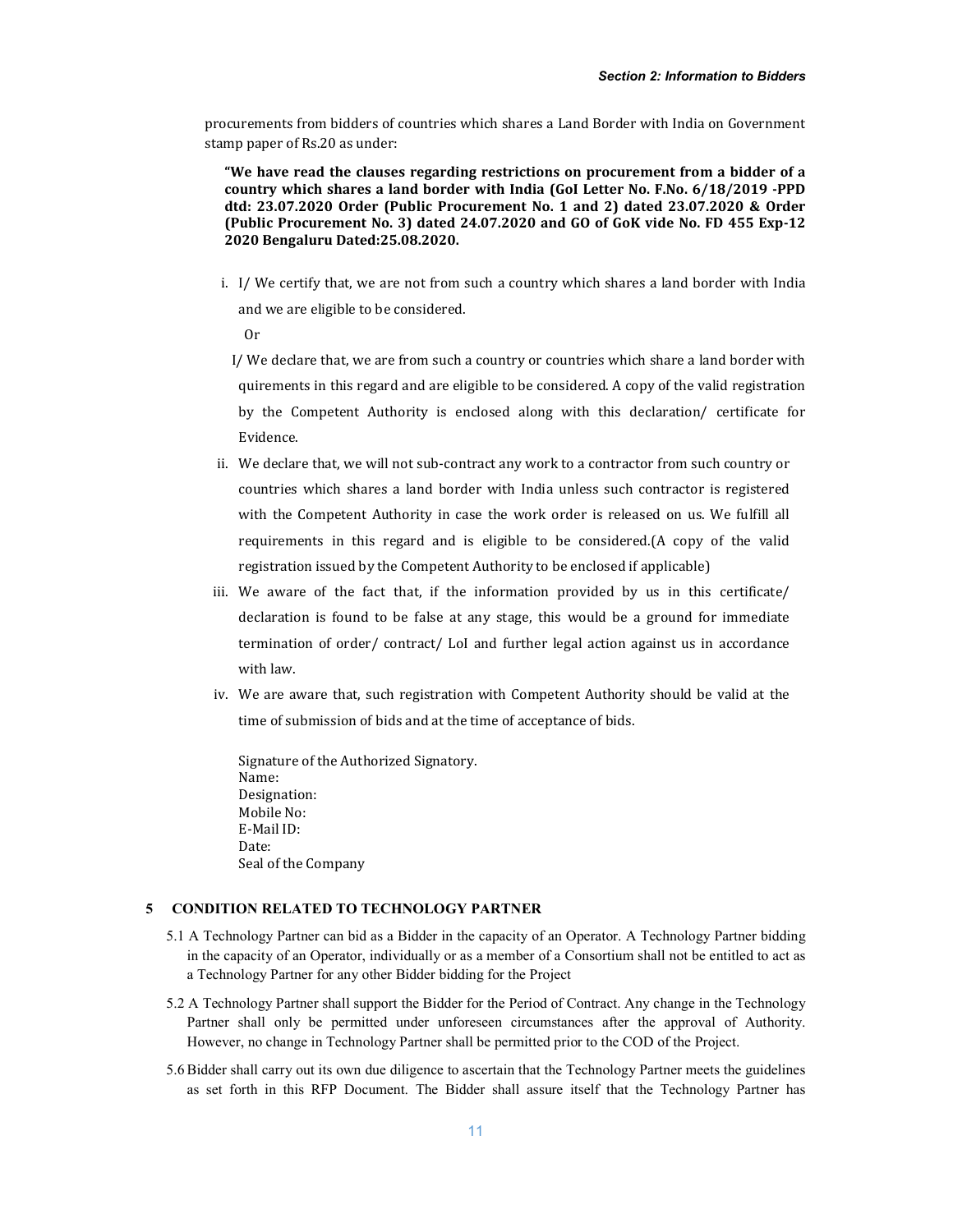procurements from bidders of countries which shares a Land Border with India on Government stamp paper of Rs.20 as under:

**"We have read the clauses regarding restrictions on procurement from a bidder of a country which shares a land border with India (GoI Letter No. F.No. 6/18/2019 -PPD dtd: 23.07.2020 Order (Public Procurement No. 1 and 2) dated 23.07.2020 & Order (Public Procurement No. 3) dated 24.07.2020 and GO of GoK vide No. FD 455 Exp-12 2020 Bengaluru Dated:25.08.2020.**

i. I/ We certify that, we are not from such a country which shares a land border with India and we are eligible to be considered.

   Or

   I/ We declare that, we are from such a country or countries which share a land border with quirements in this regard and are eligible to be considered. A copy of the valid registration by the Competent Authority is enclosed along with this declaration/ certificate for Evidence.

ii. We declare that, we will not sub-contract any work to a contractor from such country or countries which shares a land border with India unless such contractor is registered with the Competent Authority in case the work order is released on us. We fulfill all requirements in this regard and is eligible to be considered.(A copy of the valid registration issued by the Competent Authority to be enclosed if applicable)

iii. We aware of the fact that, if the information provided by us in this certificate/ declaration is found to be false at any stage, this would be a ground for immediate termination of order/ contract/ LoI and further legal action against us in accordance with law.

iv. We are aware that, such registration with Competent Authority should be valid at the time of submission of bids and at the time of acceptance of bids.

Signature of the Authorized Signatory.
Name:
Designation:
Mobile No:
E-Mail ID:
Date:
Seal of the Company

## 5 CONDITION RELATED TO TECHNOLOGY PARTNER

5.1 A Technology Partner can bid as a Bidder in the capacity of an Operator. A Technology Partner bidding in the capacity of an Operator, individually or as a member of a Consortium shall not be entitled to act as a Technology Partner for any other Bidder bidding for the Project

5.2 A Technology Partner shall support the Bidder for the Period of Contract. Any change in the Technology Partner shall only be permitted under unforeseen circumstances after the approval of Authority. However, no change in Technology Partner shall be permitted prior to the COD of the Project.

5.6 Bidder shall carry out its own due diligence to ascertain that the Technology Partner meets the guidelines as set forth in this RFP Document. The Bidder shall assure itself that the Technology Partner has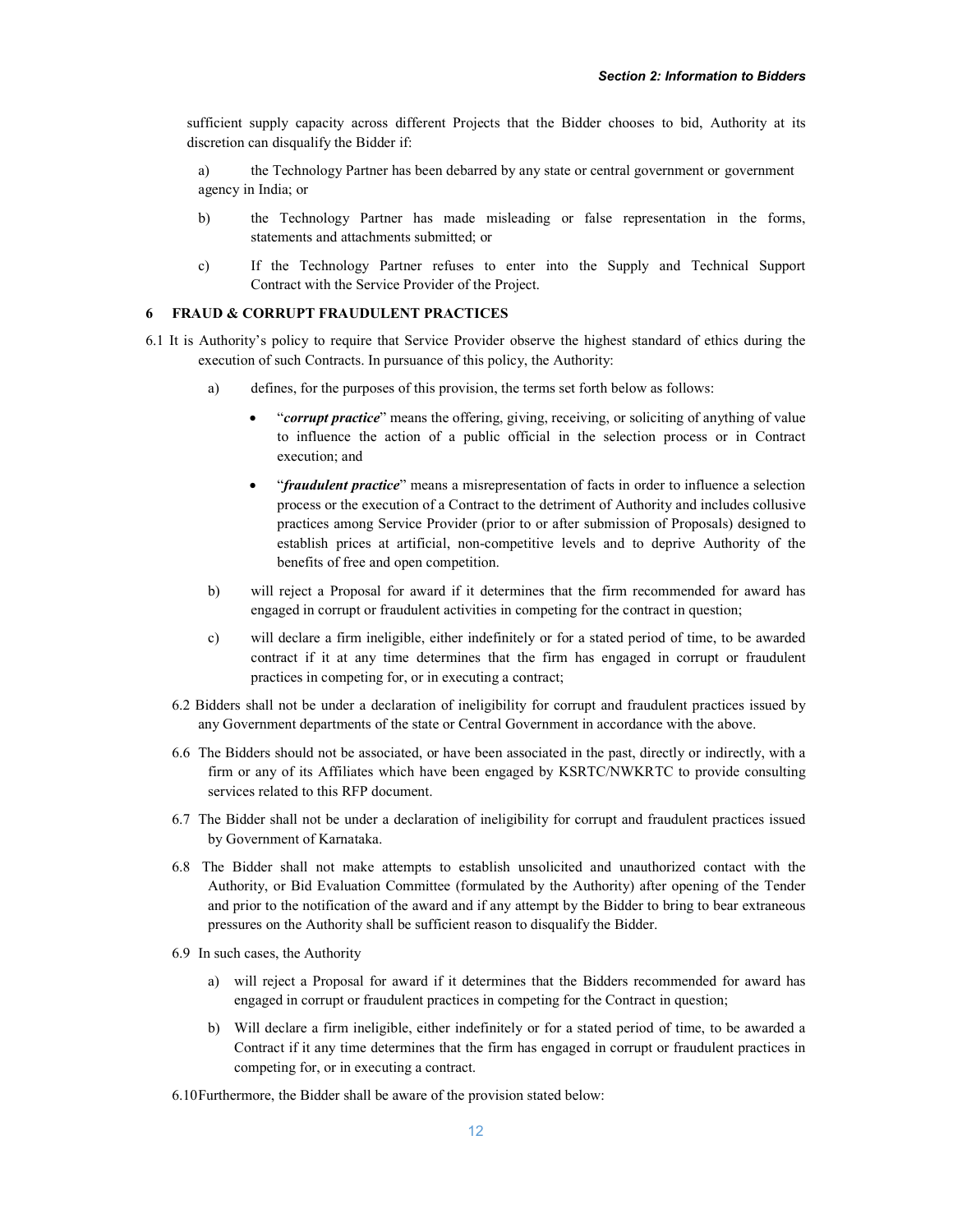sufficient supply capacity across different Projects that the Bidder chooses to bid, Authority at its discretion can disqualify the Bidder if:

a) the Technology Partner has been debarred by any state or central government or government agency in India; or

b) the Technology Partner has made misleading or false representation in the forms, statements and attachments submitted; or

c) If the Technology Partner refuses to enter into the Supply and Technical Support Contract with the Service Provider of the Project.

## 6 FRAUD & CORRUPT FRAUDULENT PRACTICES

6.1 It is Authority's policy to require that Service Provider observe the highest standard of ethics during the execution of such Contracts. In pursuance of this policy, the Authority:

a) defines, for the purposes of this provision, the terms set forth below as follows:

- "***corrupt practice***" means the offering, giving, receiving, or soliciting of anything of value to influence the action of a public official in the selection process or in Contract execution; and
- "***fraudulent practice***" means a misrepresentation of facts in order to influence a selection process or the execution of a Contract to the detriment of Authority and includes collusive practices among Service Provider (prior to or after submission of Proposals) designed to establish prices at artificial, non-competitive levels and to deprive Authority of the benefits of free and open competition.

b) will reject a Proposal for award if it determines that the firm recommended for award has engaged in corrupt or fraudulent activities in competing for the contract in question;

c) will declare a firm ineligible, either indefinitely or for a stated period of time, to be awarded contract if it at any time determines that the firm has engaged in corrupt or fraudulent practices in competing for, or in executing a contract;

6.2 Bidders shall not be under a declaration of ineligibility for corrupt and fraudulent practices issued by any Government departments of the state or Central Government in accordance with the above.

6.6 The Bidders should not be associated, or have been associated in the past, directly or indirectly, with a firm or any of its Affiliates which have been engaged by KSRTC/NWKRTC to provide consulting services related to this RFP document.

6.7 The Bidder shall not be under a declaration of ineligibility for corrupt and fraudulent practices issued by Government of Karnataka.

6.8 The Bidder shall not make attempts to establish unsolicited and unauthorized contact with the Authority, or Bid Evaluation Committee (formulated by the Authority) after opening of the Tender and prior to the notification of the award and if any attempt by the Bidder to bring to bear extraneous pressures on the Authority shall be sufficient reason to disqualify the Bidder.

6.9 In such cases, the Authority

a) will reject a Proposal for award if it determines that the Bidders recommended for award has engaged in corrupt or fraudulent practices in competing for the Contract in question;

b) Will declare a firm ineligible, either indefinitely or for a stated period of time, to be awarded a Contract if it any time determines that the firm has engaged in corrupt or fraudulent practices in competing for, or in executing a contract.

6.10 Furthermore, the Bidder shall be aware of the provision stated below: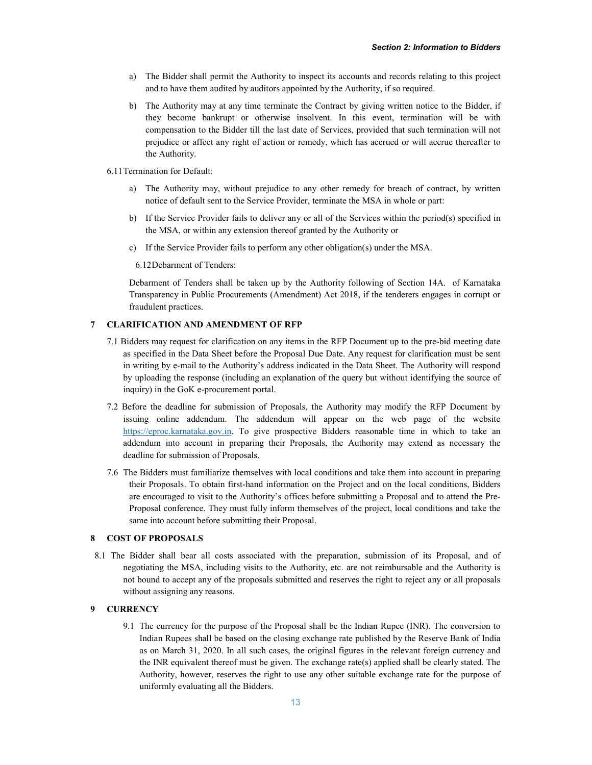a) The Bidder shall permit the Authority to inspect its accounts and records relating to this project and to have them audited by auditors appointed by the Authority, if so required.

b) The Authority may at any time terminate the Contract by giving written notice to the Bidder, if they become bankrupt or otherwise insolvent. In this event, termination will be with compensation to the Bidder till the last date of Services, provided that such termination will not prejudice or affect any right of action or remedy, which has accrued or will accrue thereafter to the Authority.

6.11 Termination for Default:

a) The Authority may, without prejudice to any other remedy for breach of contract, by written notice of default sent to the Service Provider, terminate the MSA in whole or part:

b) If the Service Provider fails to deliver any or all of the Services within the period(s) specified in the MSA, or within any extension thereof granted by the Authority or

c) If the Service Provider fails to perform any other obligation(s) under the MSA.

6.12 Debarment of Tenders:

Debarment of Tenders shall be taken up by the Authority following of Section 14A. of Karnataka Transparency in Public Procurements (Amendment) Act 2018, if the tenderers engages in corrupt or fraudulent practices.

## 7 CLARIFICATION AND AMENDMENT OF RFP

7.1 Bidders may request for clarification on any items in the RFP Document up to the pre-bid meeting date as specified in the Data Sheet before the Proposal Due Date. Any request for clarification must be sent in writing by e-mail to the Authority's address indicated in the Data Sheet. The Authority will respond by uploading the response (including an explanation of the query but without identifying the source of inquiry) in the GoK e-procurement portal.

7.2 Before the deadline for submission of Proposals, the Authority may modify the RFP Document by issuing online addendum. The addendum will appear on the web page of the website https://eproc.karnataka.gov.in. To give prospective Bidders reasonable time in which to take an addendum into account in preparing their Proposals, the Authority may extend as necessary the deadline for submission of Proposals.

7.6 The Bidders must familiarize themselves with local conditions and take them into account in preparing their Proposals. To obtain first-hand information on the Project and on the local conditions, Bidders are encouraged to visit to the Authority's offices before submitting a Proposal and to attend the Pre-Proposal conference. They must fully inform themselves of the project, local conditions and take the same into account before submitting their Proposal.

## 8 COST OF PROPOSALS

8.1 The Bidder shall bear all costs associated with the preparation, submission of its Proposal, and of negotiating the MSA, including visits to the Authority, etc. are not reimbursable and the Authority is not bound to accept any of the proposals submitted and reserves the right to reject any or all proposals without assigning any reasons.

## 9 CURRENCY

9.1 The currency for the purpose of the Proposal shall be the Indian Rupee (INR). The conversion to Indian Rupees shall be based on the closing exchange rate published by the Reserve Bank of India as on March 31, 2020. In all such cases, the original figures in the relevant foreign currency and the INR equivalent thereof must be given. The exchange rate(s) applied shall be clearly stated. The Authority, however, reserves the right to use any other suitable exchange rate for the purpose of uniformly evaluating all the Bidders.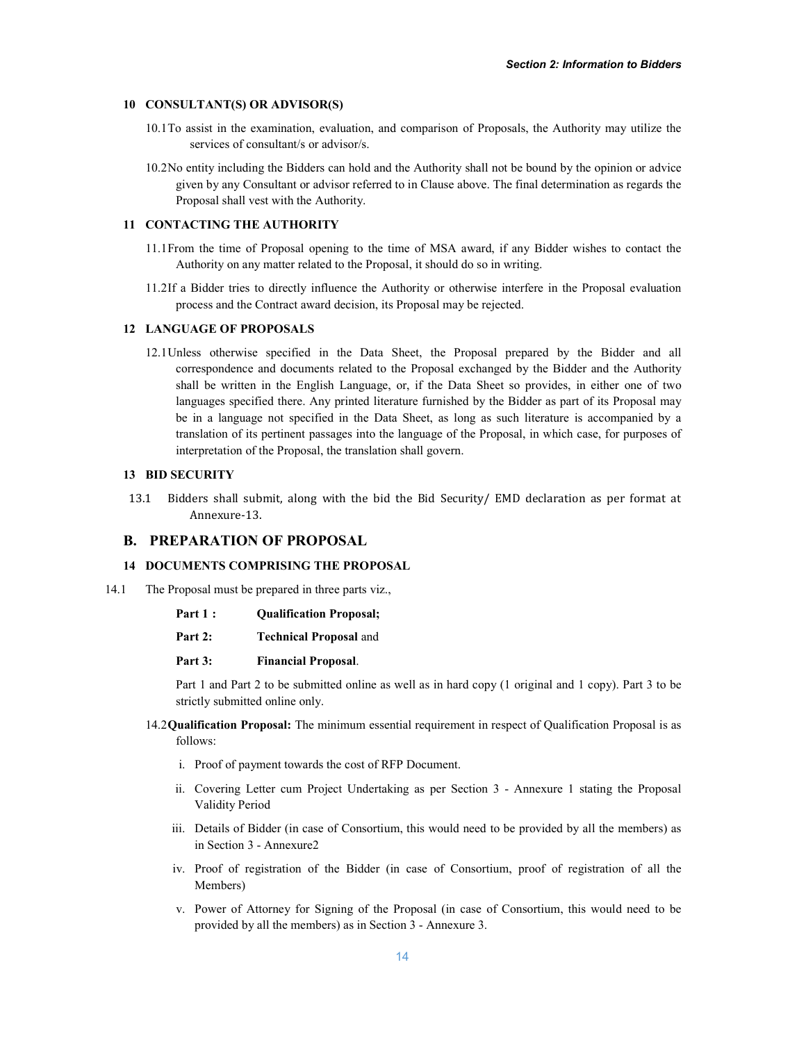### 10 CONSULTANT(S) OR ADVISOR(S)

10.1 To assist in the examination, evaluation, and comparison of Proposals, the Authority may utilize the services of consultant/s or advisor/s.

10.2 No entity including the Bidders can hold and the Authority shall not be bound by the opinion or advice given by any Consultant or advisor referred to in Clause above. The final determination as regards the Proposal shall vest with the Authority.

### 11 CONTACTING THE AUTHORITY

11.1 From the time of Proposal opening to the time of MSA award, if any Bidder wishes to contact the Authority on any matter related to the Proposal, it should do so in writing.

11.2 If a Bidder tries to directly influence the Authority or otherwise interfere in the Proposal evaluation process and the Contract award decision, its Proposal may be rejected.

### 12 LANGUAGE OF PROPOSALS

12.1 Unless otherwise specified in the Data Sheet, the Proposal prepared by the Bidder and all correspondence and documents related to the Proposal exchanged by the Bidder and the Authority shall be written in the English Language, or, if the Data Sheet so provides, in either one of two languages specified there. Any printed literature furnished by the Bidder as part of its Proposal may be in a language not specified in the Data Sheet, as long as such literature is accompanied by a translation of its pertinent passages into the language of the Proposal, in which case, for purposes of interpretation of the Proposal, the translation shall govern.

### 13 BID SECURITY

13.1 Bidders shall submit, along with the bid the Bid Security/ EMD declaration as per format at Annexure-13.

## B. PREPARATION OF PROPOSAL

### 14 DOCUMENTS COMPRISING THE PROPOSAL

14.1 The Proposal must be prepared in three parts viz.,

**Part 1 :** **Qualification Proposal;**

**Part 2:** **Technical Proposal** and

**Part 3:** **Financial Proposal**.

Part 1 and Part 2 to be submitted online as well as in hard copy (1 original and 1 copy). Part 3 to be strictly submitted online only.

14.2 **Qualification Proposal:** The minimum essential requirement in respect of Qualification Proposal is as follows:

i. Proof of payment towards the cost of RFP Document.

ii. Covering Letter cum Project Undertaking as per Section 3 - Annexure 1 stating the Proposal Validity Period

iii. Details of Bidder (in case of Consortium, this would need to be provided by all the members) as in Section 3 - Annexure2

iv. Proof of registration of the Bidder (in case of Consortium, proof of registration of all the Members)

v. Power of Attorney for Signing of the Proposal (in case of Consortium, this would need to be provided by all the members) as in Section 3 - Annexure 3.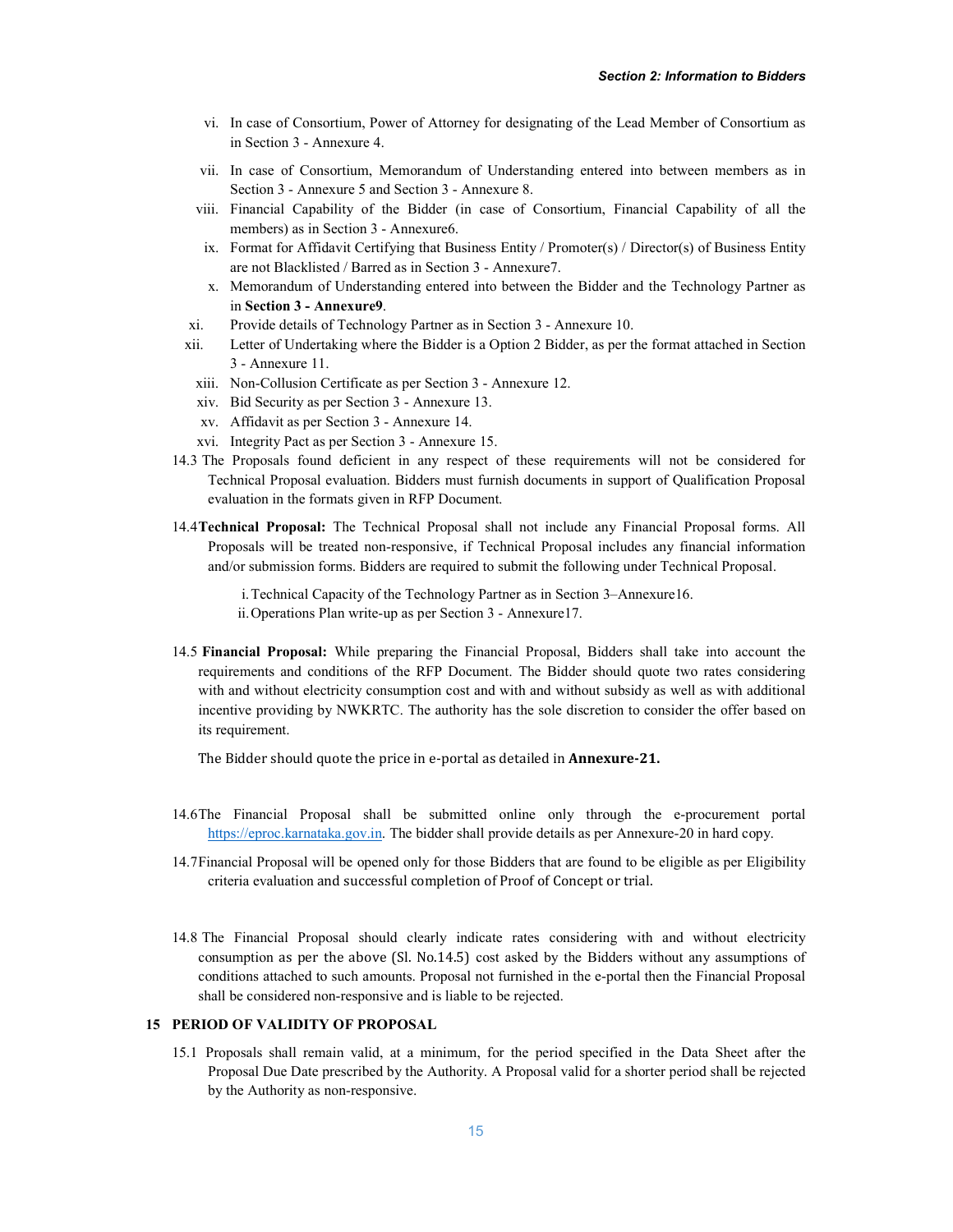vi. In case of Consortium, Power of Attorney for designating of the Lead Member of Consortium as in Section 3 - Annexure 4.

vii. In case of Consortium, Memorandum of Understanding entered into between members as in Section 3 - Annexure 5 and Section 3 - Annexure 8.

viii. Financial Capability of the Bidder (in case of Consortium, Financial Capability of all the members) as in Section 3 - Annexure6.

ix. Format for Affidavit Certifying that Business Entity / Promoter(s) / Director(s) of Business Entity are not Blacklisted / Barred as in Section 3 - Annexure7.

x. Memorandum of Understanding entered into between the Bidder and the Technology Partner as in **Section 3 - Annexure9**.

xi. Provide details of Technology Partner as in Section 3 - Annexure 10.

xii. Letter of Undertaking where the Bidder is a Option 2 Bidder, as per the format attached in Section 3 - Annexure 11.

xiii. Non-Collusion Certificate as per Section 3 - Annexure 12.

xiv. Bid Security as per Section 3 - Annexure 13.

xv. Affidavit as per Section 3 - Annexure 14.

xvi. Integrity Pact as per Section 3 - Annexure 15.

14.3 The Proposals found deficient in any respect of these requirements will not be considered for Technical Proposal evaluation. Bidders must furnish documents in support of Qualification Proposal evaluation in the formats given in RFP Document.

14.4 **Technical Proposal:** The Technical Proposal shall not include any Financial Proposal forms. All Proposals will be treated non-responsive, if Technical Proposal includes any financial information and/or submission forms. Bidders are required to submit the following under Technical Proposal.

i. Technical Capacity of the Technology Partner as in Section 3–Annexure16.
ii. Operations Plan write-up as per Section 3 - Annexure17.

14.5 **Financial Proposal:** While preparing the Financial Proposal, Bidders shall take into account the requirements and conditions of the RFP Document. The Bidder should quote two rates considering with and without electricity consumption cost and with and without subsidy as well as with additional incentive providing by NWKRTC. The authority has the sole discretion to consider the offer based on its requirement.

The Bidder should quote the price in e-portal as detailed in **Annexure-21.**

14.6 The Financial Proposal shall be submitted online only through the e-procurement portal https://eproc.karnataka.gov.in. The bidder shall provide details as per Annexure-20 in hard copy.

14.7 Financial Proposal will be opened only for those Bidders that are found to be eligible as per Eligibility criteria evaluation and successful completion of Proof of Concept or trial.

14.8 The Financial Proposal should clearly indicate rates considering with and without electricity consumption as per the above (Sl. No.14.5) cost asked by the Bidders without any assumptions of conditions attached to such amounts. Proposal not furnished in the e-portal then the Financial Proposal shall be considered non-responsive and is liable to be rejected.

## 15 PERIOD OF VALIDITY OF PROPOSAL

15.1 Proposals shall remain valid, at a minimum, for the period specified in the Data Sheet after the Proposal Due Date prescribed by the Authority. A Proposal valid for a shorter period shall be rejected by the Authority as non-responsive.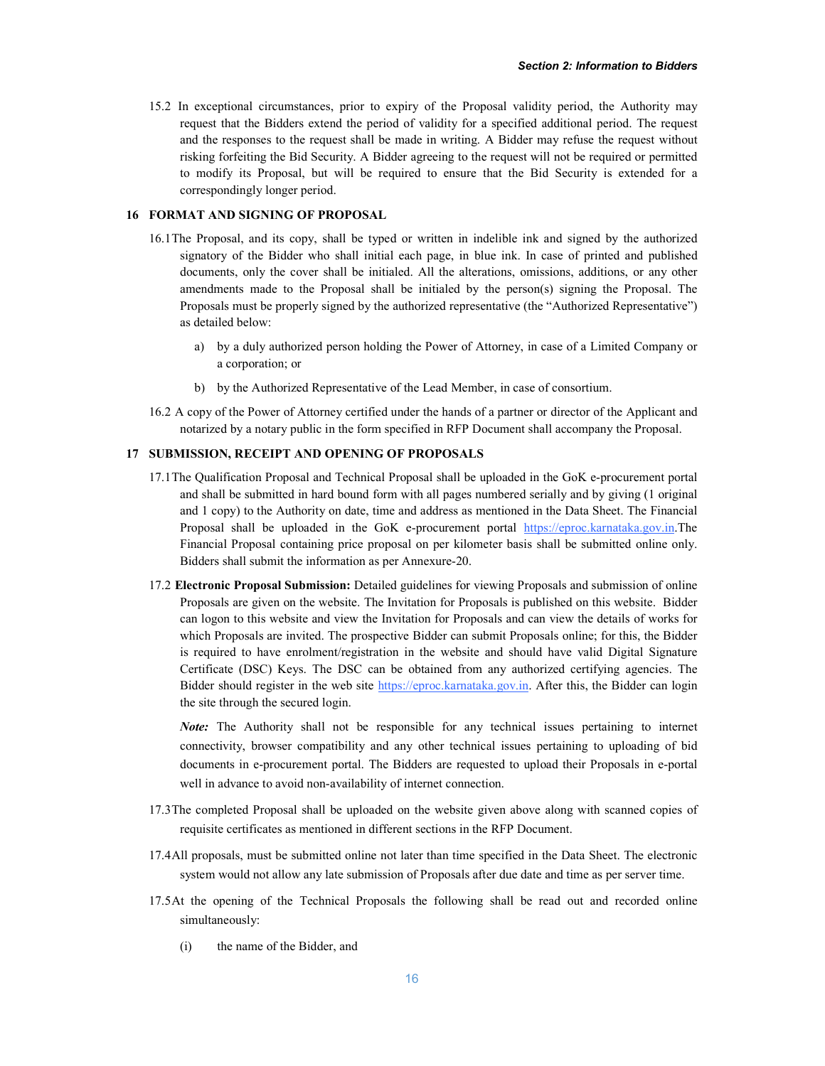15.2 In exceptional circumstances, prior to expiry of the Proposal validity period, the Authority may request that the Bidders extend the period of validity for a specified additional period. The request and the responses to the request shall be made in writing. A Bidder may refuse the request without risking forfeiting the Bid Security. A Bidder agreeing to the request will not be required or permitted to modify its Proposal, but will be required to ensure that the Bid Security is extended for a correspondingly longer period.

## 16 FORMAT AND SIGNING OF PROPOSAL

16.1 The Proposal, and its copy, shall be typed or written in indelible ink and signed by the authorized signatory of the Bidder who shall initial each page, in blue ink. In case of printed and published documents, only the cover shall be initialed. All the alterations, omissions, additions, or any other amendments made to the Proposal shall be initialed by the person(s) signing the Proposal. The Proposals must be properly signed by the authorized representative (the "Authorized Representative") as detailed below:

a) by a duly authorized person holding the Power of Attorney, in case of a Limited Company or a corporation; or

b) by the Authorized Representative of the Lead Member, in case of consortium.

16.2 A copy of the Power of Attorney certified under the hands of a partner or director of the Applicant and notarized by a notary public in the form specified in RFP Document shall accompany the Proposal.

## 17 SUBMISSION, RECEIPT AND OPENING OF PROPOSALS

17.1 The Qualification Proposal and Technical Proposal shall be uploaded in the GoK e-procurement portal and shall be submitted in hard bound form with all pages numbered serially and by giving (1 original and 1 copy) to the Authority on date, time and address as mentioned in the Data Sheet. The Financial Proposal shall be uploaded in the GoK e-procurement portal https://eproc.karnataka.gov.in.The Financial Proposal containing price proposal on per kilometer basis shall be submitted online only. Bidders shall submit the information as per Annexure-20.

17.2 **Electronic Proposal Submission:** Detailed guidelines for viewing Proposals and submission of online Proposals are given on the website. The Invitation for Proposals is published on this website. Bidder can logon to this website and view the Invitation for Proposals and can view the details of works for which Proposals are invited. The prospective Bidder can submit Proposals online; for this, the Bidder is required to have enrolment/registration in the website and should have valid Digital Signature Certificate (DSC) Keys. The DSC can be obtained from any authorized certifying agencies. The Bidder should register in the web site https://eproc.karnataka.gov.in. After this, the Bidder can login the site through the secured login.

***Note:*** The Authority shall not be responsible for any technical issues pertaining to internet connectivity, browser compatibility and any other technical issues pertaining to uploading of bid documents in e-procurement portal. The Bidders are requested to upload their Proposals in e-portal well in advance to avoid non-availability of internet connection.

17.3 The completed Proposal shall be uploaded on the website given above along with scanned copies of requisite certificates as mentioned in different sections in the RFP Document.

17.4 All proposals, must be submitted online not later than time specified in the Data Sheet. The electronic system would not allow any late submission of Proposals after due date and time as per server time.

17.5 At the opening of the Technical Proposals the following shall be read out and recorded online simultaneously:

(i) the name of the Bidder, and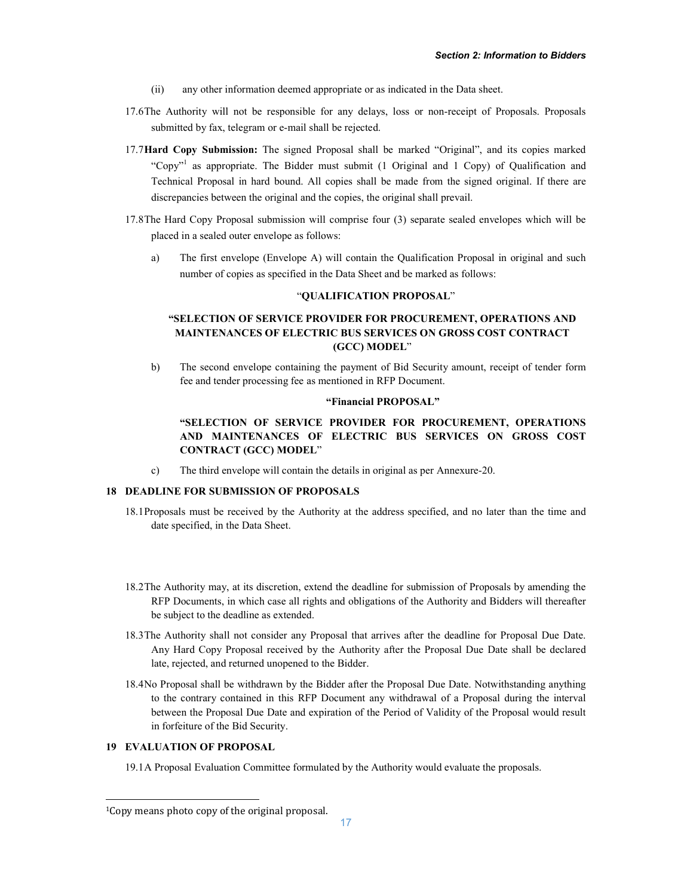(ii) any other information deemed appropriate or as indicated in the Data sheet.

17.6 The Authority will not be responsible for any delays, loss or non-receipt of Proposals. Proposals submitted by fax, telegram or e-mail shall be rejected.

17.7 **Hard Copy Submission:** The signed Proposal shall be marked "Original", and its copies marked "Copy"[1] as appropriate. The Bidder must submit (1 Original and 1 Copy) of Qualification and Technical Proposal in hard bound. All copies shall be made from the signed original. If there are discrepancies between the original and the copies, the original shall prevail.

17.8 The Hard Copy Proposal submission will comprise four (3) separate sealed envelopes which will be placed in a sealed outer envelope as follows:

a) The first envelope (Envelope A) will contain the Qualification Proposal in original and such number of copies as specified in the Data Sheet and be marked as follows:

"**QUALIFICATION PROPOSAL**"

**"SELECTION OF SERVICE PROVIDER FOR PROCUREMENT, OPERATIONS AND MAINTENANCES OF ELECTRIC BUS SERVICES ON GROSS COST CONTRACT (GCC) MODEL"**

b) The second envelope containing the payment of Bid Security amount, receipt of tender form fee and tender processing fee as mentioned in RFP Document.

**"Financial PROPOSAL"**

**"SELECTION OF SERVICE PROVIDER FOR PROCUREMENT, OPERATIONS AND MAINTENANCES OF ELECTRIC BUS SERVICES ON GROSS COST CONTRACT (GCC) MODEL"**

c) The third envelope will contain the details in original as per Annexure-20.

## 18 DEADLINE FOR SUBMISSION OF PROPOSALS

18.1 Proposals must be received by the Authority at the address specified, and no later than the time and date specified, in the Data Sheet.

18.2 The Authority may, at its discretion, extend the deadline for submission of Proposals by amending the RFP Documents, in which case all rights and obligations of the Authority and Bidders will thereafter be subject to the deadline as extended.

18.3 The Authority shall not consider any Proposal that arrives after the deadline for Proposal Due Date. Any Hard Copy Proposal received by the Authority after the Proposal Due Date shall be declared late, rejected, and returned unopened to the Bidder.

18.4 No Proposal shall be withdrawn by the Bidder after the Proposal Due Date. Notwithstanding anything to the contrary contained in this RFP Document any withdrawal of a Proposal during the interval between the Proposal Due Date and expiration of the Period of Validity of the Proposal would result in forfeiture of the Bid Security.

## 19 EVALUATION OF PROPOSAL

19.1 A Proposal Evaluation Committee formulated by the Authority would evaluate the proposals.

---

[1] Copy means photo copy of the original proposal.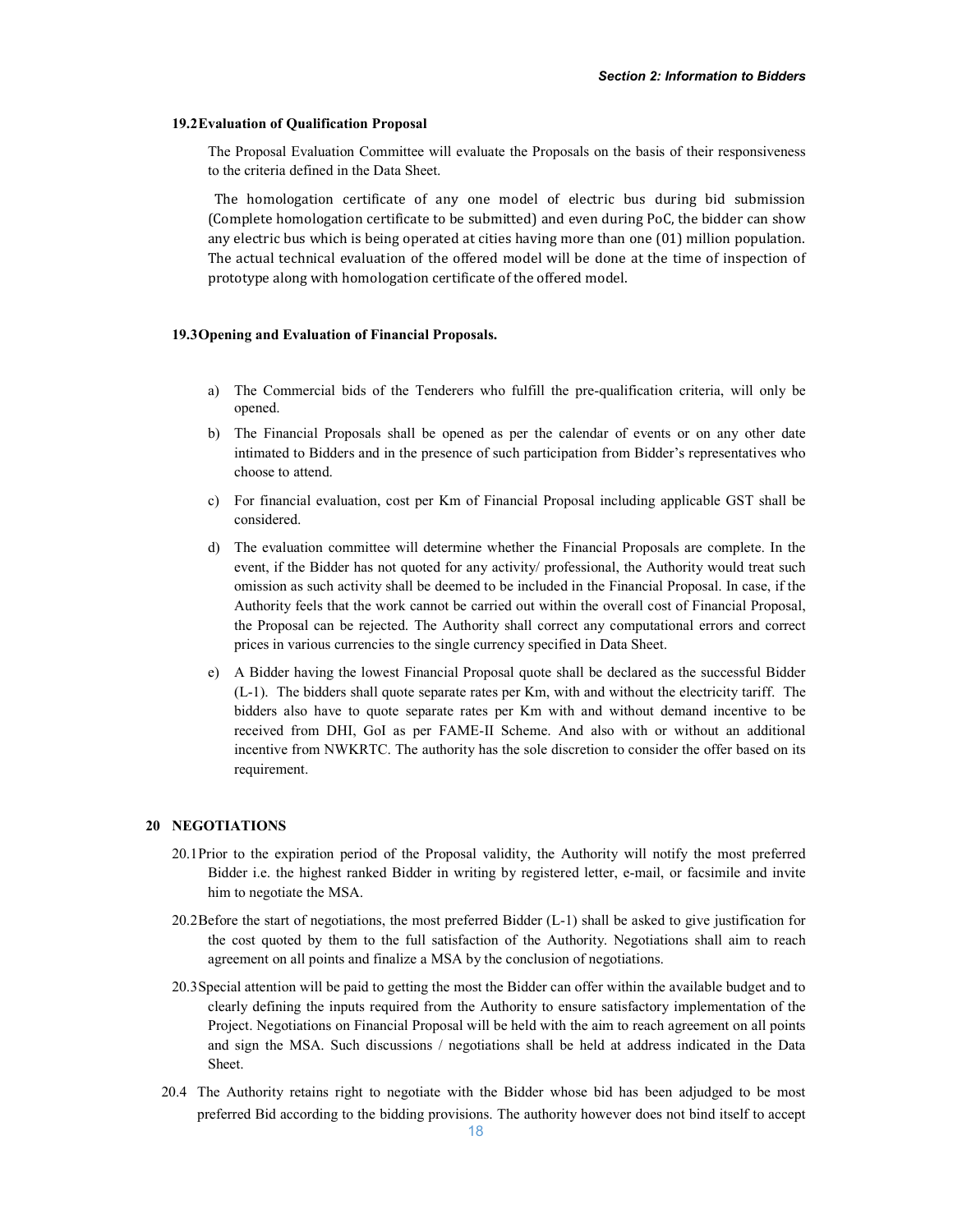### 19.2 Evaluation of Qualification Proposal

The Proposal Evaluation Committee will evaluate the Proposals on the basis of their responsiveness to the criteria defined in the Data Sheet.

The homologation certificate of any one model of electric bus during bid submission (Complete homologation certificate to be submitted) and even during PoC, the bidder can show any electric bus which is being operated at cities having more than one (01) million population. The actual technical evaluation of the offered model will be done at the time of inspection of prototype along with homologation certificate of the offered model.

### 19.3 Opening and Evaluation of Financial Proposals.

a) The Commercial bids of the Tenderers who fulfill the pre-qualification criteria, will only be opened.

b) The Financial Proposals shall be opened as per the calendar of events or on any other date intimated to Bidders and in the presence of such participation from Bidder's representatives who choose to attend.

c) For financial evaluation, cost per Km of Financial Proposal including applicable GST shall be considered.

d) The evaluation committee will determine whether the Financial Proposals are complete. In the event, if the Bidder has not quoted for any activity/ professional, the Authority would treat such omission as such activity shall be deemed to be included in the Financial Proposal. In case, if the Authority feels that the work cannot be carried out within the overall cost of Financial Proposal, the Proposal can be rejected. The Authority shall correct any computational errors and correct prices in various currencies to the single currency specified in Data Sheet.

e) A Bidder having the lowest Financial Proposal quote shall be declared as the successful Bidder (L-1). The bidders shall quote separate rates per Km, with and without the electricity tariff. The bidders also have to quote separate rates per Km with and without demand incentive to be received from DHI, GoI as per FAME-II Scheme. And also with or without an additional incentive from NWKRTC. The authority has the sole discretion to consider the offer based on its requirement.

## 20 NEGOTIATIONS

20.1 Prior to the expiration period of the Proposal validity, the Authority will notify the most preferred Bidder i.e. the highest ranked Bidder in writing by registered letter, e-mail, or facsimile and invite him to negotiate the MSA.

20.2 Before the start of negotiations, the most preferred Bidder (L-1) shall be asked to give justification for the cost quoted by them to the full satisfaction of the Authority. Negotiations shall aim to reach agreement on all points and finalize a MSA by the conclusion of negotiations.

20.3 Special attention will be paid to getting the most the Bidder can offer within the available budget and to clearly defining the inputs required from the Authority to ensure satisfactory implementation of the Project. Negotiations on Financial Proposal will be held with the aim to reach agreement on all points and sign the MSA. Such discussions / negotiations shall be held at address indicated in the Data Sheet.

20.4 The Authority retains right to negotiate with the Bidder whose bid has been adjudged to be most preferred Bid according to the bidding provisions. The authority however does not bind itself to accept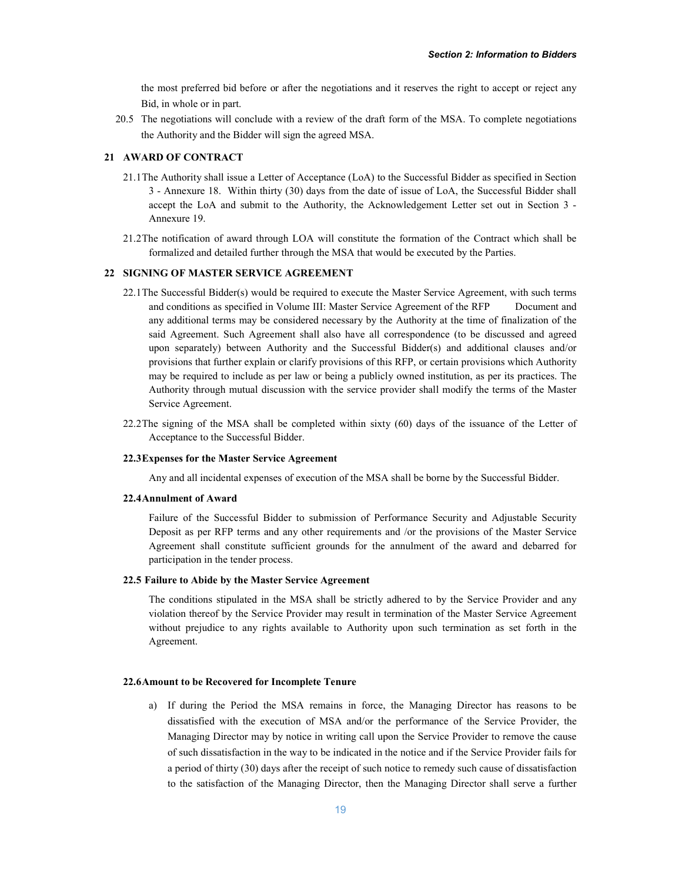the most preferred bid before or after the negotiations and it reserves the right to accept or reject any Bid, in whole or in part.

20.5 The negotiations will conclude with a review of the draft form of the MSA. To complete negotiations the Authority and the Bidder will sign the agreed MSA.

## 21 AWARD OF CONTRACT

21.1 The Authority shall issue a Letter of Acceptance (LoA) to the Successful Bidder as specified in Section 3 - Annexure 18. Within thirty (30) days from the date of issue of LoA, the Successful Bidder shall accept the LoA and submit to the Authority, the Acknowledgement Letter set out in Section 3 - Annexure 19.

21.2 The notification of award through LOA will constitute the formation of the Contract which shall be formalized and detailed further through the MSA that would be executed by the Parties.

## 22 SIGNING OF MASTER SERVICE AGREEMENT

22.1 The Successful Bidder(s) would be required to execute the Master Service Agreement, with such terms and conditions as specified in Volume III: Master Service Agreement of the RFP Document and any additional terms may be considered necessary by the Authority at the time of finalization of the said Agreement. Such Agreement shall also have all correspondence (to be discussed and agreed upon separately) between Authority and the Successful Bidder(s) and additional clauses and/or provisions that further explain or clarify provisions of this RFP, or certain provisions which Authority may be required to include as per law or being a publicly owned institution, as per its practices. The Authority through mutual discussion with the service provider shall modify the terms of the Master Service Agreement.

22.2 The signing of the MSA shall be completed within sixty (60) days of the issuance of the Letter of Acceptance to the Successful Bidder.

### 22.3 Expenses for the Master Service Agreement

Any and all incidental expenses of execution of the MSA shall be borne by the Successful Bidder.

### 22.4 Annulment of Award

Failure of the Successful Bidder to submission of Performance Security and Adjustable Security Deposit as per RFP terms and any other requirements and /or the provisions of the Master Service Agreement shall constitute sufficient grounds for the annulment of the award and debarred for participation in the tender process.

### 22.5 Failure to Abide by the Master Service Agreement

The conditions stipulated in the MSA shall be strictly adhered to by the Service Provider and any violation thereof by the Service Provider may result in termination of the Master Service Agreement without prejudice to any rights available to Authority upon such termination as set forth in the Agreement.

### 22.6 Amount to be Recovered for Incomplete Tenure

a) If during the Period the MSA remains in force, the Managing Director has reasons to be dissatisfied with the execution of MSA and/or the performance of the Service Provider, the Managing Director may by notice in writing call upon the Service Provider to remove the cause of such dissatisfaction in the way to be indicated in the notice and if the Service Provider fails for a period of thirty (30) days after the receipt of such notice to remedy such cause of dissatisfaction to the satisfaction of the Managing Director, then the Managing Director shall serve a further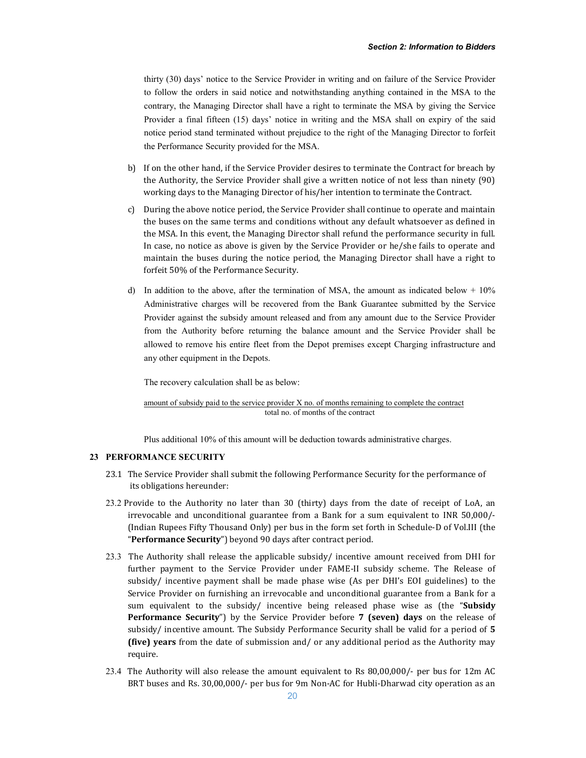thirty (30) days' notice to the Service Provider in writing and on failure of the Service Provider to follow the orders in said notice and notwithstanding anything contained in the MSA to the contrary, the Managing Director shall have a right to terminate the MSA by giving the Service Provider a final fifteen (15) days' notice in writing and the MSA shall on expiry of the said notice period stand terminated without prejudice to the right of the Managing Director to forfeit the Performance Security provided for the MSA.

b) If on the other hand, if the Service Provider desires to terminate the Contract for breach by the Authority, the Service Provider shall give a written notice of not less than ninety (90) working days to the Managing Director of his/her intention to terminate the Contract.

c) During the above notice period, the Service Provider shall continue to operate and maintain the buses on the same terms and conditions without any default whatsoever as defined in the MSA. In this event, the Managing Director shall refund the performance security in full. In case, no notice as above is given by the Service Provider or he/she fails to operate and maintain the buses during the notice period, the Managing Director shall have a right to forfeit 50% of the Performance Security.

d) In addition to the above, after the termination of MSA, the amount as indicated below + 10% Administrative charges will be recovered from the Bank Guarantee submitted by the Service Provider against the subsidy amount released and from any amount due to the Service Provider from the Authority before returning the balance amount and the Service Provider shall be allowed to remove his entire fleet from the Depot premises except Charging infrastructure and any other equipment in the Depots.

The recovery calculation shall be as below:

$$\frac{\text{amount of subsidy paid to the service provider X no. of months remaining to complete the contract}}{\text{total no. of months of the contract}}$$

Plus additional 10% of this amount will be deduction towards administrative charges.

## 23 PERFORMANCE SECURITY

23.1 The Service Provider shall submit the following Performance Security for the performance of its obligations hereunder:

23.2 Provide to the Authority no later than 30 (thirty) days from the date of receipt of LoA, an irrevocable and unconditional guarantee from a Bank for a sum equivalent to INR 50,000/- (Indian Rupees Fifty Thousand Only) per bus in the form set forth in Schedule-D of Vol.III (the "**Performance Security**") beyond 90 days after contract period.

23.3 The Authority shall release the applicable subsidy/ incentive amount received from DHI for further payment to the Service Provider under FAME-II subsidy scheme. The Release of subsidy/ incentive payment shall be made phase wise (As per DHI's EOI guidelines) to the Service Provider on furnishing an irrevocable and unconditional guarantee from a Bank for a sum equivalent to the subsidy/ incentive being released phase wise as (the "**Subsidy Performance Security**") by the Service Provider before **7 (seven) days** on the release of subsidy/ incentive amount. The Subsidy Performance Security shall be valid for a period of **5 (five) years** from the date of submission and/ or any additional period as the Authority may require.

23.4 The Authority will also release the amount equivalent to Rs 80,00,000/- per bus for 12m AC BRT buses and Rs. 30,00,000/- per bus for 9m Non-AC for Hubli-Dharwad city operation as an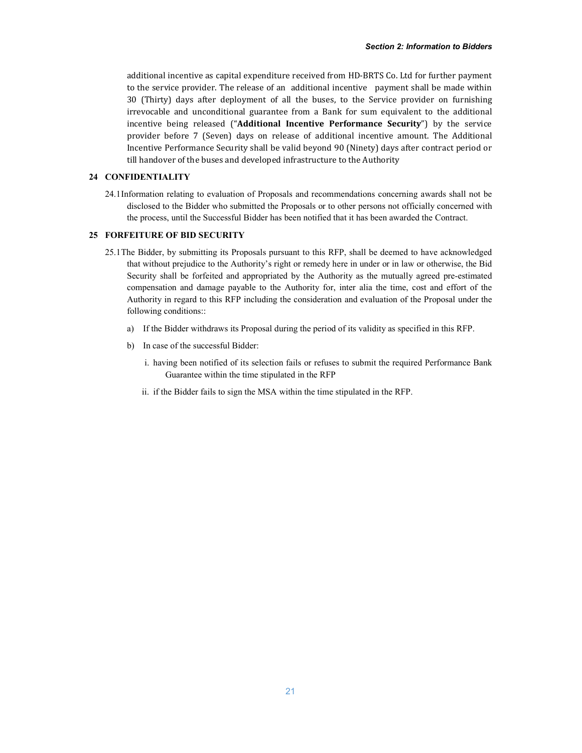additional incentive as capital expenditure received from HD-BRTS Co. Ltd for further payment to the service provider. The release of an additional incentive payment shall be made within 30 (Thirty) days after deployment of all the buses, to the Service provider on furnishing irrevocable and unconditional guarantee from a Bank for sum equivalent to the additional incentive being released ("**Additional Incentive Performance Security**") by the service provider before 7 (Seven) days on release of additional incentive amount. The Additional Incentive Performance Security shall be valid beyond 90 (Ninety) days after contract period or till handover of the buses and developed infrastructure to the Authority

## 24 CONFIDENTIALITY

24.1 Information relating to evaluation of Proposals and recommendations concerning awards shall not be disclosed to the Bidder who submitted the Proposals or to other persons not officially concerned with the process, until the Successful Bidder has been notified that it has been awarded the Contract.

## 25 FORFEITURE OF BID SECURITY

25.1 The Bidder, by submitting its Proposals pursuant to this RFP, shall be deemed to have acknowledged that without prejudice to the Authority's right or remedy here in under or in law or otherwise, the Bid Security shall be forfeited and appropriated by the Authority as the mutually agreed pre-estimated compensation and damage payable to the Authority for, inter alia the time, cost and effort of the Authority in regard to this RFP including the consideration and evaluation of the Proposal under the following conditions::

a) If the Bidder withdraws its Proposal during the period of its validity as specified in this RFP.

b) In case of the successful Bidder:

   i. having been notified of its selection fails or refuses to submit the required Performance Bank Guarantee within the time stipulated in the RFP

   ii. if the Bidder fails to sign the MSA within the time stipulated in the RFP.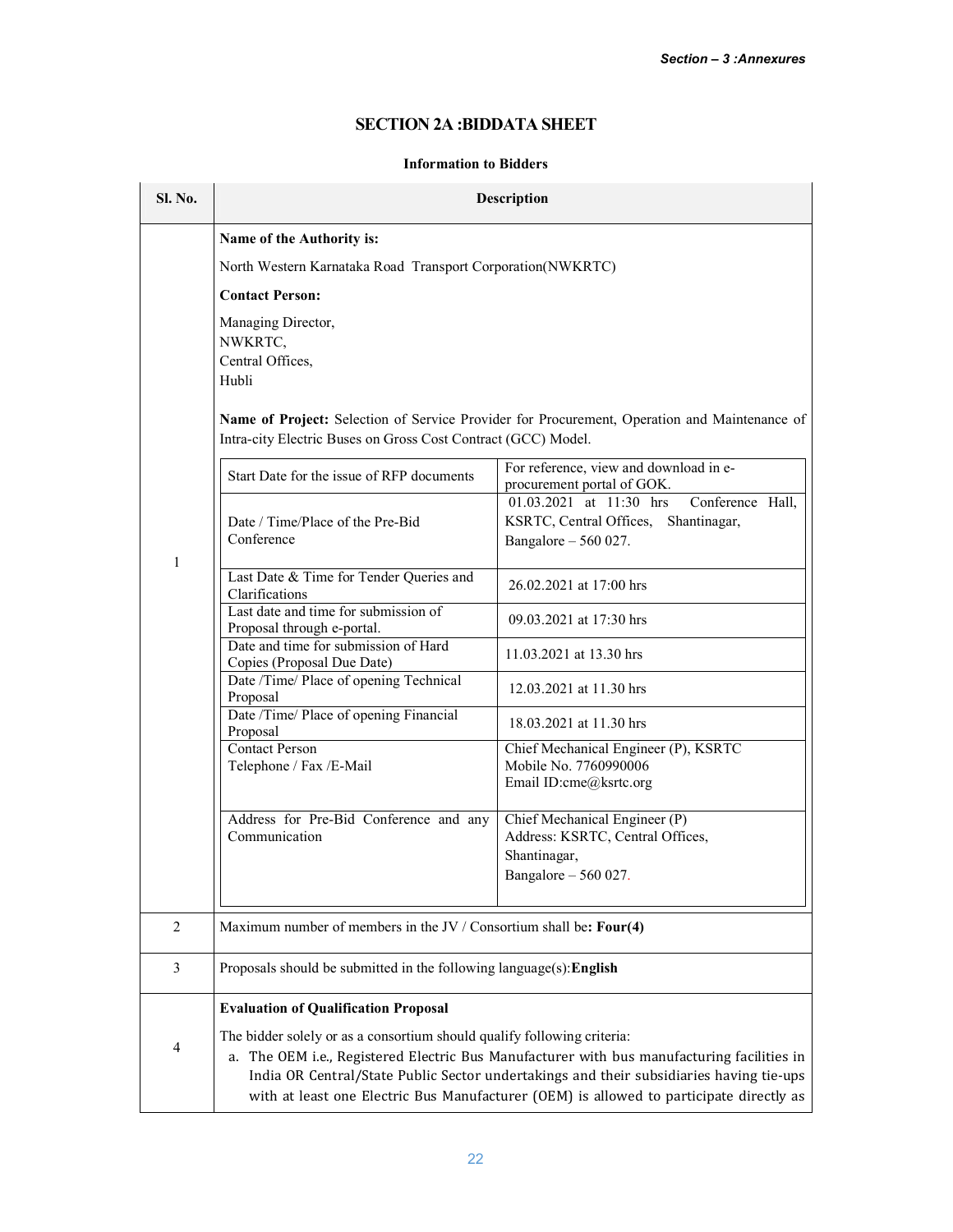## SECTION 2A :BIDDATA SHEET

**Information to Bidders**

| Sl. No. | Description | |
|---|---|---|
| 1 | **Name of the Authority is:**<br>North Western Karnataka Road Transport Corporation(NWKRTC)<br>**Contact Person:**<br>Managing Director,<br>NWKRTC,<br>Central Offices,<br>Hubli<br><br>**Name of Project:** Selection of Service Provider for Procurement, Operation and Maintenance of Intra-city Electric Buses on Gross Cost Contract (GCC) Model. | |
| | Start Date for the issue of RFP documents | For reference, view and download in e-procurement portal of GOK. |
| | Date / Time/Place of the Pre-Bid Conference | 01.03.2021 at 11:30 hrs Conference Hall, KSRTC, Central Offices, Shantinagar, Bangalore – 560 027. |
| | Last Date & Time for Tender Queries and Clarifications | 26.02.2021 at 17:00 hrs |
| | Last date and time for submission of Proposal through e-portal. | 09.03.2021 at 17:30 hrs |
| | Date and time for submission of Hard Copies (Proposal Due Date) | 11.03.2021 at 13.30 hrs |
| | Date /Time/ Place of opening Technical Proposal | 12.03.2021 at 11.30 hrs |
| | Date /Time/ Place of opening Financial Proposal | 18.03.2021 at 11.30 hrs |
| | Contact Person<br>Telephone / Fax /E-Mail | Chief Mechanical Engineer (P), KSRTC<br>Mobile No. 7760990006<br>Email ID:cme@ksrtc.org |
| | Address for Pre-Bid Conference and any Communication | Chief Mechanical Engineer (P)<br>Address: KSRTC, Central Offices,<br>Shantinagar,<br>Bangalore – 560 027. |
| 2 | Maximum number of members in the JV / Consortium shall be**: Four(4)** | |
| 3 | Proposals should be submitted in the following language(s):**English** | |
| 4 | **Evaluation of Qualification Proposal**<br>The bidder solely or as a consortium should qualify following criteria:<br>a. The OEM i.e., Registered Electric Bus Manufacturer with bus manufacturing facilities in India OR Central/State Public Sector undertakings and their subsidiaries having tie-ups with at least one Electric Bus Manufacturer (OEM) is allowed to participate directly as | |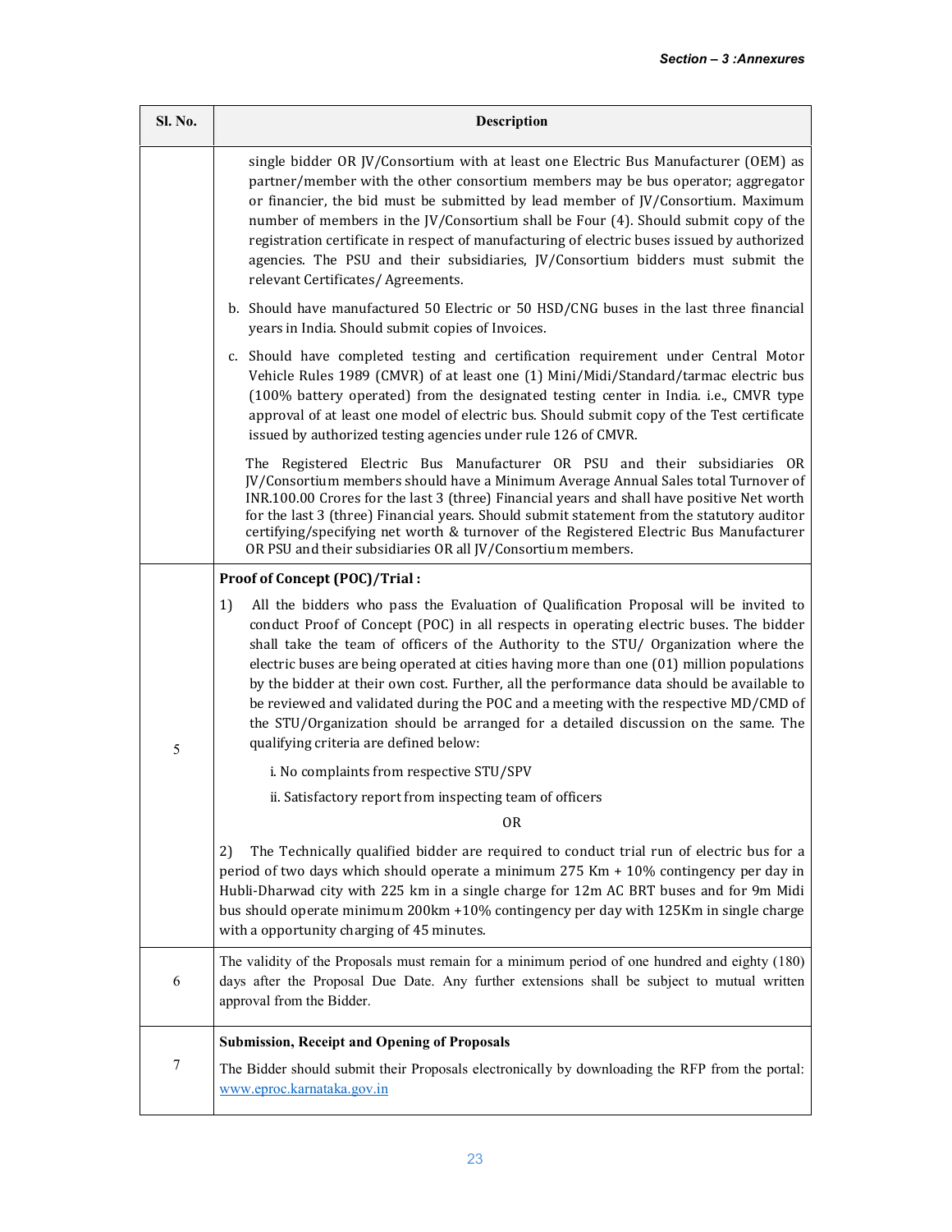| Sl. No. | Description |
|---|---|
| | single bidder OR JV/Consortium with at least one Electric Bus Manufacturer (OEM) as partner/member with the other consortium members may be bus operator; aggregator or financier, the bid must be submitted by lead member of JV/Consortium. Maximum number of members in the JV/Consortium shall be Four (4). Should submit copy of the registration certificate in respect of manufacturing of electric buses issued by authorized agencies. The PSU and their subsidiaries, JV/Consortium bidders must submit the relevant Certificates/ Agreements.<br><br>b. Should have manufactured 50 Electric or 50 HSD/CNG buses in the last three financial years in India. Should submit copies of Invoices.<br><br>c. Should have completed testing and certification requirement under Central Motor Vehicle Rules 1989 (CMVR) of at least one (1) Mini/Midi/Standard/tarmac electric bus (100% battery operated) from the designated testing center in India. i.e., CMVR type approval of at least one model of electric bus. Should submit copy of the Test certificate issued by authorized testing agencies under rule 126 of CMVR.<br><br>The Registered Electric Bus Manufacturer OR PSU and their subsidiaries OR JV/Consortium members should have a Minimum Average Annual Sales total Turnover of INR.100.00 Crores for the last 3 (three) Financial years and shall have positive Net worth for the last 3 (three) Financial years. Should submit statement from the statutory auditor certifying/specifying net worth & turnover of the Registered Electric Bus Manufacturer OR PSU and their subsidiaries OR all JV/Consortium members. |
| 5 | **Proof of Concept (POC)/Trial :**<br><br>1) All the bidders who pass the Evaluation of Qualification Proposal will be invited to conduct Proof of Concept (POC) in all respects in operating electric buses. The bidder shall take the team of officers of the Authority to the STU/ Organization where the electric buses are being operated at cities having more than one (01) million populations by the bidder at their own cost. Further, all the performance data should be available to be reviewed and validated during the POC and a meeting with the respective MD/CMD of the STU/Organization should be arranged for a detailed discussion on the same. The qualifying criteria are defined below:<br><br>i. No complaints from respective STU/SPV<br><br>ii. Satisfactory report from inspecting team of officers<br><br>OR<br><br>2) The Technically qualified bidder are required to conduct trial run of electric bus for a period of two days which should operate a minimum 275 Km + 10% contingency per day in Hubli-Dharwad city with 225 km in a single charge for 12m AC BRT buses and for 9m Midi bus should operate minimum 200km +10% contingency per day with 125Km in single charge with a opportunity charging of 45 minutes. |
| 6 | The validity of the Proposals must remain for a minimum period of one hundred and eighty (180) days after the Proposal Due Date. Any further extensions shall be subject to mutual written approval from the Bidder. |
| 7 | **Submission, Receipt and Opening of Proposals**<br><br>The Bidder should submit their Proposals electronically by downloading the RFP from the portal: www.eproc.karnataka.gov.in |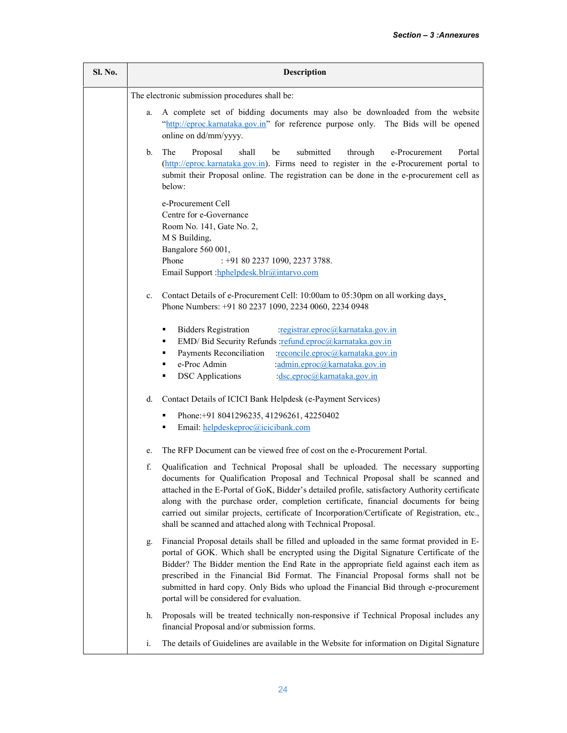| Sl. No. | Description |
|---|---|
| | The electronic submission procedures shall be:<br><br>a. A complete set of bidding documents may also be downloaded from the website "http://eproc.karnataka.gov.in" for reference purpose only. The Bids will be opened online on dd/mm/yyyy.<br><br>b. The Proposal shall be submitted through e-Procurement Portal (http://eproc.karnataka.gov.in). Firms need to register in the e-Procurement portal to submit their Proposal online. The registration can be done in the e-procurement cell as below:<br><br>e-Procurement Cell<br>Centre for e-Governance<br>Room No. 141, Gate No. 2,<br>M S Building,<br>Bangalore 560 001,<br>Phone : +91 80 2237 1090, 2237 3788.<br>Email Support :hphelpdesk.blr@intarvo.com<br><br>c. Contact Details of e-Procurement Cell: 10:00am to 05:30pm on all working days<br>Phone Numbers: +91 80 2237 1090, 2234 0060, 2234 0948<br><br>▪ Bidders Registration :registrar.eproc@karnataka.gov.in<br>▪ EMD/ Bid Security Refunds :refund.eproc@karnataka.gov.in<br>▪ Payments Reconciliation :reconcile.eproc@karnataka.gov.in<br>▪ e-Proc Admin :admin.eproc@karnataka.gov.in<br>▪ DSC Applications :dsc.eproc@karnataka.gov.in<br><br>d. Contact Details of ICICI Bank Helpdesk (e-Payment Services)<br><br>▪ Phone:+91 8041296235, 41296261, 42250402<br>▪ Email: helpdeskeproc@icicibank.com<br><br>e. The RFP Document can be viewed free of cost on the e-Procurement Portal.<br><br>f. Qualification and Technical Proposal shall be uploaded. The necessary supporting documents for Qualification Proposal and Technical Proposal shall be scanned and attached in the E-Portal of GoK, Bidder's detailed profile, satisfactory Authority certificate along with the purchase order, completion certificate, financial documents for being carried out similar projects, certificate of Incorporation/Certificate of Registration, etc., shall be scanned and attached along with Technical Proposal.<br><br>g. Financial Proposal details shall be filled and uploaded in the same format provided in E-portal of GOK. Which shall be encrypted using the Digital Signature Certificate of the Bidder? The Bidder mention the End Rate in the appropriate field against each item as prescribed in the Financial Bid Format. The Financial Proposal forms shall not be submitted in hard copy. Only Bids who upload the Financial Bid through e-procurement portal will be considered for evaluation.<br><br>h. Proposals will be treated technically non-responsive if Technical Proposal includes any financial Proposal and/or submission forms.<br><br>i. The details of Guidelines are available in the Website for information on Digital Signature |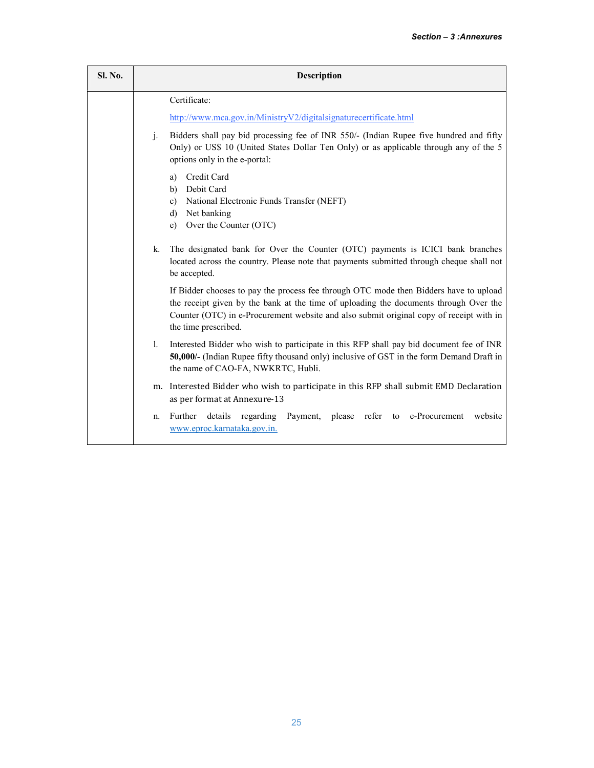| Sl. No. | Description |
|---|---|
| | Certificate:<br>http://www.mca.gov.in/MinistryV2/digitalsignaturecertificate.html<br><br>j. Bidders shall pay bid processing fee of INR 550/- (Indian Rupee five hundred and fifty Only) or US$ 10 (United States Dollar Ten Only) or as applicable through any of the 5 options only in the e-portal:<br>a) Credit Card<br>b) Debit Card<br>c) National Electronic Funds Transfer (NEFT)<br>d) Net banking<br>e) Over the Counter (OTC)<br><br>k. The designated bank for Over the Counter (OTC) payments is ICICI bank branches located across the country. Please note that payments submitted through cheque shall not be accepted.<br>If Bidder chooses to pay the process fee through OTC mode then Bidders have to upload the receipt given by the bank at the time of uploading the documents through Over the Counter (OTC) in e-Procurement website and also submit original copy of receipt with in the time prescribed.<br><br>l. Interested Bidder who wish to participate in this RFP shall pay bid document fee of INR **50,000/-** (Indian Rupee fifty thousand only) inclusive of GST in the form Demand Draft in the name of CAO-FA, NWKRTC, Hubli.<br><br>m. Interested Bidder who wish to participate in this RFP shall submit EMD Declaration as per format at Annexure-13<br><br>n. Further details regarding Payment, please refer to e-Procurement website www.eproc.karnataka.gov.in. |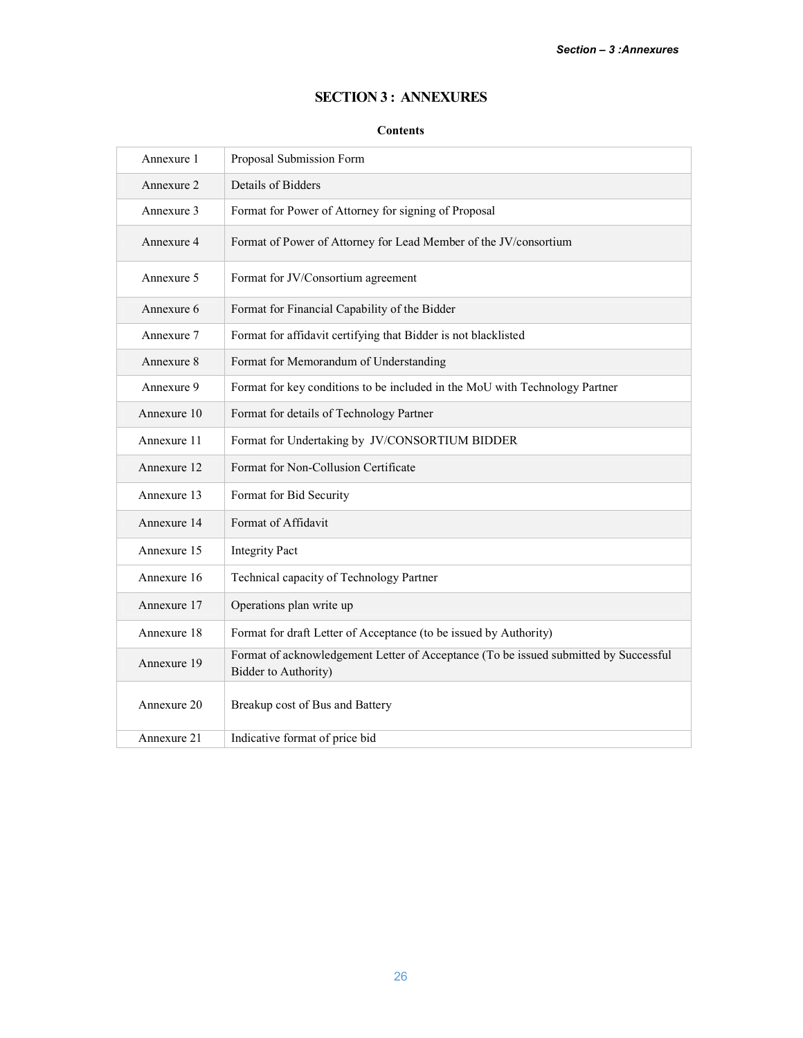# SECTION 3 : ANNEXURES

**Contents**

| | |
|---|---|
| Annexure 1 | Proposal Submission Form |
| Annexure 2 | Details of Bidders |
| Annexure 3 | Format for Power of Attorney for signing of Proposal |
| Annexure 4 | Format of Power of Attorney for Lead Member of the JV/consortium |
| Annexure 5 | Format for JV/Consortium agreement |
| Annexure 6 | Format for Financial Capability of the Bidder |
| Annexure 7 | Format for affidavit certifying that Bidder is not blacklisted |
| Annexure 8 | Format for Memorandum of Understanding |
| Annexure 9 | Format for key conditions to be included in the MoU with Technology Partner |
| Annexure 10 | Format for details of Technology Partner |
| Annexure 11 | Format for Undertaking by JV/CONSORTIUM BIDDER |
| Annexure 12 | Format for Non-Collusion Certificate |
| Annexure 13 | Format for Bid Security |
| Annexure 14 | Format of Affidavit |
| Annexure 15 | Integrity Pact |
| Annexure 16 | Technical capacity of Technology Partner |
| Annexure 17 | Operations plan write up |
| Annexure 18 | Format for draft Letter of Acceptance (to be issued by Authority) |
| Annexure 19 | Format of acknowledgement Letter of Acceptance (To be issued submitted by Successful Bidder to Authority) |
| Annexure 20 | Breakup cost of Bus and Battery |
| Annexure 21 | Indicative format of price bid |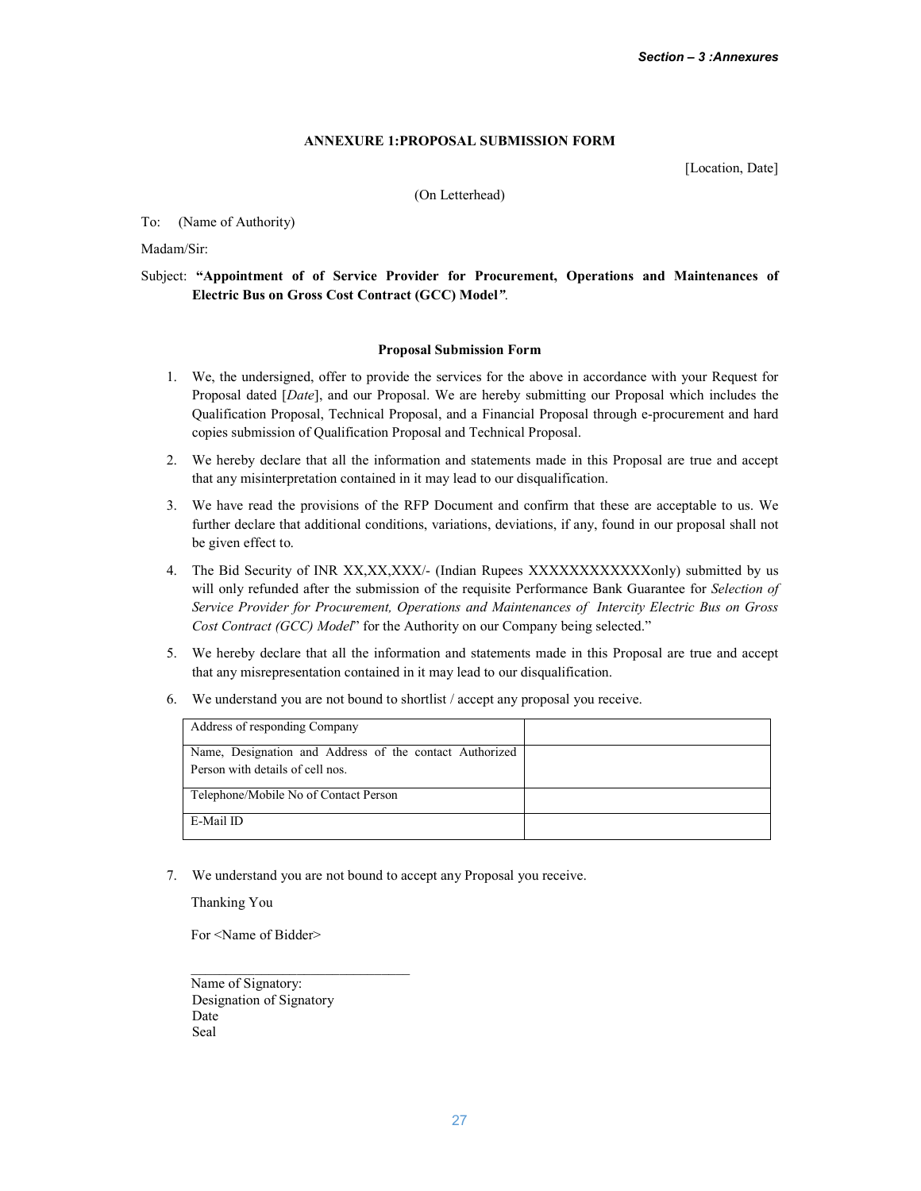## ANNEXURE 1:PROPOSAL SUBMISSION FORM

[Location, Date]

(On Letterhead)

To: (Name of Authority)

Madam/Sir:

Subject: **"Appointment of of Service Provider for Procurement, Operations and Maintenances of Electric Bus on Gross Cost Contract (GCC) Model*"*.**

### Proposal Submission Form

1. We, the undersigned, offer to provide the services for the above in accordance with your Request for Proposal dated [*Date*], and our Proposal. We are hereby submitting our Proposal which includes the Qualification Proposal, Technical Proposal, and a Financial Proposal through e-procurement and hard copies submission of Qualification Proposal and Technical Proposal.
2. We hereby declare that all the information and statements made in this Proposal are true and accept that any misinterpretation contained in it may lead to our disqualification.
3. We have read the provisions of the RFP Document and confirm that these are acceptable to us. We further declare that additional conditions, variations, deviations, if any, found in our proposal shall not be given effect to.
4. The Bid Security of INR XX,XX,XXX/- (Indian Rupees XXXXXXXXXXXXonly) submitted by us will only refunded after the submission of the requisite Performance Bank Guarantee for *Selection of Service Provider for Procurement, Operations and Maintenances of Intercity Electric Bus on Gross Cost Contract (GCC) Model*" for the Authority on our Company being selected."
5. We hereby declare that all the information and statements made in this Proposal are true and accept that any misrepresentation contained in it may lead to our disqualification.
6. We understand you are not bound to shortlist / accept any proposal you receive.

| | |
|---|---|
| Address of responding Company | |
| Name, Designation and Address of the contact Authorized Person with details of cell nos. | |
| Telephone/Mobile No of Contact Person | |
| E-Mail ID | |

7. We understand you are not bound to accept any Proposal you receive.

Thanking You

For <Name of Bidder>

______________________________

Name of Signatory:
Designation of Signatory
Date
Seal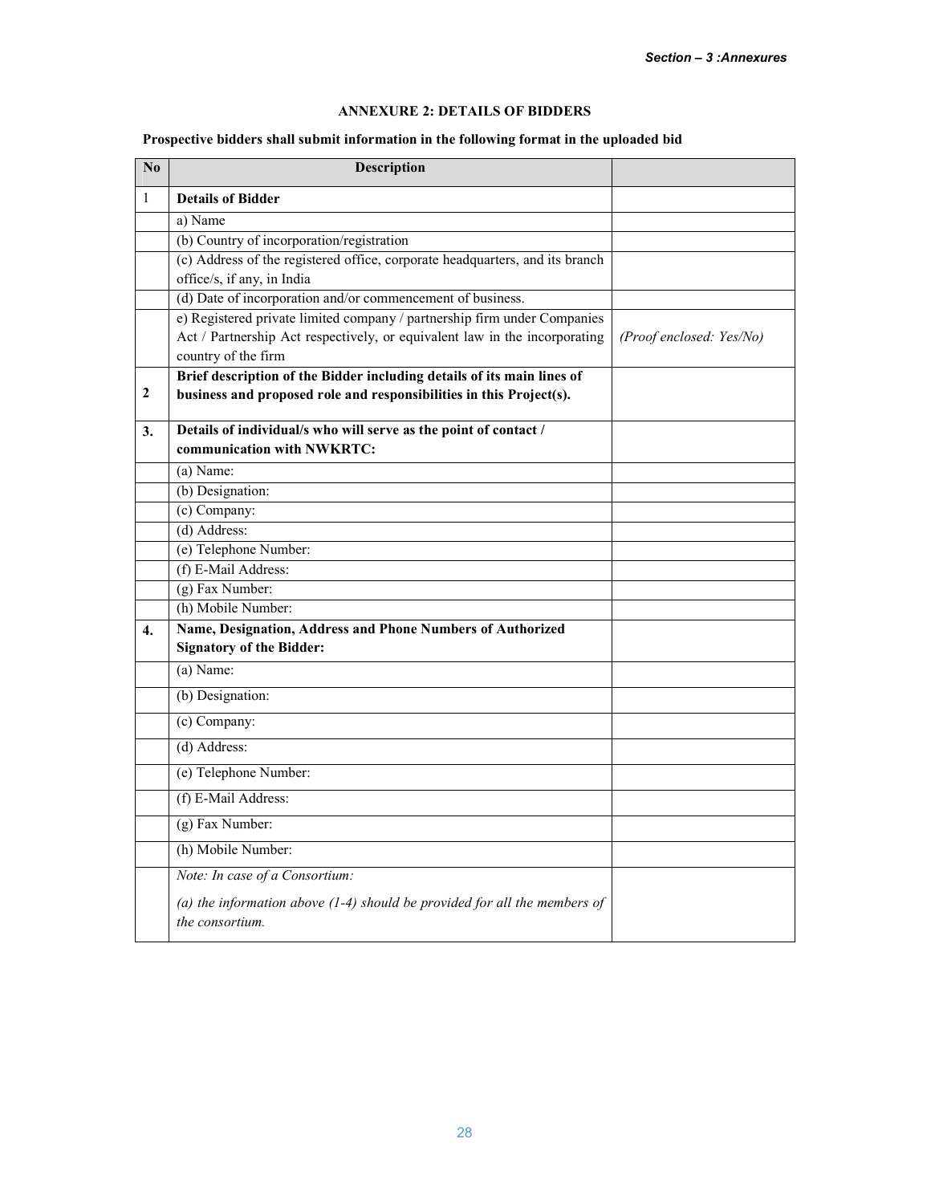## ANNEXURE 2: DETAILS OF BIDDERS

**Prospective bidders shall submit information in the following format in the uploaded bid**

| No | Description | |
|---|---|---|
| 1 | **Details of Bidder** | |
| | a) Name | |
| | (b) Country of incorporation/registration | |
| | (c) Address of the registered office, corporate headquarters, and its branch office/s, if any, in India | |
| | (d) Date of incorporation and/or commencement of business. | |
| | e) Registered private limited company / partnership firm under Companies Act / Partnership Act respectively, or equivalent law in the incorporating country of the firm | *(Proof enclosed: Yes/No)* |
| 2 | **Brief description of the Bidder including details of its main lines of business and proposed role and responsibilities in this Project(s).** | |
| 3. | **Details of individual/s who will serve as the point of contact / communication with NWKRTC:** | |
| | (a) Name: | |
| | (b) Designation: | |
| | (c) Company: | |
| | (d) Address: | |
| | (e) Telephone Number: | |
| | (f) E-Mail Address: | |
| | (g) Fax Number: | |
| | (h) Mobile Number: | |
| 4. | **Name, Designation, Address and Phone Numbers of Authorized Signatory of the Bidder:** | |
| | (a) Name: | |
| | (b) Designation: | |
| | (c) Company: | |
| | (d) Address: | |
| | (e) Telephone Number: | |
| | (f) E-Mail Address: | |
| | (g) Fax Number: | |
| | (h) Mobile Number: | |
| | *Note: In case of a Consortium:*<br><br>*(a) the information above (1-4) should be provided for all the members of the consortium.* | |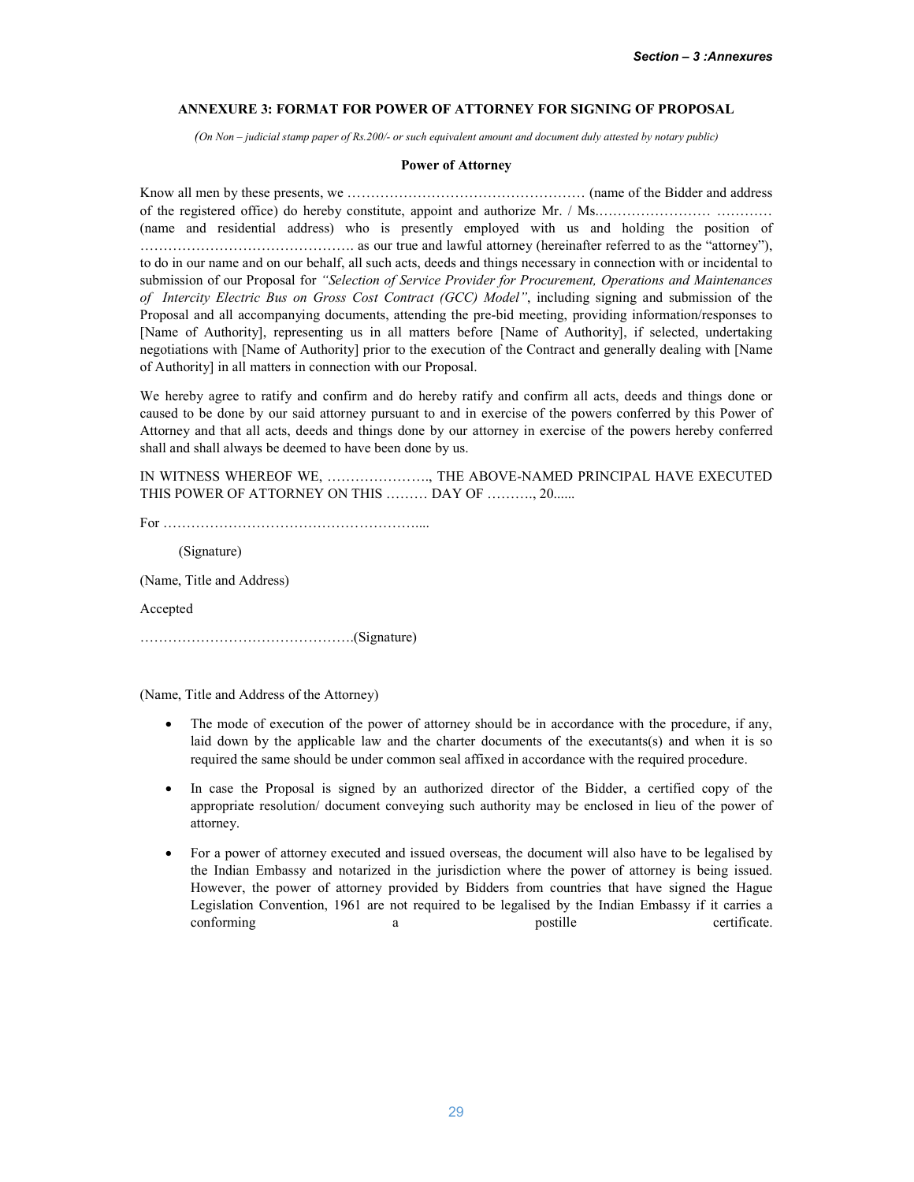## ANNEXURE 3: FORMAT FOR POWER OF ATTORNEY FOR SIGNING OF PROPOSAL

*(On Non – judicial stamp paper of Rs.200/- or such equivalent amount and document duly attested by notary public)*

**Power of Attorney**

Know all men by these presents, we …………………………………………… (name of the Bidder and address of the registered office) do hereby constitute, appoint and authorize Mr. / Ms.…………………… ………… (name and residential address) who is presently employed with us and holding the position of ………………………………………. as our true and lawful attorney (hereinafter referred to as the "attorney"), to do in our name and on our behalf, all such acts, deeds and things necessary in connection with or incidental to submission of our Proposal for *"Selection of Service Provider for Procurement, Operations and Maintenances of Intercity Electric Bus on Gross Cost Contract (GCC) Model"*, including signing and submission of the Proposal and all accompanying documents, attending the pre-bid meeting, providing information/responses to [Name of Authority], representing us in all matters before [Name of Authority], if selected, undertaking negotiations with [Name of Authority] prior to the execution of the Contract and generally dealing with [Name of Authority] in all matters in connection with our Proposal.

We hereby agree to ratify and confirm and do hereby ratify and confirm all acts, deeds and things done or caused to be done by our said attorney pursuant to and in exercise of the powers conferred by this Power of Attorney and that all acts, deeds and things done by our attorney in exercise of the powers hereby conferred shall and shall always be deemed to have been done by us.

IN WITNESS WHEREOF WE, …………………., THE ABOVE-NAMED PRINCIPAL HAVE EXECUTED THIS POWER OF ATTORNEY ON THIS ……… DAY OF ………., 20......

For ……………………………………………….....

(Signature)

(Name, Title and Address)

Accepted

……………………………………….(Signature)

(Name, Title and Address of the Attorney)

- The mode of execution of the power of attorney should be in accordance with the procedure, if any, laid down by the applicable law and the charter documents of the executants(s) and when it is so required the same should be under common seal affixed in accordance with the required procedure.
- In case the Proposal is signed by an authorized director of the Bidder, a certified copy of the appropriate resolution/ document conveying such authority may be enclosed in lieu of the power of attorney.
- For a power of attorney executed and issued overseas, the document will also have to be legalised by the Indian Embassy and notarized in the jurisdiction where the power of attorney is being issued. However, the power of attorney provided by Bidders from countries that have signed the Hague Legislation Convention, 1961 are not required to be legalised by the Indian Embassy if it carries a conforming a postille certificate.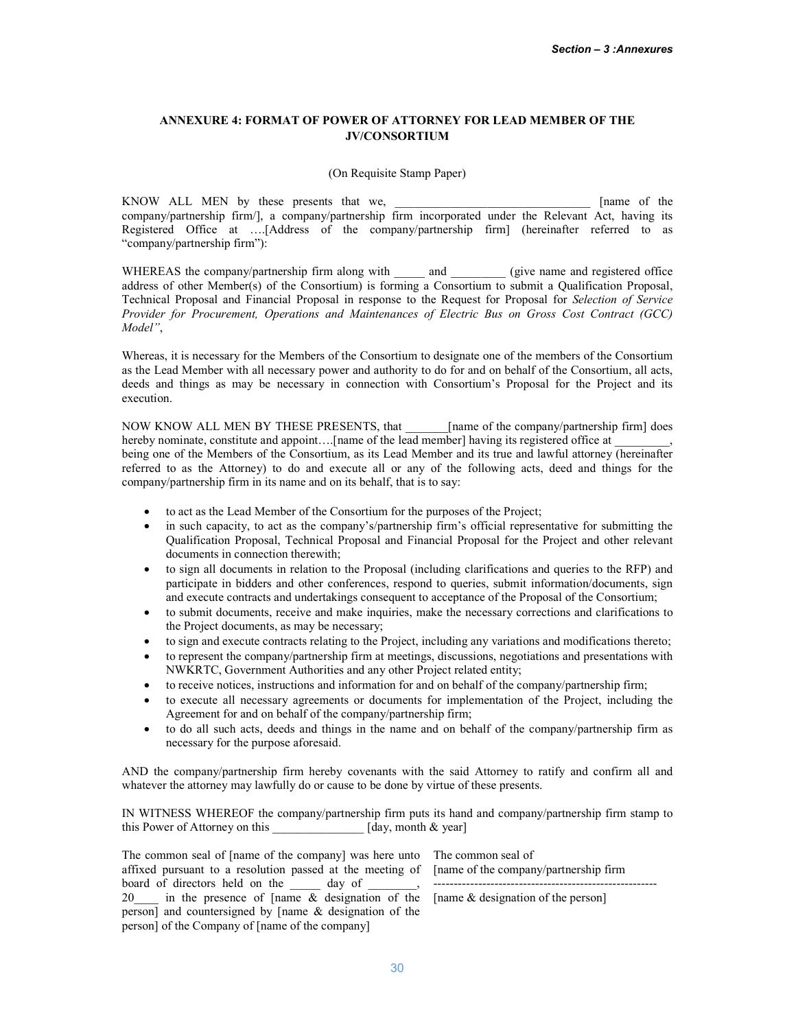## ANNEXURE 4: FORMAT OF POWER OF ATTORNEY FOR LEAD MEMBER OF THE JV/CONSORTIUM

(On Requisite Stamp Paper)

KNOW ALL MEN by these presents that we, ________________________________ [name of the company/partnership firm/], a company/partnership firm incorporated under the Relevant Act, having its Registered Office at ….[Address of the company/partnership firm] (hereinafter referred to as "company/partnership firm"):

WHEREAS the company/partnership firm along with _____ and _________ (give name and registered office address of other Member(s) of the Consortium) is forming a Consortium to submit a Qualification Proposal, Technical Proposal and Financial Proposal in response to the Request for Proposal for *Selection of Service Provider for Procurement, Operations and Maintenances of Electric Bus on Gross Cost Contract (GCC) Model"*,

Whereas, it is necessary for the Members of the Consortium to designate one of the members of the Consortium as the Lead Member with all necessary power and authority to do for and on behalf of the Consortium, all acts, deeds and things as may be necessary in connection with Consortium's Proposal for the Project and its execution.

NOW KNOW ALL MEN BY THESE PRESENTS, that _______[name of the company/partnership firm] does hereby nominate, constitute and appoint….[name of the lead member] having its registered office at _________, being one of the Members of the Consortium, as its Lead Member and its true and lawful attorney (hereinafter referred to as the Attorney) to do and execute all or any of the following acts, deed and things for the company/partnership firm in its name and on its behalf, that is to say:

- to act as the Lead Member of the Consortium for the purposes of the Project;
- in such capacity, to act as the company's/partnership firm's official representative for submitting the Qualification Proposal, Technical Proposal and Financial Proposal for the Project and other relevant documents in connection therewith;
- to sign all documents in relation to the Proposal (including clarifications and queries to the RFP) and participate in bidders and other conferences, respond to queries, submit information/documents, sign and execute contracts and undertakings consequent to acceptance of the Proposal of the Consortium;
- to submit documents, receive and make inquiries, make the necessary corrections and clarifications to the Project documents, as may be necessary;
- to sign and execute contracts relating to the Project, including any variations and modifications thereto;
- to represent the company/partnership firm at meetings, discussions, negotiations and presentations with NWKRTC, Government Authorities and any other Project related entity;
- to receive notices, instructions and information for and on behalf of the company/partnership firm;
- to execute all necessary agreements or documents for implementation of the Project, including the Agreement for and on behalf of the company/partnership firm;
- to do all such acts, deeds and things in the name and on behalf of the company/partnership firm as necessary for the purpose aforesaid.

AND the company/partnership firm hereby covenants with the said Attorney to ratify and confirm all and whatever the attorney may lawfully do or cause to be done by virtue of these presents.

IN WITNESS WHEREOF the company/partnership firm puts its hand and company/partnership firm stamp to this Power of Attorney on this _______________ [day, month & year]

The common seal of [name of the company] was here unto affixed pursuant to a resolution passed at the meeting of board of directors held on the _____ day of ________, 20____ in the presence of [name & designation of the person] and countersigned by [name & designation of the person] of the Company of [name of the company]

The common seal of
[name of the company/partnership firm
-----------------------------------------------------
[name & designation of the person]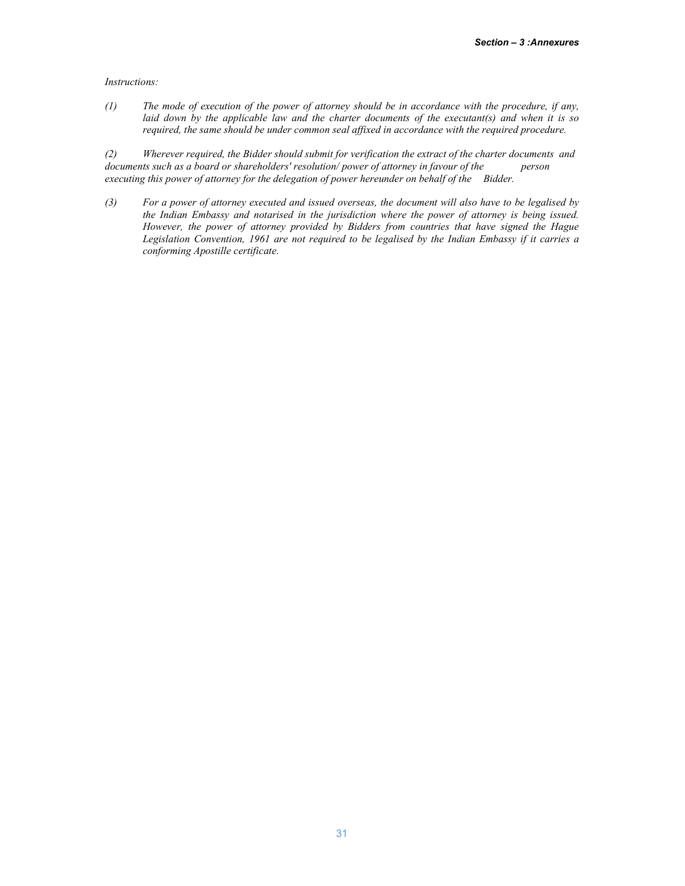*Instructions:*

*(1) The mode of execution of the power of attorney should be in accordance with the procedure, if any, laid down by the applicable law and the charter documents of the executant(s) and when it is so required, the same should be under common seal affixed in accordance with the required procedure.*

*(2) Wherever required, the Bidder should submit for verification the extract of the charter documents and documents such as a board or shareholders' resolution/ power of attorney in favour of the person executing this power of attorney for the delegation of power hereunder on behalf of the Bidder.*

*(3) For a power of attorney executed and issued overseas, the document will also have to be legalised by the Indian Embassy and notarised in the jurisdiction where the power of attorney is being issued. However, the power of attorney provided by Bidders from countries that have signed the Hague Legislation Convention, 1961 are not required to be legalised by the Indian Embassy if it carries a conforming Apostille certificate.*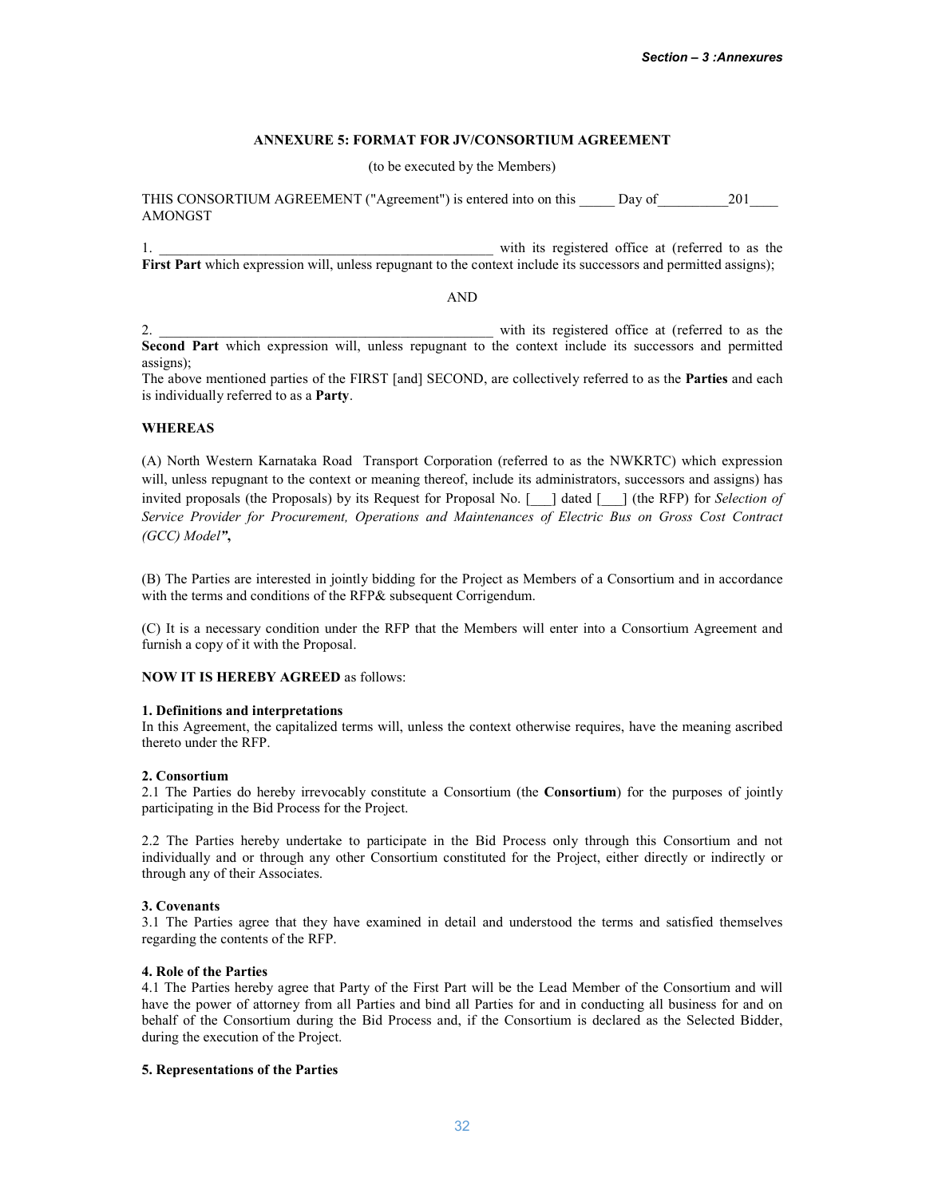## ANNEXURE 5: FORMAT FOR JV/CONSORTIUM AGREEMENT

(to be executed by the Members)

THIS CONSORTIUM AGREEMENT ("Agreement") is entered into on this _____ Day of__________201____ AMONGST

1. ________________________________________________ with its registered office at (referred to as the **First Part** which expression will, unless repugnant to the context include its successors and permitted assigns);

AND

2. ________________________________________________ with its registered office at (referred to as the **Second Part** which expression will, unless repugnant to the context include its successors and permitted assigns);

The above mentioned parties of the FIRST [and] SECOND, are collectively referred to as the **Parties** and each is individually referred to as a **Party**.

**WHEREAS**

(A) North Western Karnataka Road Transport Corporation (referred to as the NWKRTC) which expression will, unless repugnant to the context or meaning thereof, include its administrators, successors and assigns) has invited proposals (the Proposals) by its Request for Proposal No. [___] dated [___] (the RFP) for *Selection of Service Provider for Procurement, Operations and Maintenances of Electric Bus on Gross Cost Contract (GCC) Model***",**

(B) The Parties are interested in jointly bidding for the Project as Members of a Consortium and in accordance with the terms and conditions of the RFP& subsequent Corrigendum.

(C) It is a necessary condition under the RFP that the Members will enter into a Consortium Agreement and furnish a copy of it with the Proposal.

**NOW IT IS HEREBY AGREED** as follows:

**1. Definitions and interpretations**

In this Agreement, the capitalized terms will, unless the context otherwise requires, have the meaning ascribed thereto under the RFP.

**2. Consortium**

2.1 The Parties do hereby irrevocably constitute a Consortium (the **Consortium**) for the purposes of jointly participating in the Bid Process for the Project.

2.2 The Parties hereby undertake to participate in the Bid Process only through this Consortium and not individually and or through any other Consortium constituted for the Project, either directly or indirectly or through any of their Associates.

**3. Covenants**

3.1 The Parties agree that they have examined in detail and understood the terms and satisfied themselves regarding the contents of the RFP.

**4. Role of the Parties**

4.1 The Parties hereby agree that Party of the First Part will be the Lead Member of the Consortium and will have the power of attorney from all Parties and bind all Parties for and in conducting all business for and on behalf of the Consortium during the Bid Process and, if the Consortium is declared as the Selected Bidder, during the execution of the Project.

**5. Representations of the Parties**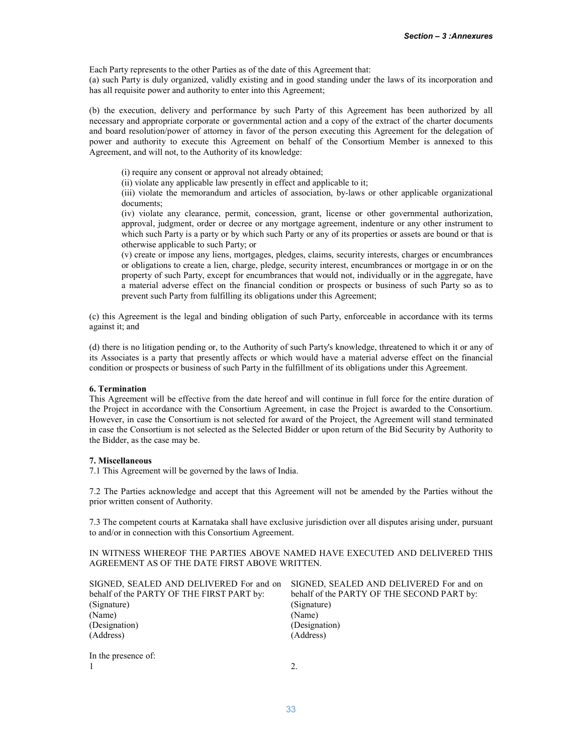Each Party represents to the other Parties as of the date of this Agreement that:

(a) such Party is duly organized, validly existing and in good standing under the laws of its incorporation and has all requisite power and authority to enter into this Agreement;

(b) the execution, delivery and performance by such Party of this Agreement has been authorized by all necessary and appropriate corporate or governmental action and a copy of the extract of the charter documents and board resolution/power of attorney in favor of the person executing this Agreement for the delegation of power and authority to execute this Agreement on behalf of the Consortium Member is annexed to this Agreement, and will not, to the Authority of its knowledge:

> (i) require any consent or approval not already obtained;
> (ii) violate any applicable law presently in effect and applicable to it;
> (iii) violate the memorandum and articles of association, by-laws or other applicable organizational documents;
> (iv) violate any clearance, permit, concession, grant, license or other governmental authorization, approval, judgment, order or decree or any mortgage agreement, indenture or any other instrument to which such Party is a party or by which such Party or any of its properties or assets are bound or that is otherwise applicable to such Party; or
> (v) create or impose any liens, mortgages, pledges, claims, security interests, charges or encumbrances or obligations to create a lien, charge, pledge, security interest, encumbrances or mortgage in or on the property of such Party, except for encumbrances that would not, individually or in the aggregate, have a material adverse effect on the financial condition or prospects or business of such Party so as to prevent such Party from fulfilling its obligations under this Agreement;

(c) this Agreement is the legal and binding obligation of such Party, enforceable in accordance with its terms against it; and

(d) there is no litigation pending or, to the Authority of such Party's knowledge, threatened to which it or any of its Associates is a party that presently affects or which would have a material adverse effect on the financial condition or prospects or business of such Party in the fulfillment of its obligations under this Agreement.

**6. Termination**

This Agreement will be effective from the date hereof and will continue in full force for the entire duration of the Project in accordance with the Consortium Agreement, in case the Project is awarded to the Consortium. However, in case the Consortium is not selected for award of the Project, the Agreement will stand terminated in case the Consortium is not selected as the Selected Bidder or upon return of the Bid Security by Authority to the Bidder, as the case may be.

**7. Miscellaneous**

7.1 This Agreement will be governed by the laws of India.

7.2 The Parties acknowledge and accept that this Agreement will not be amended by the Parties without the prior written consent of Authority.

7.3 The competent courts at Karnataka shall have exclusive jurisdiction over all disputes arising under, pursuant to and/or in connection with this Consortium Agreement.

IN WITNESS WHEREOF THE PARTIES ABOVE NAMED HAVE EXECUTED AND DELIVERED THIS AGREEMENT AS OF THE DATE FIRST ABOVE WRITTEN.

SIGNED, SEALED AND DELIVERED For and on behalf of the PARTY OF THE FIRST PART by:
(Signature)
(Name)
(Designation)
(Address)

SIGNED, SEALED AND DELIVERED For and on behalf of the PARTY OF THE SECOND PART by:
(Signature)
(Name)
(Designation)
(Address)

In the presence of:

1

2.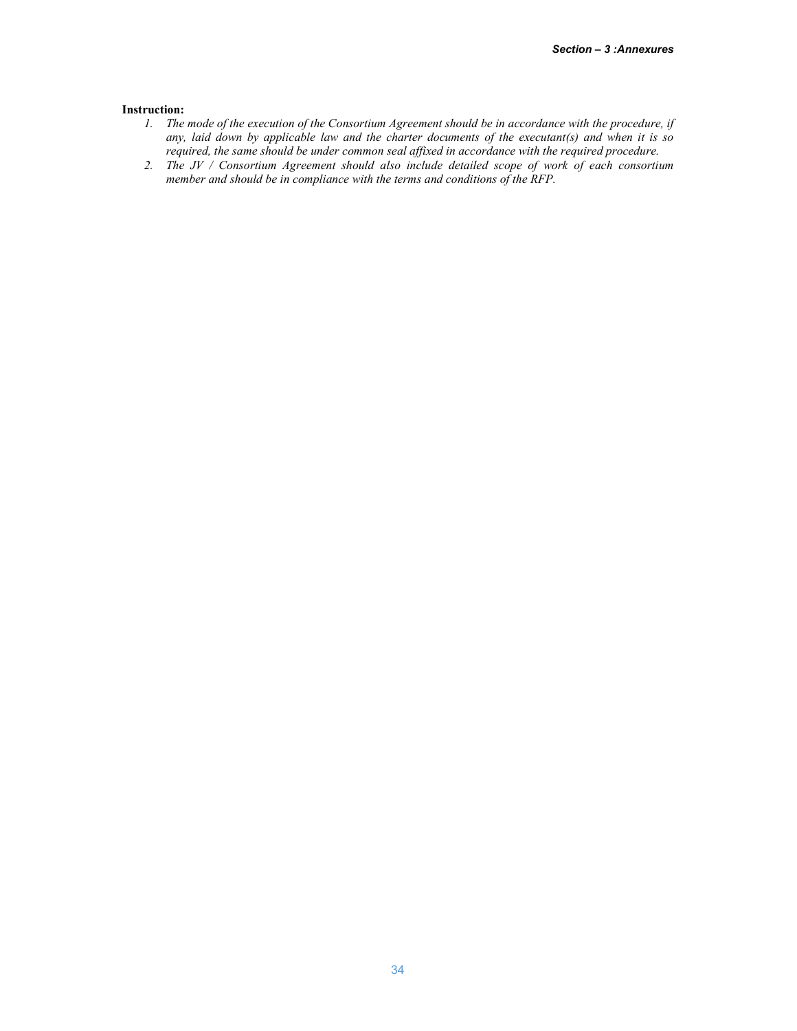**Instruction:**

1. *The mode of the execution of the Consortium Agreement should be in accordance with the procedure, if any, laid down by applicable law and the charter documents of the executant(s) and when it is so required, the same should be under common seal affixed in accordance with the required procedure.*
2. *The JV / Consortium Agreement should also include detailed scope of work of each consortium member and should be in compliance with the terms and conditions of the RFP.*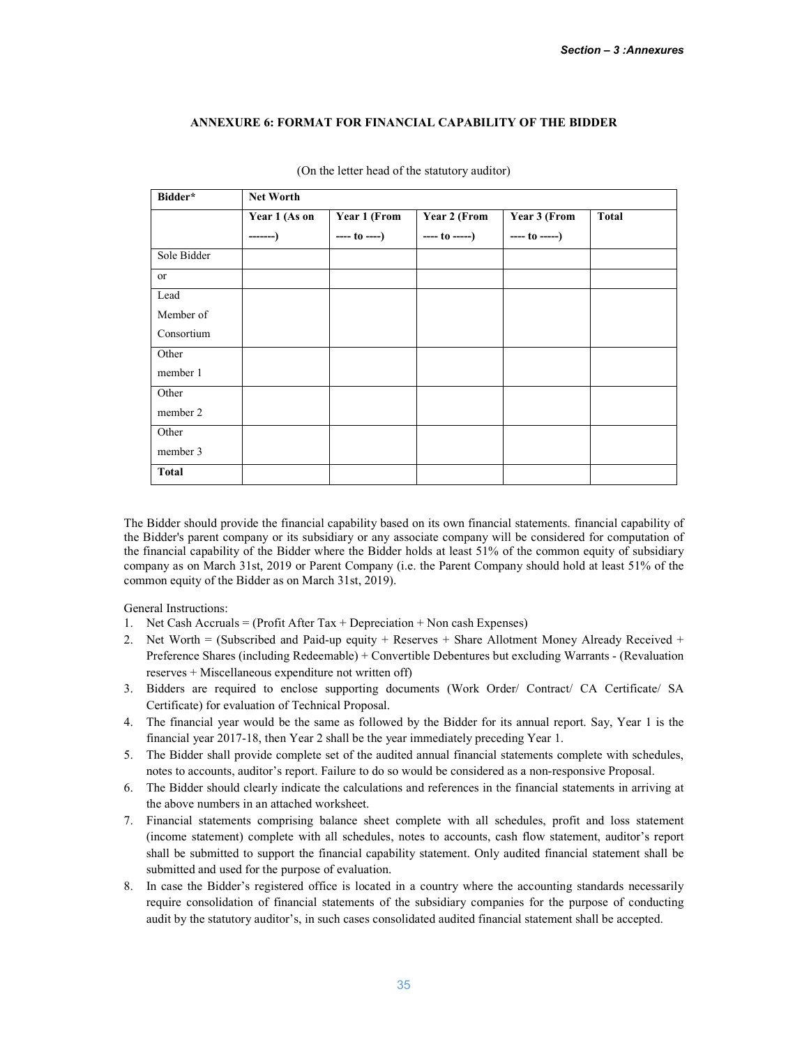### ANNEXURE 6: FORMAT FOR FINANCIAL CAPABILITY OF THE BIDDER

(On the letter head of the statutory auditor)

| Bidder* | Net Worth | | | | |
|---|---|---|---|---|---|
| | Year 1 (As on -------) | Year 1 (From ---- to ----) | Year 2 (From ---- to -----) | Year 3 (From ---- to -----) | Total |
| Sole Bidder | | | | | |
| or | | | | | |
| Lead Member of Consortium | | | | | |
| Other member 1 | | | | | |
| Other member 2 | | | | | |
| Other member 3 | | | | | |
| **Total** | | | | | |

The Bidder should provide the financial capability based on its own financial statements. financial capability of the Bidder's parent company or its subsidiary or any associate company will be considered for computation of the financial capability of the Bidder where the Bidder holds at least 51% of the common equity of subsidiary company as on March 31st, 2019 or Parent Company (i.e. the Parent Company should hold at least 51% of the common equity of the Bidder as on March 31st, 2019).

General Instructions:

1. Net Cash Accruals = (Profit After Tax + Depreciation + Non cash Expenses)
2. Net Worth = (Subscribed and Paid-up equity + Reserves + Share Allotment Money Already Received + Preference Shares (including Redeemable) + Convertible Debentures but excluding Warrants - (Revaluation reserves + Miscellaneous expenditure not written off)
3. Bidders are required to enclose supporting documents (Work Order/ Contract/ CA Certificate/ SA Certificate) for evaluation of Technical Proposal.
4. The financial year would be the same as followed by the Bidder for its annual report. Say, Year 1 is the financial year 2017-18, then Year 2 shall be the year immediately preceding Year 1.
5. The Bidder shall provide complete set of the audited annual financial statements complete with schedules, notes to accounts, auditor's report. Failure to do so would be considered as a non-responsive Proposal.
6. The Bidder should clearly indicate the calculations and references in the financial statements in arriving at the above numbers in an attached worksheet.
7. Financial statements comprising balance sheet complete with all schedules, profit and loss statement (income statement) complete with all schedules, notes to accounts, cash flow statement, auditor's report shall be submitted to support the financial capability statement. Only audited financial statement shall be submitted and used for the purpose of evaluation.
8. In case the Bidder's registered office is located in a country where the accounting standards necessarily require consolidation of financial statements of the subsidiary companies for the purpose of conducting audit by the statutory auditor's, in such cases consolidated audited financial statement shall be accepted.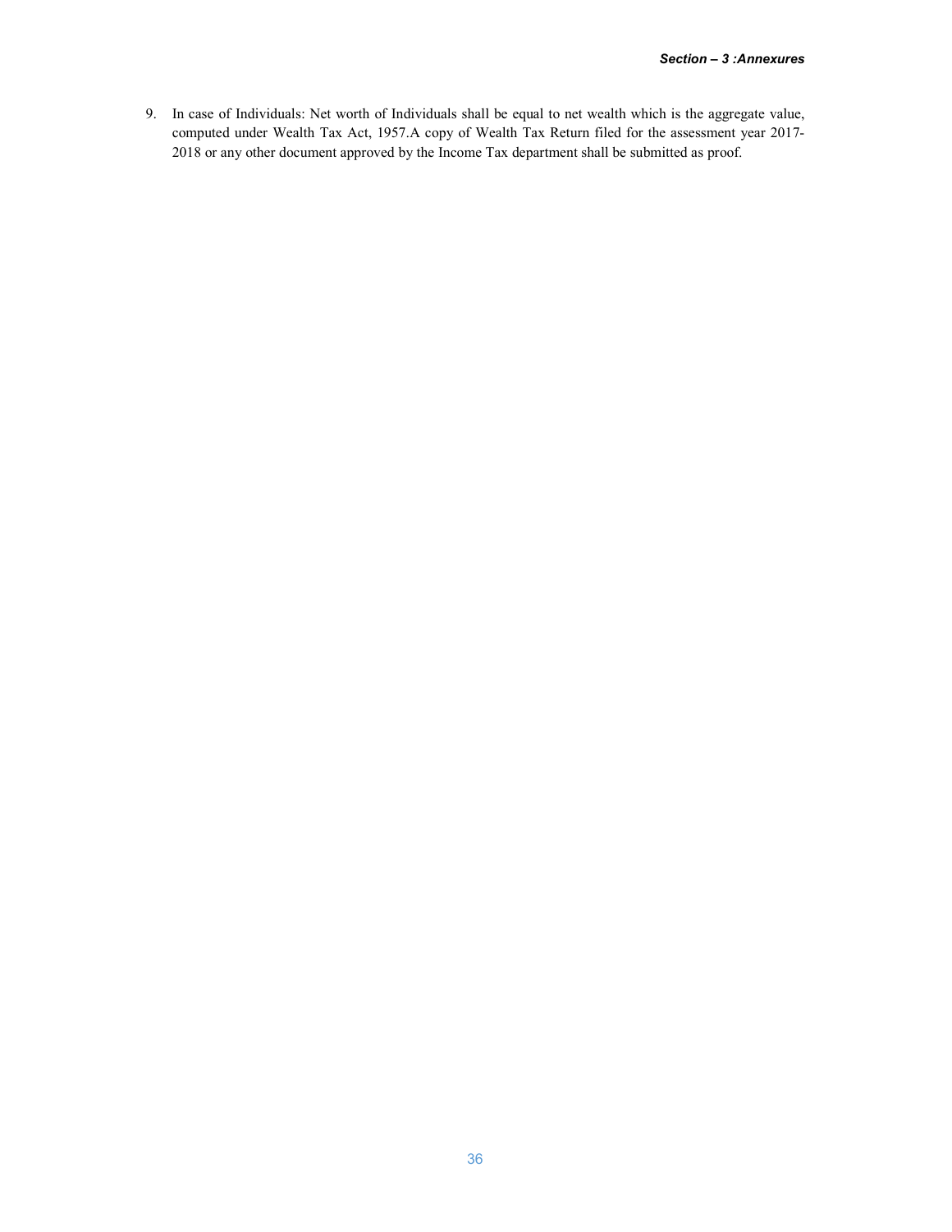9. In case of Individuals: Net worth of Individuals shall be equal to net wealth which is the aggregate value, computed under Wealth Tax Act, 1957.A copy of Wealth Tax Return filed for the assessment year 2017-2018 or any other document approved by the Income Tax department shall be submitted as proof.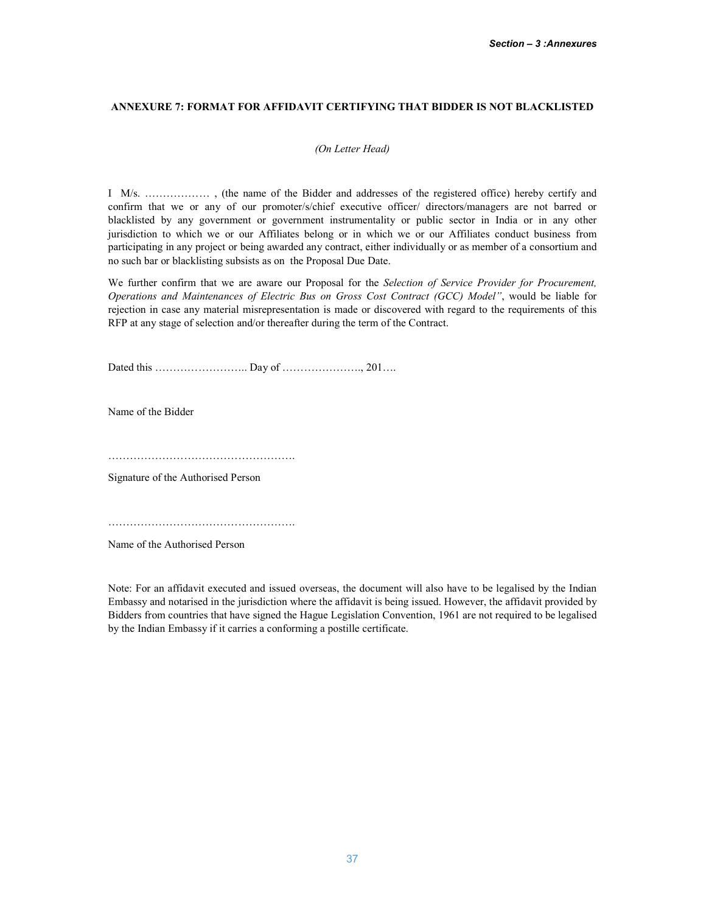## ANNEXURE 7: FORMAT FOR AFFIDAVIT CERTIFYING THAT BIDDER IS NOT BLACKLISTED

*(On Letter Head)*

I M/s. ……………… , (the name of the Bidder and addresses of the registered office) hereby certify and confirm that we or any of our promoter/s/chief executive officer/ directors/managers are not barred or blacklisted by any government or government instrumentality or public sector in India or in any other jurisdiction to which we or our Affiliates belong or in which we or our Affiliates conduct business from participating in any project or being awarded any contract, either individually or as member of a consortium and no such bar or blacklisting subsists as on the Proposal Due Date.

We further confirm that we are aware our Proposal for the *Selection of Service Provider for Procurement, Operations and Maintenances of Electric Bus on Gross Cost Contract (GCC) Model"*, would be liable for rejection in case any material misrepresentation is made or discovered with regard to the requirements of this RFP at any stage of selection and/or thereafter during the term of the Contract.

Dated this …………………….. Day of …………………., 201….

Name of the Bidder

…………………………………………….

Signature of the Authorised Person

…………………………………………….

Name of the Authorised Person

Note: For an affidavit executed and issued overseas, the document will also have to be legalised by the Indian Embassy and notarised in the jurisdiction where the affidavit is being issued. However, the affidavit provided by Bidders from countries that have signed the Hague Legislation Convention, 1961 are not required to be legalised by the Indian Embassy if it carries a conforming a postille certificate.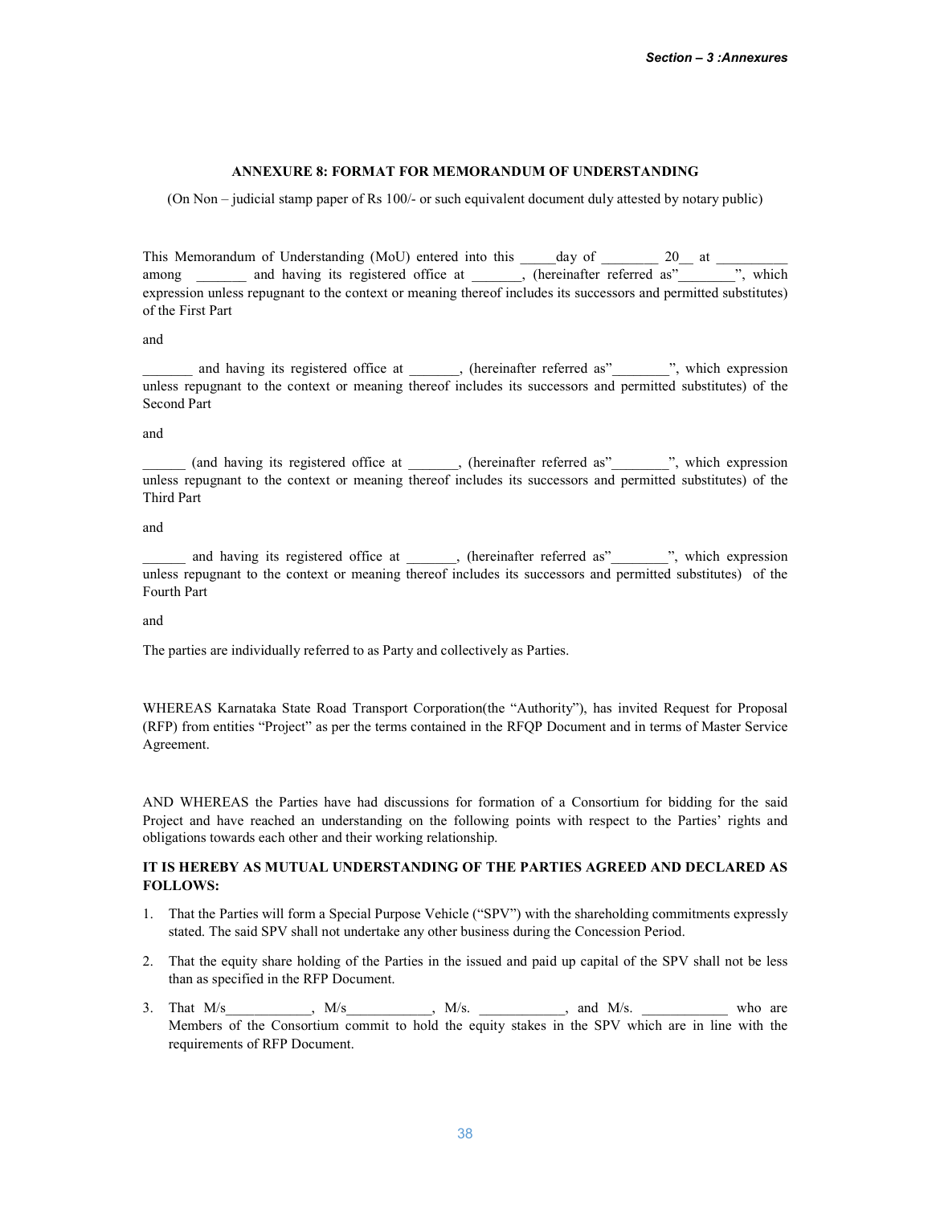### ANNEXURE 8: FORMAT FOR MEMORANDUM OF UNDERSTANDING

(On Non – judicial stamp paper of Rs 100/- or such equivalent document duly attested by notary public)

This Memorandum of Understanding (MoU) entered into this _____day of ________ 20__ at __________ among _______ and having its registered office at _______, (hereinafter referred as"________", which expression unless repugnant to the context or meaning thereof includes its successors and permitted substitutes) of the First Part

and

_______ and having its registered office at _______, (hereinafter referred as"________", which expression unless repugnant to the context or meaning thereof includes its successors and permitted substitutes) of the Second Part

and

______ (and having its registered office at _______, (hereinafter referred as"________", which expression unless repugnant to the context or meaning thereof includes its successors and permitted substitutes) of the Third Part

and

______ and having its registered office at _______, (hereinafter referred as"________", which expression unless repugnant to the context or meaning thereof includes its successors and permitted substitutes) of the Fourth Part

and

The parties are individually referred to as Party and collectively as Parties.

WHEREAS Karnataka State Road Transport Corporation(the "Authority"), has invited Request for Proposal (RFP) from entities "Project" as per the terms contained in the RFQP Document and in terms of Master Service Agreement.

AND WHEREAS the Parties have had discussions for formation of a Consortium for bidding for the said Project and have reached an understanding on the following points with respect to the Parties' rights and obligations towards each other and their working relationship.

**IT IS HEREBY AS MUTUAL UNDERSTANDING OF THE PARTIES AGREED AND DECLARED AS FOLLOWS:**

1. That the Parties will form a Special Purpose Vehicle ("SPV") with the shareholding commitments expressly stated. The said SPV shall not undertake any other business during the Concession Period.
2. That the equity share holding of the Parties in the issued and paid up capital of the SPV shall not be less than as specified in the RFP Document.
3. That M/s____________, M/s____________, M/s. ____________, and M/s. ____________ who are Members of the Consortium commit to hold the equity stakes in the SPV which are in line with the requirements of RFP Document.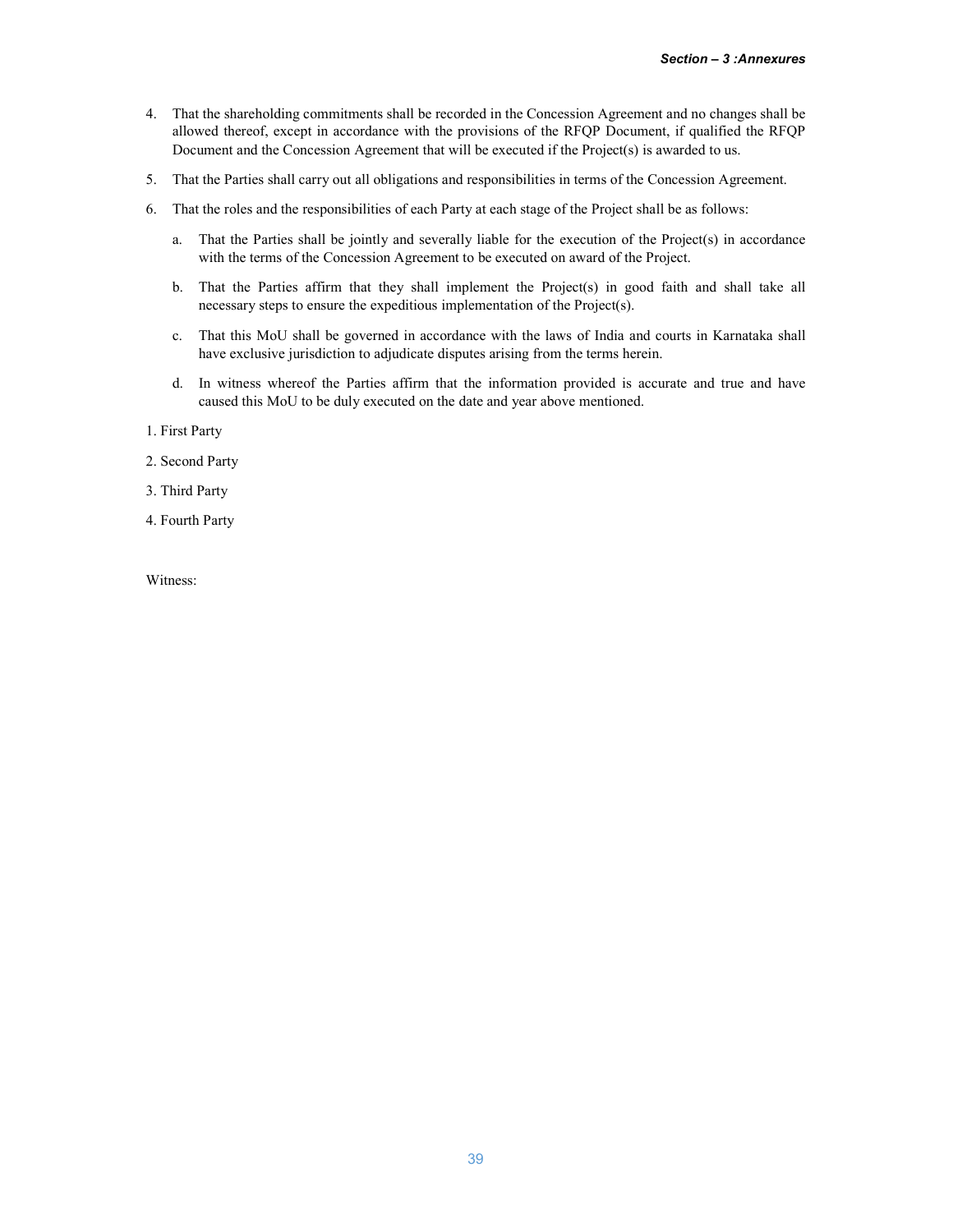4. That the shareholding commitments shall be recorded in the Concession Agreement and no changes shall be allowed thereof, except in accordance with the provisions of the RFQP Document, if qualified the RFQP Document and the Concession Agreement that will be executed if the Project(s) is awarded to us.

5. That the Parties shall carry out all obligations and responsibilities in terms of the Concession Agreement.

6. That the roles and the responsibilities of each Party at each stage of the Project shall be as follows:

   a. That the Parties shall be jointly and severally liable for the execution of the Project(s) in accordance with the terms of the Concession Agreement to be executed on award of the Project.

   b. That the Parties affirm that they shall implement the Project(s) in good faith and shall take all necessary steps to ensure the expeditious implementation of the Project(s).

   c. That this MoU shall be governed in accordance with the laws of India and courts in Karnataka shall have exclusive jurisdiction to adjudicate disputes arising from the terms herein.

   d. In witness whereof the Parties affirm that the information provided is accurate and true and have caused this MoU to be duly executed on the date and year above mentioned.

1. First Party

2. Second Party

3. Third Party

4. Fourth Party

Witness: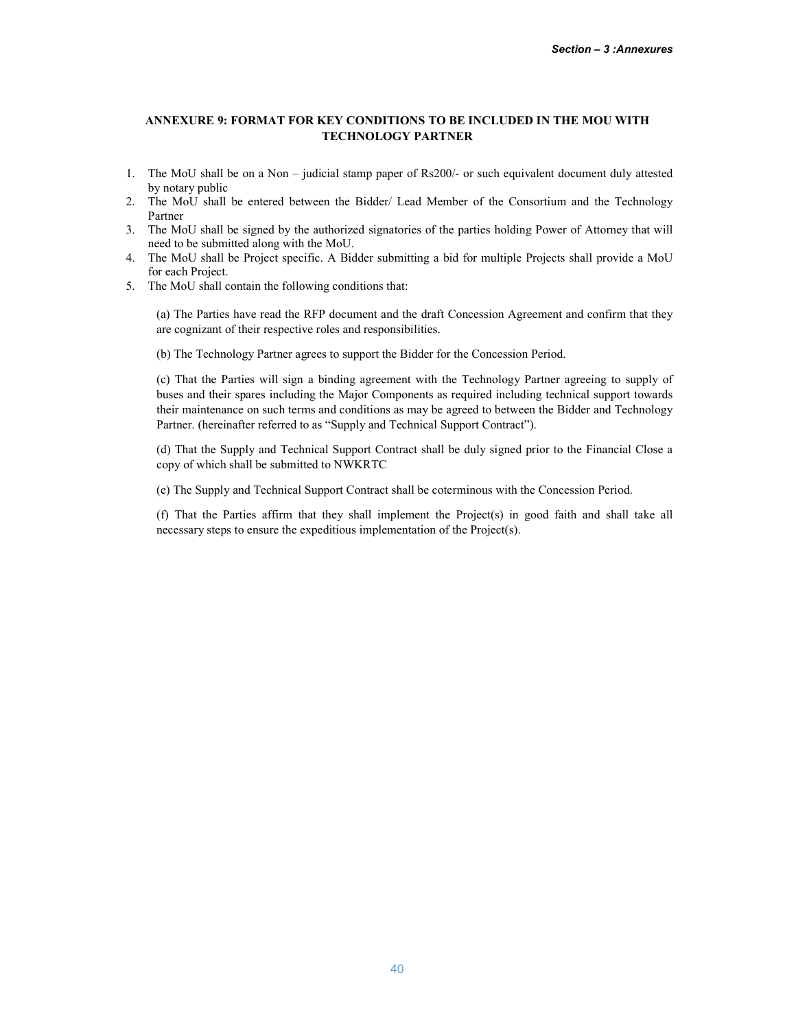## ANNEXURE 9: FORMAT FOR KEY CONDITIONS TO BE INCLUDED IN THE MOU WITH TECHNOLOGY PARTNER

1. The MoU shall be on a Non – judicial stamp paper of Rs200/- or such equivalent document duly attested by notary public
2. The MoU shall be entered between the Bidder/ Lead Member of the Consortium and the Technology Partner
3. The MoU shall be signed by the authorized signatories of the parties holding Power of Attorney that will need to be submitted along with the MoU.
4. The MoU shall be Project specific. A Bidder submitting a bid for multiple Projects shall provide a MoU for each Project.
5. The MoU shall contain the following conditions that:

   (a) The Parties have read the RFP document and the draft Concession Agreement and confirm that they are cognizant of their respective roles and responsibilities.

   (b) The Technology Partner agrees to support the Bidder for the Concession Period.

   (c) That the Parties will sign a binding agreement with the Technology Partner agreeing to supply of buses and their spares including the Major Components as required including technical support towards their maintenance on such terms and conditions as may be agreed to between the Bidder and Technology Partner. (hereinafter referred to as "Supply and Technical Support Contract").

   (d) That the Supply and Technical Support Contract shall be duly signed prior to the Financial Close a copy of which shall be submitted to NWKRTC

   (e) The Supply and Technical Support Contract shall be coterminous with the Concession Period.

   (f) That the Parties affirm that they shall implement the Project(s) in good faith and shall take all necessary steps to ensure the expeditious implementation of the Project(s).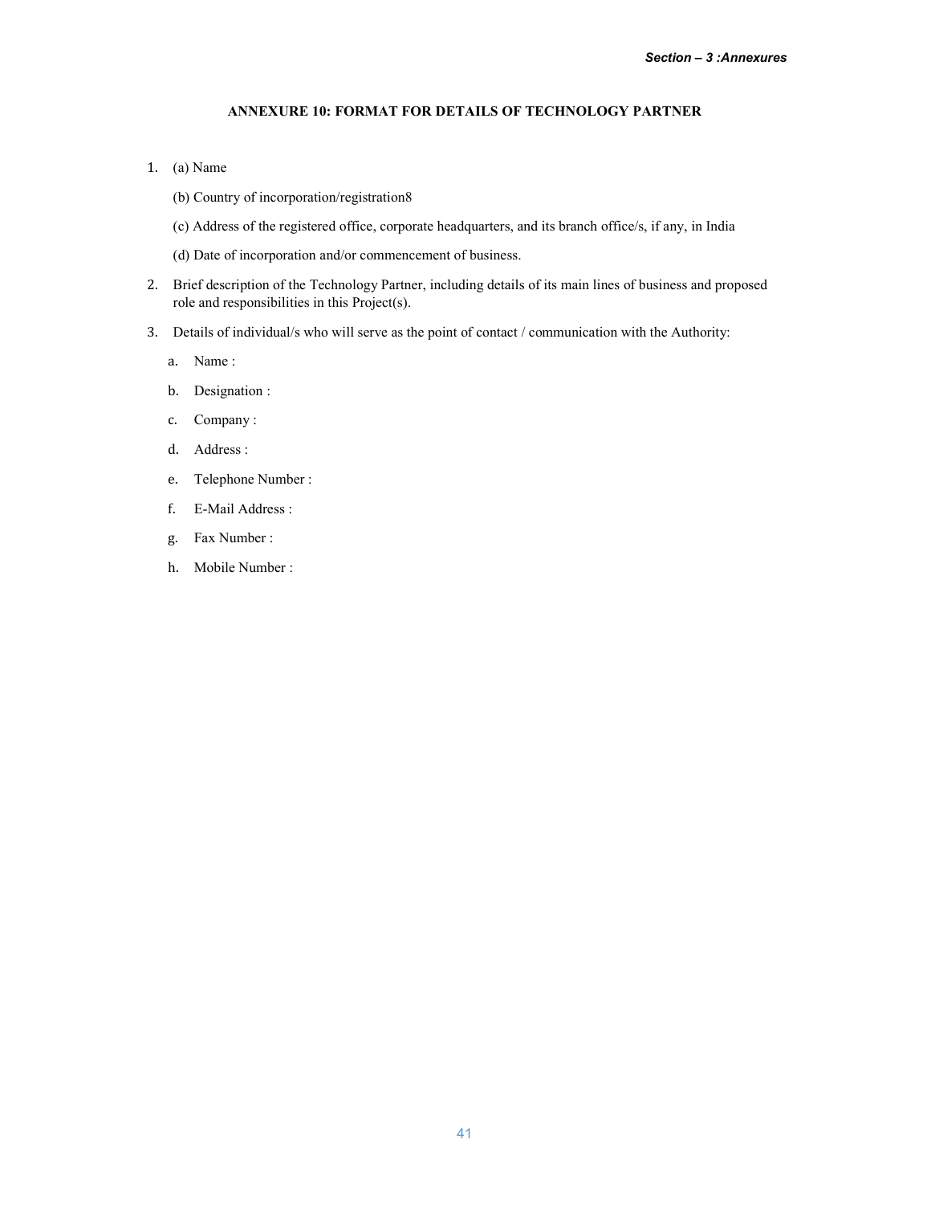## ANNEXURE 10: FORMAT FOR DETAILS OF TECHNOLOGY PARTNER

1. (a) Name

   (b) Country of incorporation/registration[8]

   (c) Address of the registered office, corporate headquarters, and its branch office/s, if any, in India

   (d) Date of incorporation and/or commencement of business.

2. Brief description of the Technology Partner, including details of its main lines of business and proposed role and responsibilities in this Project(s).

3. Details of individual/s who will serve as the point of contact / communication with the Authority:

   a. Name :

   b. Designation :

   c. Company :

   d. Address :

   e. Telephone Number :

   f. E-Mail Address :

   g. Fax Number :

   h. Mobile Number :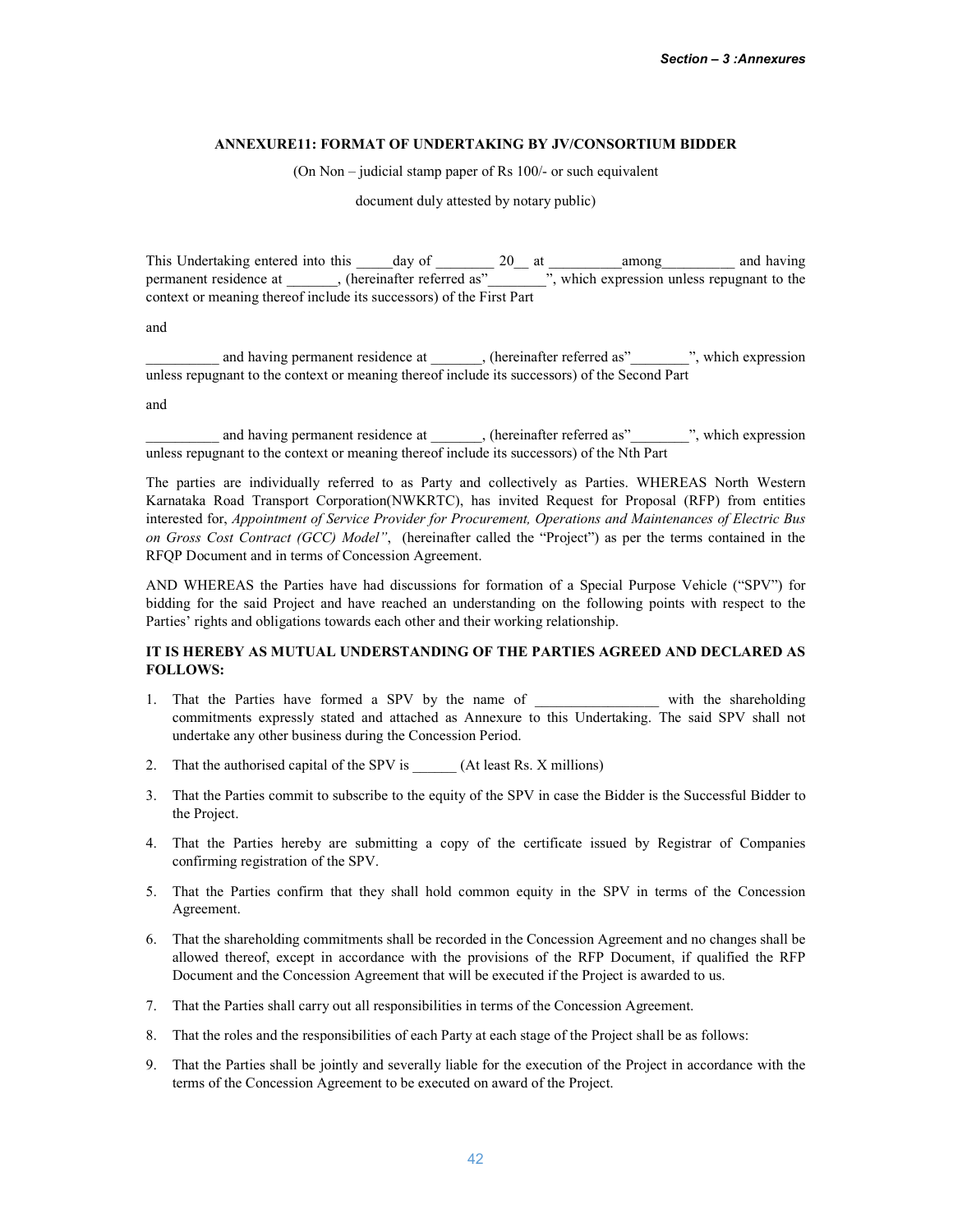### ANNEXURE11: FORMAT OF UNDERTAKING BY JV/CONSORTIUM BIDDER

(On Non – judicial stamp paper of Rs 100/- or such equivalent

document duly attested by notary public)

This Undertaking entered into this _____day of ________ 20__ at __________among__________ and having permanent residence at _______, (hereinafter referred as"________", which expression unless repugnant to the context or meaning thereof include its successors) of the First Part

and

__________ and having permanent residence at _______, (hereinafter referred as"________", which expression unless repugnant to the context or meaning thereof include its successors) of the Second Part

and

__________ and having permanent residence at _______, (hereinafter referred as"________", which expression unless repugnant to the context or meaning thereof include its successors) of the Nth Part

The parties are individually referred to as Party and collectively as Parties. WHEREAS North Western Karnataka Road Transport Corporation(NWKRTC), has invited Request for Proposal (RFP) from entities interested for, *Appointment of Service Provider for Procurement, Operations and Maintenances of Electric Bus on Gross Cost Contract (GCC) Model"*, (hereinafter called the "Project") as per the terms contained in the RFQP Document and in terms of Concession Agreement.

AND WHEREAS the Parties have had discussions for formation of a Special Purpose Vehicle ("SPV") for bidding for the said Project and have reached an understanding on the following points with respect to the Parties' rights and obligations towards each other and their working relationship.

**IT IS HEREBY AS MUTUAL UNDERSTANDING OF THE PARTIES AGREED AND DECLARED AS FOLLOWS:**

1. That the Parties have formed a SPV by the name of _________________ with the shareholding commitments expressly stated and attached as Annexure to this Undertaking. The said SPV shall not undertake any other business during the Concession Period.
2. That the authorised capital of the SPV is ______ (At least Rs. X millions)
3. That the Parties commit to subscribe to the equity of the SPV in case the Bidder is the Successful Bidder to the Project.
4. That the Parties hereby are submitting a copy of the certificate issued by Registrar of Companies confirming registration of the SPV.
5. That the Parties confirm that they shall hold common equity in the SPV in terms of the Concession Agreement.
6. That the shareholding commitments shall be recorded in the Concession Agreement and no changes shall be allowed thereof, except in accordance with the provisions of the RFP Document, if qualified the RFP Document and the Concession Agreement that will be executed if the Project is awarded to us.
7. That the Parties shall carry out all responsibilities in terms of the Concession Agreement.
8. That the roles and the responsibilities of each Party at each stage of the Project shall be as follows:
9. That the Parties shall be jointly and severally liable for the execution of the Project in accordance with the terms of the Concession Agreement to be executed on award of the Project.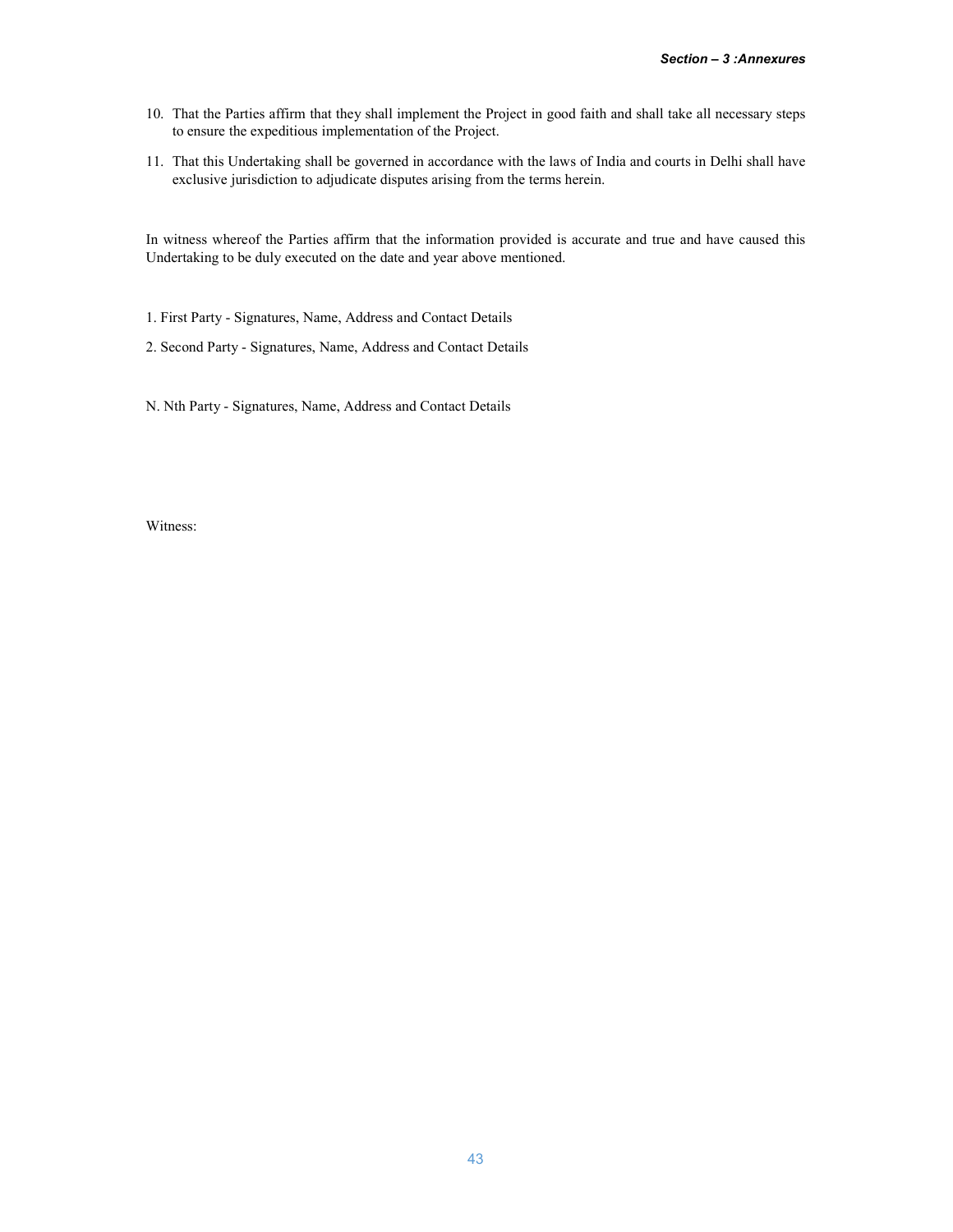10. That the Parties affirm that they shall implement the Project in good faith and shall take all necessary steps to ensure the expeditious implementation of the Project.
11. That this Undertaking shall be governed in accordance with the laws of India and courts in Delhi shall have exclusive jurisdiction to adjudicate disputes arising from the terms herein.

In witness whereof the Parties affirm that the information provided is accurate and true and have caused this Undertaking to be duly executed on the date and year above mentioned.

1. First Party - Signatures, Name, Address and Contact Details

2. Second Party - Signatures, Name, Address and Contact Details

N. Nth Party - Signatures, Name, Address and Contact Details

Witness: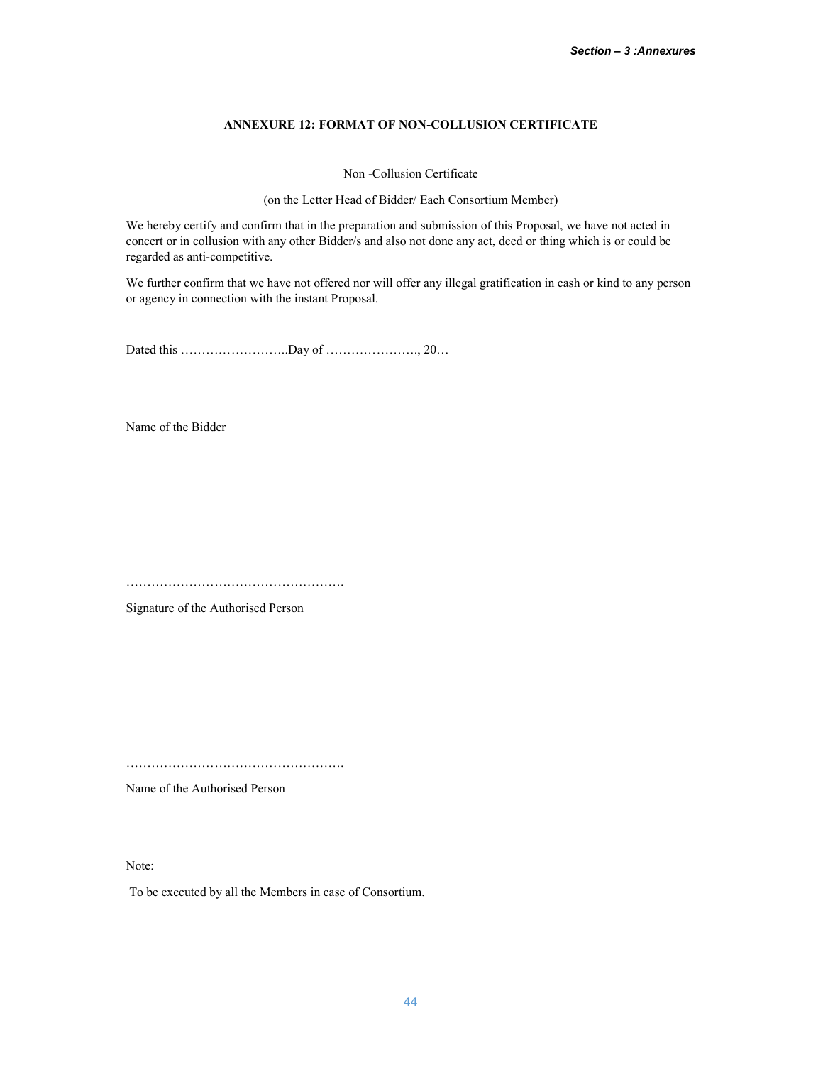## ANNEXURE 12: FORMAT OF NON-COLLUSION CERTIFICATE

Non -Collusion Certificate

(on the Letter Head of Bidder/ Each Consortium Member)

We hereby certify and confirm that in the preparation and submission of this Proposal, we have not acted in concert or in collusion with any other Bidder/s and also not done any act, deed or thing which is or could be regarded as anti-competitive.

We further confirm that we have not offered nor will offer any illegal gratification in cash or kind to any person or agency in connection with the instant Proposal.

Dated this ……………………..Day of …………………., 20…

Name of the Bidder

…………………………………………….

Signature of the Authorised Person

…………………………………………….

Name of the Authorised Person

Note:

To be executed by all the Members in case of Consortium.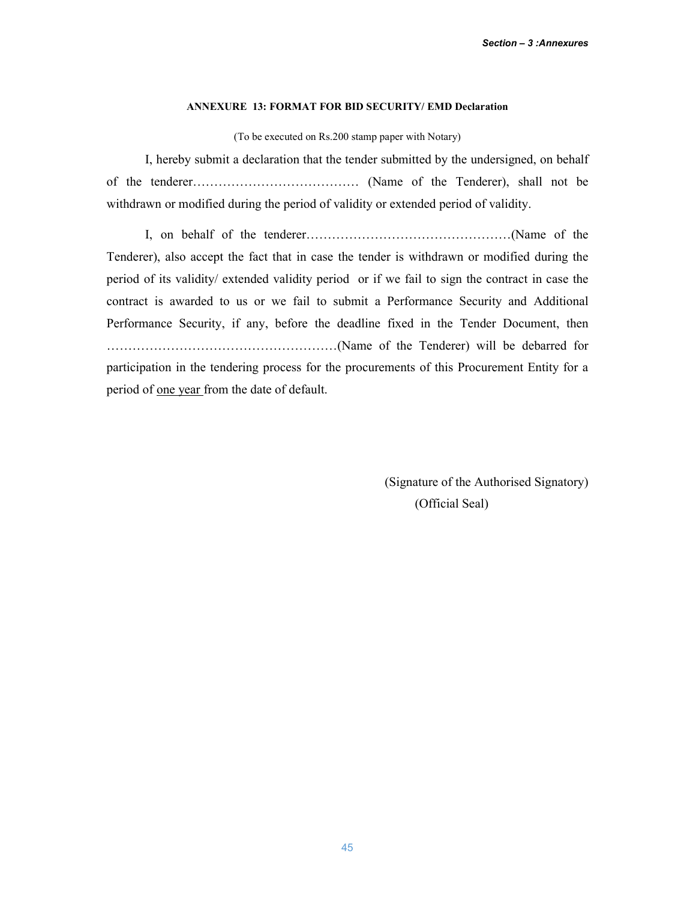### ANNEXURE 13: FORMAT FOR BID SECURITY/ EMD Declaration

(To be executed on Rs.200 stamp paper with Notary)

I, hereby submit a declaration that the tender submitted by the undersigned, on behalf of the tenderer………………………………… (Name of the Tenderer), shall not be withdrawn or modified during the period of validity or extended period of validity.

I, on behalf of the tenderer…………………………………………(Name of the Tenderer), also accept the fact that in case the tender is withdrawn or modified during the period of its validity/ extended validity period or if we fail to sign the contract in case the contract is awarded to us or we fail to submit a Performance Security and Additional Performance Security, if any, before the deadline fixed in the Tender Document, then ………………………………………………(Name of the Tenderer) will be debarred for participation in the tendering process for the procurements of this Procurement Entity for a period of one year from the date of default.

(Signature of the Authorised Signatory)

(Official Seal)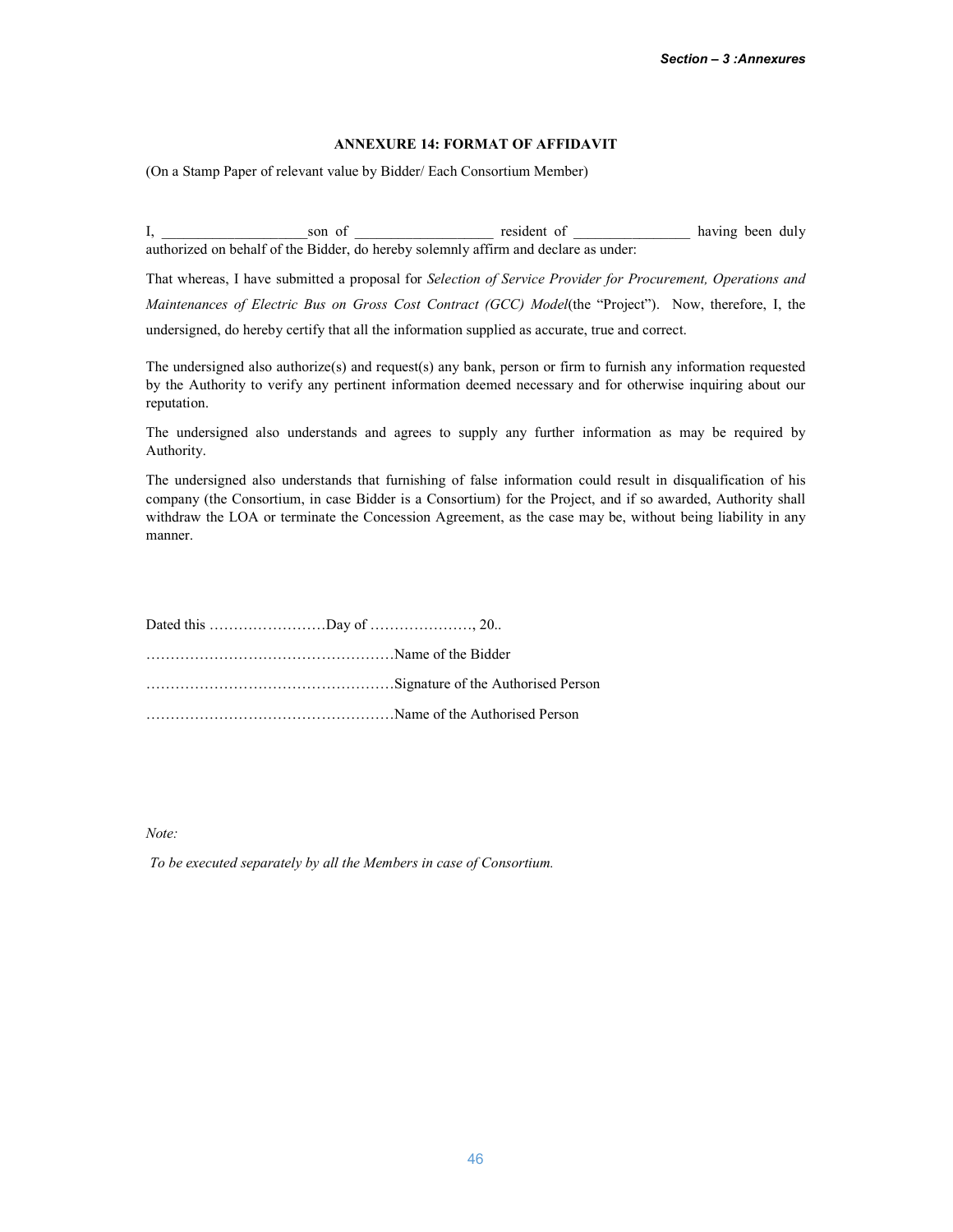### ANNEXURE 14: FORMAT OF AFFIDAVIT

(On a Stamp Paper of relevant value by Bidder/ Each Consortium Member)

I, ____________________son of ___________________ resident of ________________ having been duly authorized on behalf of the Bidder, do hereby solemnly affirm and declare as under:

That whereas, I have submitted a proposal for *Selection of Service Provider for Procurement, Operations and Maintenances of Electric Bus on Gross Cost Contract (GCC) Model*(the "Project"). Now, therefore, I, the undersigned, do hereby certify that all the information supplied as accurate, true and correct.

The undersigned also authorize(s) and request(s) any bank, person or firm to furnish any information requested by the Authority to verify any pertinent information deemed necessary and for otherwise inquiring about our reputation.

The undersigned also understands and agrees to supply any further information as may be required by Authority.

The undersigned also understands that furnishing of false information could result in disqualification of his company (the Consortium, in case Bidder is a Consortium) for the Project, and if so awarded, Authority shall withdraw the LOA or terminate the Concession Agreement, as the case may be, without being liability in any manner.

Dated this ……………………Day of …………………, 20..

……………………………………………Name of the Bidder

……………………………………………Signature of the Authorised Person

……………………………………………Name of the Authorised Person

*Note:*

*To be executed separately by all the Members in case of Consortium.*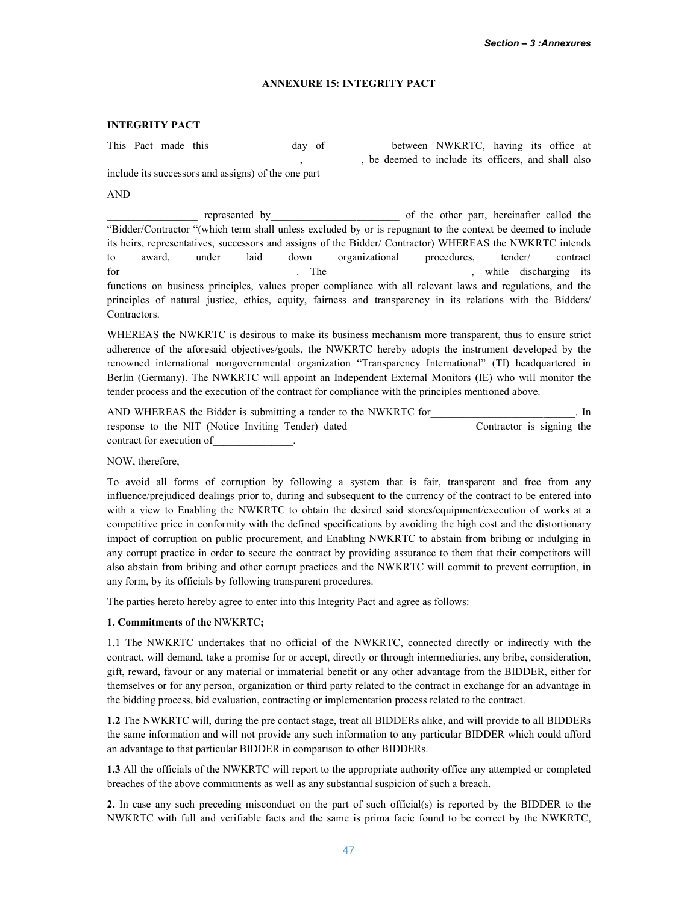# ANNEXURE 15: INTEGRITY PACT

**INTEGRITY PACT**

This Pact made this______________ day of___________ between NWKRTC, having its office at ____________________________________, __________, be deemed to include its officers, and shall also include its successors and assigns) of the one part

AND

_________________ represented by________________________ of the other part, hereinafter called the "Bidder/Contractor "(which term shall unless excluded by or is repugnant to the context be deemed to include its heirs, representatives, successors and assigns of the Bidder/ Contractor) WHEREAS the NWKRTC intends to award, under laid down organizational procedures, tender/ contract for__________________________________. The _________________________, while discharging its functions on business principles, values proper compliance with all relevant laws and regulations, and the principles of natural justice, ethics, equity, fairness and transparency in its relations with the Bidders/ Contractors.

WHEREAS the NWKRTC is desirous to make its business mechanism more transparent, thus to ensure strict adherence of the aforesaid objectives/goals, the NWKRTC hereby adopts the instrument developed by the renowned international nongovernmental organization "Transparency International" (TI) headquartered in Berlin (Germany). The NWKRTC will appoint an Independent External Monitors (IE) who will monitor the tender process and the execution of the contract for compliance with the principles mentioned above.

AND WHEREAS the Bidder is submitting a tender to the NWKRTC for___________________________. In response to the NIT (Notice Inviting Tender) dated _______________________Contractor is signing the contract for execution of_______________.

NOW, therefore,

To avoid all forms of corruption by following a system that is fair, transparent and free from any influence/prejudiced dealings prior to, during and subsequent to the currency of the contract to be entered into with a view to Enabling the NWKRTC to obtain the desired said stores/equipment/execution of works at a competitive price in conformity with the defined specifications by avoiding the high cost and the distortionary impact of corruption on public procurement, and Enabling NWKRTC to abstain from bribing or indulging in any corrupt practice in order to secure the contract by providing assurance to them that their competitors will also abstain from bribing and other corrupt practices and the NWKRTC will commit to prevent corruption, in any form, by its officials by following transparent procedures.

The parties hereto hereby agree to enter into this Integrity Pact and agree as follows:

**1. Commitments of the** NWKRTC**;**

1.1 The NWKRTC undertakes that no official of the NWKRTC, connected directly or indirectly with the contract, will demand, take a promise for or accept, directly or through intermediaries, any bribe, consideration, gift, reward, favour or any material or immaterial benefit or any other advantage from the BIDDER, either for themselves or for any person, organization or third party related to the contract in exchange for an advantage in the bidding process, bid evaluation, contracting or implementation process related to the contract.

**1.2** The NWKRTC will, during the pre contact stage, treat all BIDDERs alike, and will provide to all BIDDERs the same information and will not provide any such information to any particular BIDDER which could afford an advantage to that particular BIDDER in comparison to other BIDDERs.

**1.3** All the officials of the NWKRTC will report to the appropriate authority office any attempted or completed breaches of the above commitments as well as any substantial suspicion of such a breach.

**2.** In case any such preceding misconduct on the part of such official(s) is reported by the BIDDER to the NWKRTC with full and verifiable facts and the same is prima facie found to be correct by the NWKRTC,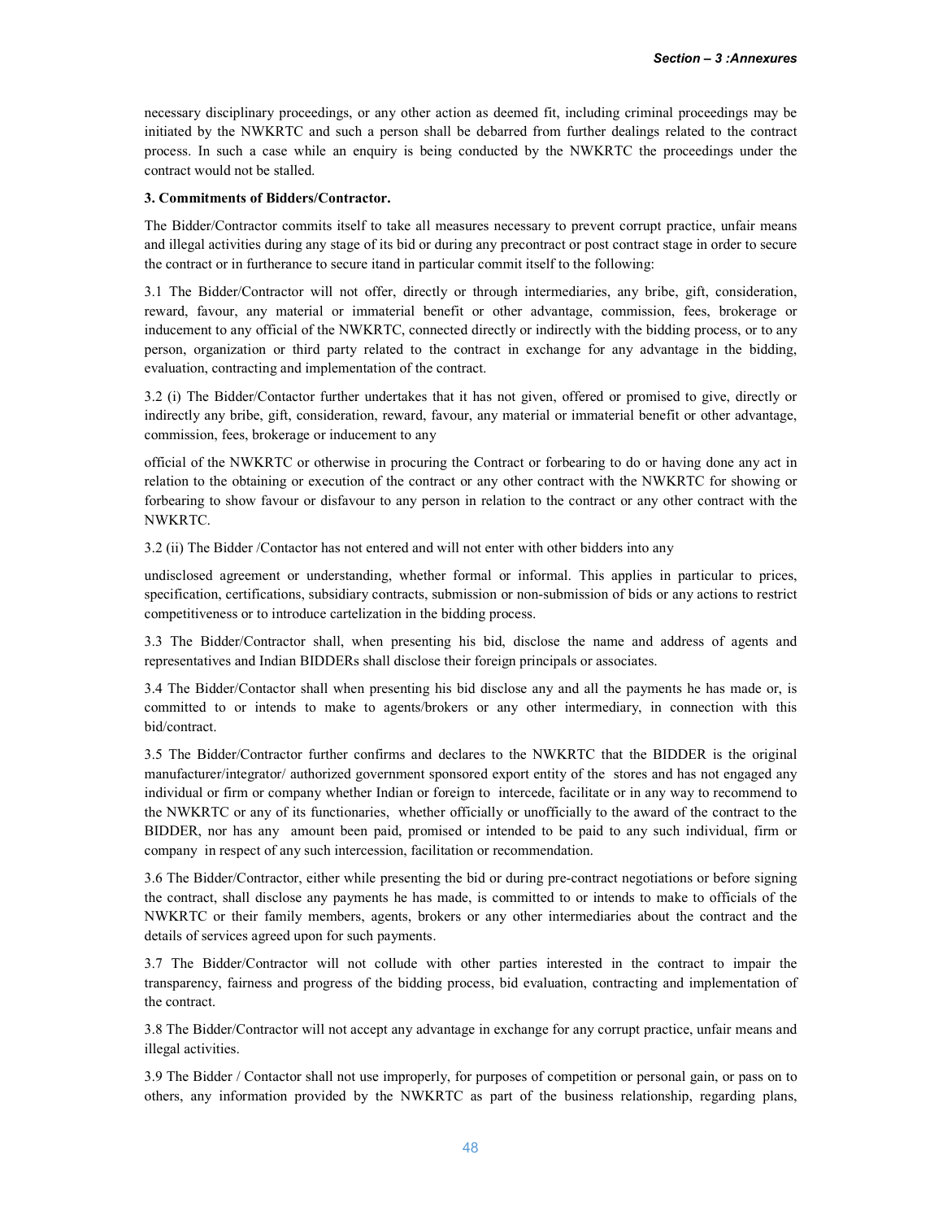necessary disciplinary proceedings, or any other action as deemed fit, including criminal proceedings may be initiated by the NWKRTC and such a person shall be debarred from further dealings related to the contract process. In such a case while an enquiry is being conducted by the NWKRTC the proceedings under the contract would not be stalled.

**3. Commitments of Bidders/Contractor.**

The Bidder/Contractor commits itself to take all measures necessary to prevent corrupt practice, unfair means and illegal activities during any stage of its bid or during any precontract or post contract stage in order to secure the contract or in furtherance to secure itand in particular commit itself to the following:

3.1 The Bidder/Contractor will not offer, directly or through intermediaries, any bribe, gift, consideration, reward, favour, any material or immaterial benefit or other advantage, commission, fees, brokerage or inducement to any official of the NWKRTC, connected directly or indirectly with the bidding process, or to any person, organization or third party related to the contract in exchange for any advantage in the bidding, evaluation, contracting and implementation of the contract.

3.2 (i) The Bidder/Contactor further undertakes that it has not given, offered or promised to give, directly or indirectly any bribe, gift, consideration, reward, favour, any material or immaterial benefit or other advantage, commission, fees, brokerage or inducement to any

official of the NWKRTC or otherwise in procuring the Contract or forbearing to do or having done any act in relation to the obtaining or execution of the contract or any other contract with the NWKRTC for showing or forbearing to show favour or disfavour to any person in relation to the contract or any other contract with the NWKRTC.

3.2 (ii) The Bidder /Contactor has not entered and will not enter with other bidders into any

undisclosed agreement or understanding, whether formal or informal. This applies in particular to prices, specification, certifications, subsidiary contracts, submission or non-submission of bids or any actions to restrict competitiveness or to introduce cartelization in the bidding process.

3.3 The Bidder/Contractor shall, when presenting his bid, disclose the name and address of agents and representatives and Indian BIDDERs shall disclose their foreign principals or associates.

3.4 The Bidder/Contactor shall when presenting his bid disclose any and all the payments he has made or, is committed to or intends to make to agents/brokers or any other intermediary, in connection with this bid/contract.

3.5 The Bidder/Contractor further confirms and declares to the NWKRTC that the BIDDER is the original manufacturer/integrator/ authorized government sponsored export entity of the stores and has not engaged any individual or firm or company whether Indian or foreign to intercede, facilitate or in any way to recommend to the NWKRTC or any of its functionaries, whether officially or unofficially to the award of the contract to the BIDDER, nor has any amount been paid, promised or intended to be paid to any such individual, firm or company in respect of any such intercession, facilitation or recommendation.

3.6 The Bidder/Contractor, either while presenting the bid or during pre-contract negotiations or before signing the contract, shall disclose any payments he has made, is committed to or intends to make to officials of the NWKRTC or their family members, agents, brokers or any other intermediaries about the contract and the details of services agreed upon for such payments.

3.7 The Bidder/Contractor will not collude with other parties interested in the contract to impair the transparency, fairness and progress of the bidding process, bid evaluation, contracting and implementation of the contract.

3.8 The Bidder/Contractor will not accept any advantage in exchange for any corrupt practice, unfair means and illegal activities.

3.9 The Bidder / Contactor shall not use improperly, for purposes of competition or personal gain, or pass on to others, any information provided by the NWKRTC as part of the business relationship, regarding plans,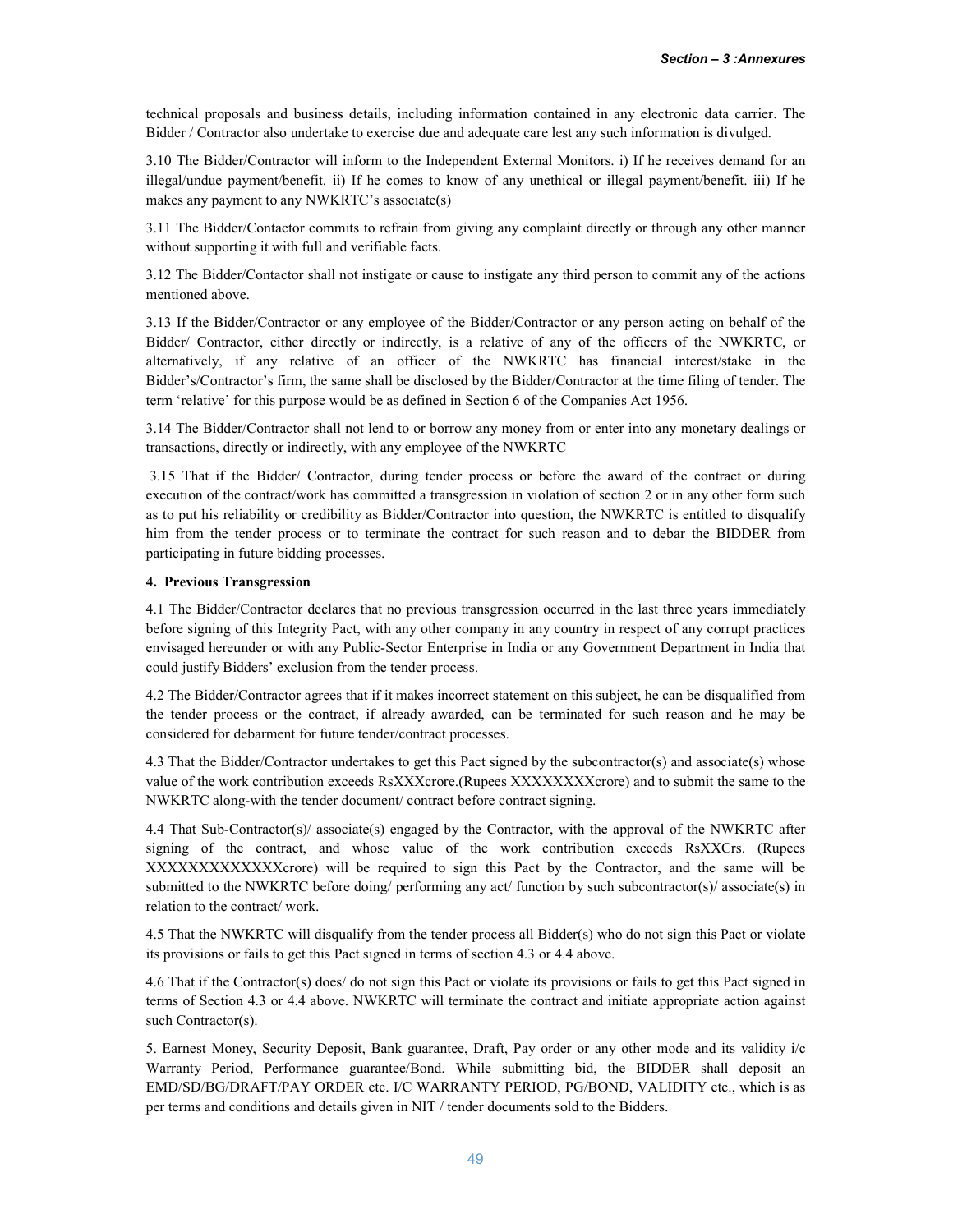technical proposals and business details, including information contained in any electronic data carrier. The Bidder / Contractor also undertake to exercise due and adequate care lest any such information is divulged.

3.10 The Bidder/Contractor will inform to the Independent External Monitors. i) If he receives demand for an illegal/undue payment/benefit. ii) If he comes to know of any unethical or illegal payment/benefit. iii) If he makes any payment to any NWKRTC's associate(s)

3.11 The Bidder/Contactor commits to refrain from giving any complaint directly or through any other manner without supporting it with full and verifiable facts.

3.12 The Bidder/Contactor shall not instigate or cause to instigate any third person to commit any of the actions mentioned above.

3.13 If the Bidder/Contractor or any employee of the Bidder/Contractor or any person acting on behalf of the Bidder/ Contractor, either directly or indirectly, is a relative of any of the officers of the NWKRTC, or alternatively, if any relative of an officer of the NWKRTC has financial interest/stake in the Bidder's/Contractor's firm, the same shall be disclosed by the Bidder/Contractor at the time filing of tender. The term 'relative' for this purpose would be as defined in Section 6 of the Companies Act 1956.

3.14 The Bidder/Contractor shall not lend to or borrow any money from or enter into any monetary dealings or transactions, directly or indirectly, with any employee of the NWKRTC

3.15 That if the Bidder/ Contractor, during tender process or before the award of the contract or during execution of the contract/work has committed a transgression in violation of section 2 or in any other form such as to put his reliability or credibility as Bidder/Contractor into question, the NWKRTC is entitled to disqualify him from the tender process or to terminate the contract for such reason and to debar the BIDDER from participating in future bidding processes.

**4. Previous Transgression**

4.1 The Bidder/Contractor declares that no previous transgression occurred in the last three years immediately before signing of this Integrity Pact, with any other company in any country in respect of any corrupt practices envisaged hereunder or with any Public-Sector Enterprise in India or any Government Department in India that could justify Bidders' exclusion from the tender process.

4.2 The Bidder/Contractor agrees that if it makes incorrect statement on this subject, he can be disqualified from the tender process or the contract, if already awarded, can be terminated for such reason and he may be considered for debarment for future tender/contract processes.

4.3 That the Bidder/Contractor undertakes to get this Pact signed by the subcontractor(s) and associate(s) whose value of the work contribution exceeds RsXXXcrore.(Rupees XXXXXXXXcrore) and to submit the same to the NWKRTC along-with the tender document/ contract before contract signing.

4.4 That Sub-Contractor(s)/ associate(s) engaged by the Contractor, with the approval of the NWKRTC after signing of the contract, and whose value of the work contribution exceeds RsXXCrs. (Rupees XXXXXXXXXXXXXcrore) will be required to sign this Pact by the Contractor, and the same will be submitted to the NWKRTC before doing/ performing any act/ function by such subcontractor(s)/ associate(s) in relation to the contract/ work.

4.5 That the NWKRTC will disqualify from the tender process all Bidder(s) who do not sign this Pact or violate its provisions or fails to get this Pact signed in terms of section 4.3 or 4.4 above.

4.6 That if the Contractor(s) does/ do not sign this Pact or violate its provisions or fails to get this Pact signed in terms of Section 4.3 or 4.4 above. NWKRTC will terminate the contract and initiate appropriate action against such Contractor(s).

5. Earnest Money, Security Deposit, Bank guarantee, Draft, Pay order or any other mode and its validity i/c Warranty Period, Performance guarantee/Bond. While submitting bid, the BIDDER shall deposit an EMD/SD/BG/DRAFT/PAY ORDER etc. I/C WARRANTY PERIOD, PG/BOND, VALIDITY etc., which is as per terms and conditions and details given in NIT / tender documents sold to the Bidders.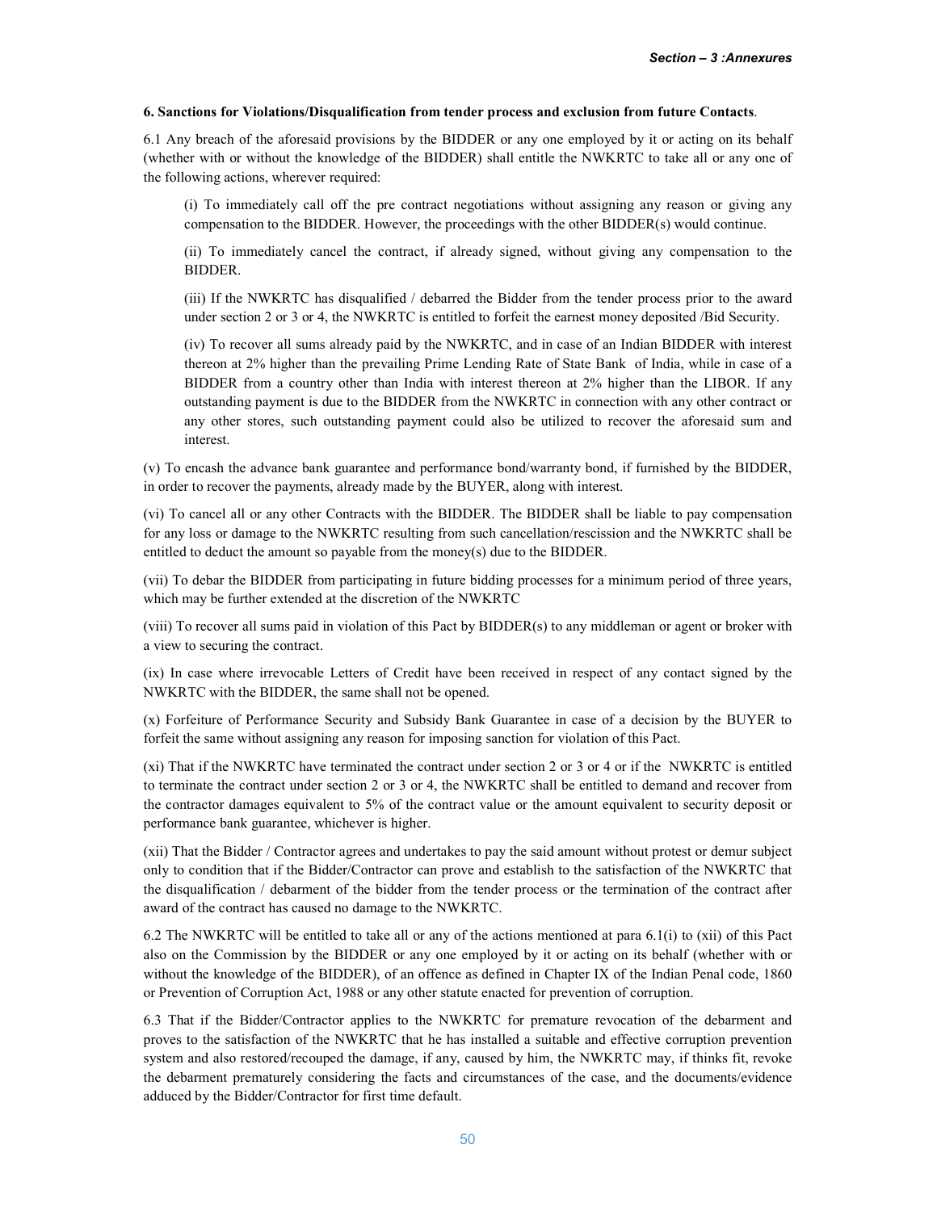**6. Sanctions for Violations/Disqualification from tender process and exclusion from future Contacts**.

6.1 Any breach of the aforesaid provisions by the BIDDER or any one employed by it or acting on its behalf (whether with or without the knowledge of the BIDDER) shall entitle the NWKRTC to take all or any one of the following actions, wherever required:

(i) To immediately call off the pre contract negotiations without assigning any reason or giving any compensation to the BIDDER. However, the proceedings with the other BIDDER(s) would continue.

(ii) To immediately cancel the contract, if already signed, without giving any compensation to the BIDDER.

(iii) If the NWKRTC has disqualified / debarred the Bidder from the tender process prior to the award under section 2 or 3 or 4, the NWKRTC is entitled to forfeit the earnest money deposited /Bid Security.

(iv) To recover all sums already paid by the NWKRTC, and in case of an Indian BIDDER with interest thereon at 2% higher than the prevailing Prime Lending Rate of State Bank of India, while in case of a BIDDER from a country other than India with interest thereon at 2% higher than the LIBOR. If any outstanding payment is due to the BIDDER from the NWKRTC in connection with any other contract or any other stores, such outstanding payment could also be utilized to recover the aforesaid sum and interest.

(v) To encash the advance bank guarantee and performance bond/warranty bond, if furnished by the BIDDER, in order to recover the payments, already made by the BUYER, along with interest.

(vi) To cancel all or any other Contracts with the BIDDER. The BIDDER shall be liable to pay compensation for any loss or damage to the NWKRTC resulting from such cancellation/rescission and the NWKRTC shall be entitled to deduct the amount so payable from the money(s) due to the BIDDER.

(vii) To debar the BIDDER from participating in future bidding processes for a minimum period of three years, which may be further extended at the discretion of the NWKRTC

(viii) To recover all sums paid in violation of this Pact by BIDDER(s) to any middleman or agent or broker with a view to securing the contract.

(ix) In case where irrevocable Letters of Credit have been received in respect of any contact signed by the NWKRTC with the BIDDER, the same shall not be opened.

(x) Forfeiture of Performance Security and Subsidy Bank Guarantee in case of a decision by the BUYER to forfeit the same without assigning any reason for imposing sanction for violation of this Pact.

(xi) That if the NWKRTC have terminated the contract under section 2 or 3 or 4 or if the NWKRTC is entitled to terminate the contract under section 2 or 3 or 4, the NWKRTC shall be entitled to demand and recover from the contractor damages equivalent to 5% of the contract value or the amount equivalent to security deposit or performance bank guarantee, whichever is higher.

(xii) That the Bidder / Contractor agrees and undertakes to pay the said amount without protest or demur subject only to condition that if the Bidder/Contractor can prove and establish to the satisfaction of the NWKRTC that the disqualification / debarment of the bidder from the tender process or the termination of the contract after award of the contract has caused no damage to the NWKRTC.

6.2 The NWKRTC will be entitled to take all or any of the actions mentioned at para 6.1(i) to (xii) of this Pact also on the Commission by the BIDDER or any one employed by it or acting on its behalf (whether with or without the knowledge of the BIDDER), of an offence as defined in Chapter IX of the Indian Penal code, 1860 or Prevention of Corruption Act, 1988 or any other statute enacted for prevention of corruption.

6.3 That if the Bidder/Contractor applies to the NWKRTC for premature revocation of the debarment and proves to the satisfaction of the NWKRTC that he has installed a suitable and effective corruption prevention system and also restored/recouped the damage, if any, caused by him, the NWKRTC may, if thinks fit, revoke the debarment prematurely considering the facts and circumstances of the case, and the documents/evidence adduced by the Bidder/Contractor for first time default.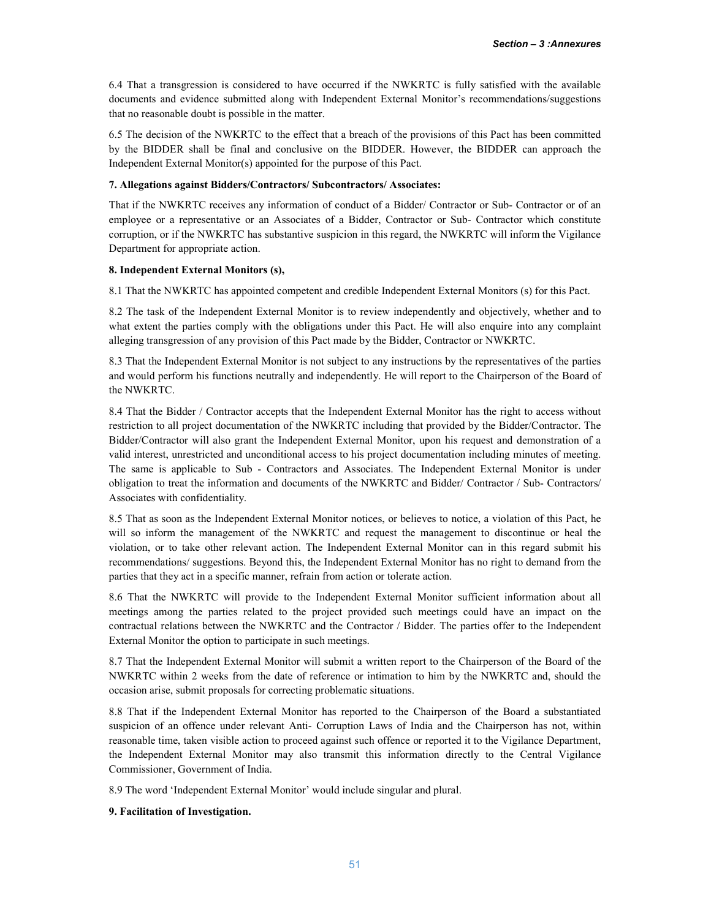6.4 That a transgression is considered to have occurred if the NWKRTC is fully satisfied with the available documents and evidence submitted along with Independent External Monitor's recommendations/suggestions that no reasonable doubt is possible in the matter.

6.5 The decision of the NWKRTC to the effect that a breach of the provisions of this Pact has been committed by the BIDDER shall be final and conclusive on the BIDDER. However, the BIDDER can approach the Independent External Monitor(s) appointed for the purpose of this Pact.

**7. Allegations against Bidders/Contractors/ Subcontractors/ Associates:**

That if the NWKRTC receives any information of conduct of a Bidder/ Contractor or Sub- Contractor or of an employee or a representative or an Associates of a Bidder, Contractor or Sub- Contractor which constitute corruption, or if the NWKRTC has substantive suspicion in this regard, the NWKRTC will inform the Vigilance Department for appropriate action.

**8. Independent External Monitors (s),**

8.1 That the NWKRTC has appointed competent and credible Independent External Monitors (s) for this Pact.

8.2 The task of the Independent External Monitor is to review independently and objectively, whether and to what extent the parties comply with the obligations under this Pact. He will also enquire into any complaint alleging transgression of any provision of this Pact made by the Bidder, Contractor or NWKRTC.

8.3 That the Independent External Monitor is not subject to any instructions by the representatives of the parties and would perform his functions neutrally and independently. He will report to the Chairperson of the Board of the NWKRTC.

8.4 That the Bidder / Contractor accepts that the Independent External Monitor has the right to access without restriction to all project documentation of the NWKRTC including that provided by the Bidder/Contractor. The Bidder/Contractor will also grant the Independent External Monitor, upon his request and demonstration of a valid interest, unrestricted and unconditional access to his project documentation including minutes of meeting. The same is applicable to Sub - Contractors and Associates. The Independent External Monitor is under obligation to treat the information and documents of the NWKRTC and Bidder/ Contractor / Sub- Contractors/ Associates with confidentiality.

8.5 That as soon as the Independent External Monitor notices, or believes to notice, a violation of this Pact, he will so inform the management of the NWKRTC and request the management to discontinue or heal the violation, or to take other relevant action. The Independent External Monitor can in this regard submit his recommendations/ suggestions. Beyond this, the Independent External Monitor has no right to demand from the parties that they act in a specific manner, refrain from action or tolerate action.

8.6 That the NWKRTC will provide to the Independent External Monitor sufficient information about all meetings among the parties related to the project provided such meetings could have an impact on the contractual relations between the NWKRTC and the Contractor / Bidder. The parties offer to the Independent External Monitor the option to participate in such meetings.

8.7 That the Independent External Monitor will submit a written report to the Chairperson of the Board of the NWKRTC within 2 weeks from the date of reference or intimation to him by the NWKRTC and, should the occasion arise, submit proposals for correcting problematic situations.

8.8 That if the Independent External Monitor has reported to the Chairperson of the Board a substantiated suspicion of an offence under relevant Anti- Corruption Laws of India and the Chairperson has not, within reasonable time, taken visible action to proceed against such offence or reported it to the Vigilance Department, the Independent External Monitor may also transmit this information directly to the Central Vigilance Commissioner, Government of India.

8.9 The word 'Independent External Monitor' would include singular and plural.

**9. Facilitation of Investigation.**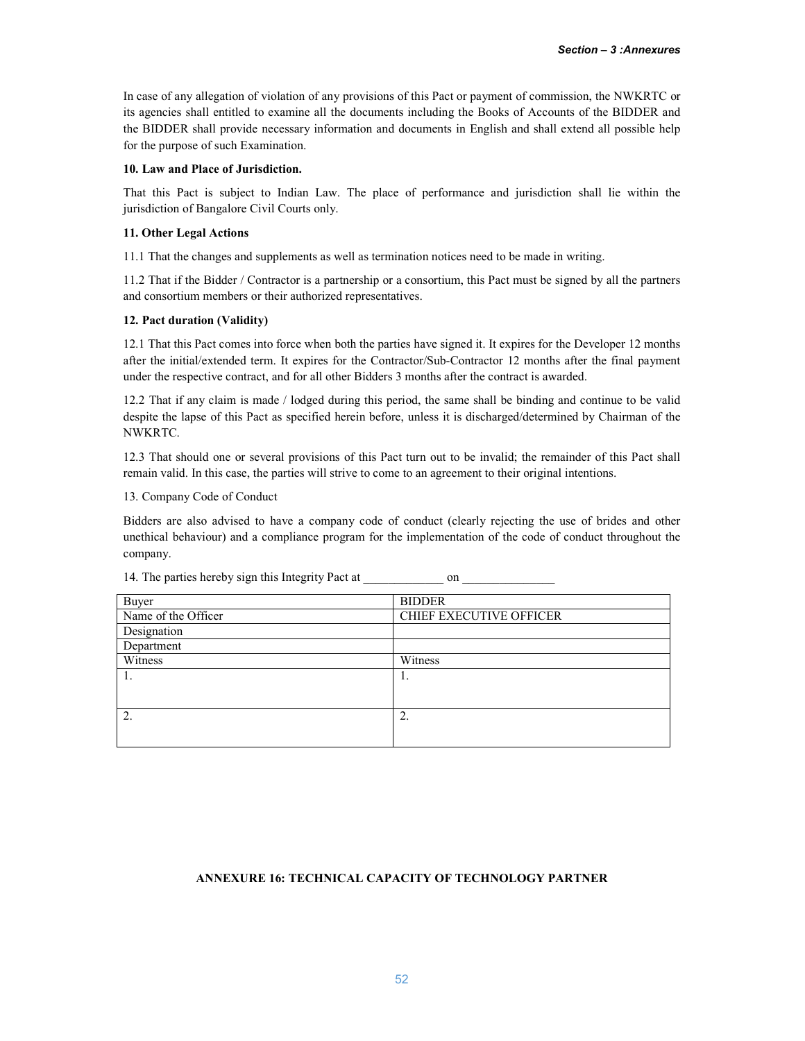In case of any allegation of violation of any provisions of this Pact or payment of commission, the NWKRTC or its agencies shall entitled to examine all the documents including the Books of Accounts of the BIDDER and the BIDDER shall provide necessary information and documents in English and shall extend all possible help for the purpose of such Examination.

**10. Law and Place of Jurisdiction.**

That this Pact is subject to Indian Law. The place of performance and jurisdiction shall lie within the jurisdiction of Bangalore Civil Courts only.

**11. Other Legal Actions**

11.1 That the changes and supplements as well as termination notices need to be made in writing.

11.2 That if the Bidder / Contractor is a partnership or a consortium, this Pact must be signed by all the partners and consortium members or their authorized representatives.

**12. Pact duration (Validity)**

12.1 That this Pact comes into force when both the parties have signed it. It expires for the Developer 12 months after the initial/extended term. It expires for the Contractor/Sub-Contractor 12 months after the final payment under the respective contract, and for all other Bidders 3 months after the contract is awarded.

12.2 That if any claim is made / lodged during this period, the same shall be binding and continue to be valid despite the lapse of this Pact as specified herein before, unless it is discharged/determined by Chairman of the NWKRTC.

12.3 That should one or several provisions of this Pact turn out to be invalid; the remainder of this Pact shall remain valid. In this case, the parties will strive to come to an agreement to their original intentions.

13. Company Code of Conduct

Bidders are also advised to have a company code of conduct (clearly rejecting the use of brides and other unethical behaviour) and a compliance program for the implementation of the code of conduct throughout the company.

14. The parties hereby sign this Integrity Pact at _____________ on _______________

| Buyer | BIDDER |
|---|---|
| Name of the Officer | CHIEF EXECUTIVE OFFICER |
| Designation | |
| Department | |
| Witness | Witness |
| 1. | 1. |
| 2. | 2. |

**ANNEXURE 16: TECHNICAL CAPACITY OF TECHNOLOGY PARTNER**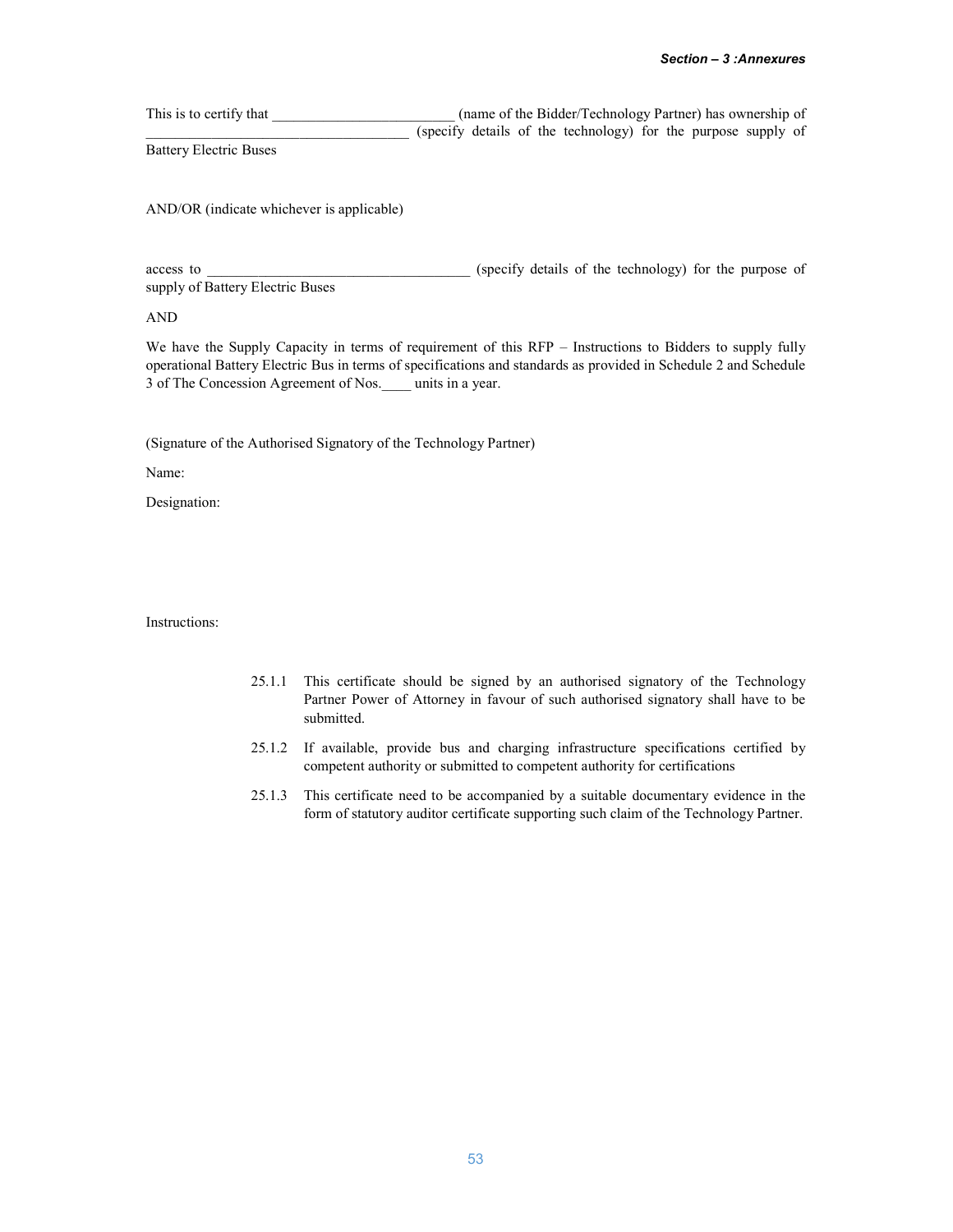This is to certify that _________________________ (name of the Bidder/Technology Partner) has ownership of ____________________________________ (specify details of the technology) for the purpose supply of Battery Electric Buses

AND/OR (indicate whichever is applicable)

access to ____________________________________ (specify details of the technology) for the purpose of supply of Battery Electric Buses

AND

We have the Supply Capacity in terms of requirement of this RFP – Instructions to Bidders to supply fully operational Battery Electric Bus in terms of specifications and standards as provided in Schedule 2 and Schedule 3 of The Concession Agreement of Nos.____ units in a year.

(Signature of the Authorised Signatory of the Technology Partner)

Name:

Designation:

Instructions:

25.1.1 This certificate should be signed by an authorised signatory of the Technology Partner Power of Attorney in favour of such authorised signatory shall have to be submitted.

25.1.2 If available, provide bus and charging infrastructure specifications certified by competent authority or submitted to competent authority for certifications

25.1.3 This certificate need to be accompanied by a suitable documentary evidence in the form of statutory auditor certificate supporting such claim of the Technology Partner.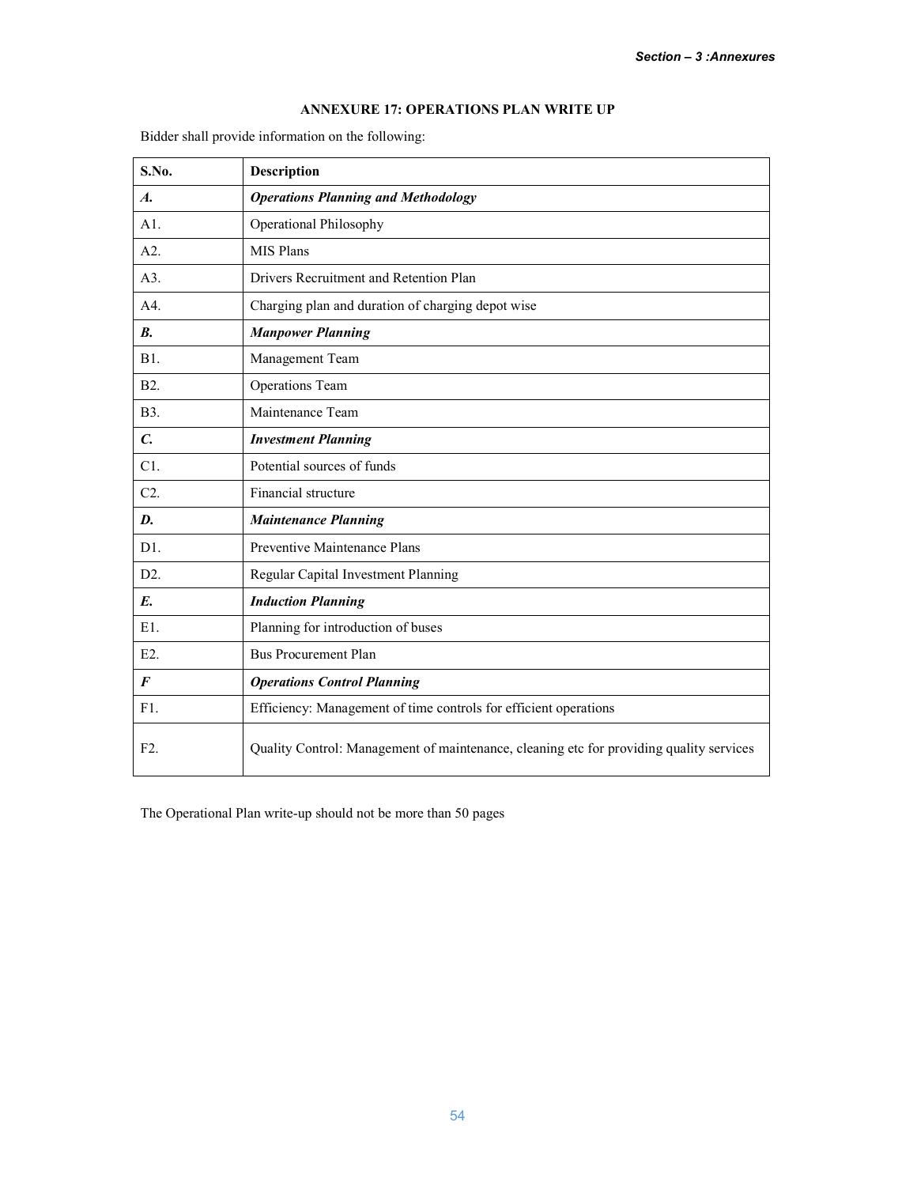## ANNEXURE 17: OPERATIONS PLAN WRITE UP

Bidder shall provide information on the following:

| S.No. | Description |
|---|---|
| ***A.*** | ***Operations Planning and Methodology*** |
| A1. | Operational Philosophy |
| A2. | MIS Plans |
| A3. | Drivers Recruitment and Retention Plan |
| A4. | Charging plan and duration of charging depot wise |
| ***B.*** | ***Manpower Planning*** |
| B1. | Management Team |
| B2. | Operations Team |
| B3. | Maintenance Team |
| ***C.*** | ***Investment Planning*** |
| C1. | Potential sources of funds |
| C2. | Financial structure |
| ***D.*** | ***Maintenance Planning*** |
| D1. | Preventive Maintenance Plans |
| D2. | Regular Capital Investment Planning |
| ***E.*** | ***Induction Planning*** |
| E1. | Planning for introduction of buses |
| E2. | Bus Procurement Plan |
| ***F*** | ***Operations Control Planning*** |
| F1. | Efficiency: Management of time controls for efficient operations |
| F2. | Quality Control: Management of maintenance, cleaning etc for providing quality services |

The Operational Plan write-up should not be more than 50 pages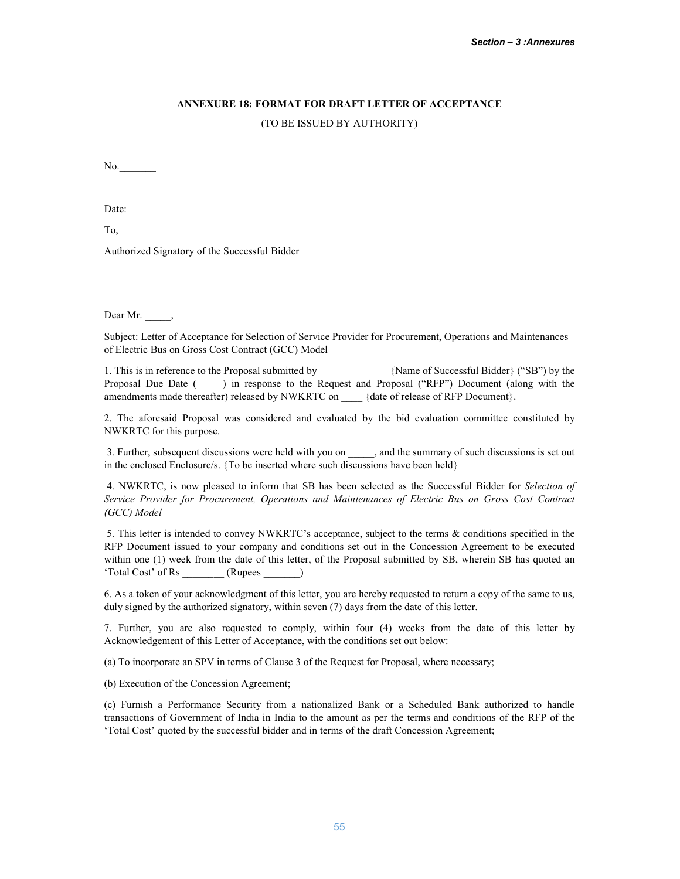## ANNEXURE 18: FORMAT FOR DRAFT LETTER OF ACCEPTANCE

(TO BE ISSUED BY AUTHORITY)

No._______

Date:

To,

Authorized Signatory of the Successful Bidder

Dear Mr. _____,

Subject: Letter of Acceptance for Selection of Service Provider for Procurement, Operations and Maintenances of Electric Bus on Gross Cost Contract (GCC) Model

1. This is in reference to the Proposal submitted by _____________ {Name of Successful Bidder} ("SB") by the Proposal Due Date (_____) in response to the Request and Proposal ("RFP") Document (along with the amendments made thereafter) released by NWKRTC on ____ {date of release of RFP Document}.

2. The aforesaid Proposal was considered and evaluated by the bid evaluation committee constituted by NWKRTC for this purpose.

3. Further, subsequent discussions were held with you on _____, and the summary of such discussions is set out in the enclosed Enclosure/s. {To be inserted where such discussions have been held}

4. NWKRTC, is now pleased to inform that SB has been selected as the Successful Bidder for *Selection of Service Provider for Procurement, Operations and Maintenances of Electric Bus on Gross Cost Contract (GCC) Model*

5. This letter is intended to convey NWKRTC's acceptance, subject to the terms & conditions specified in the RFP Document issued to your company and conditions set out in the Concession Agreement to be executed within one (1) week from the date of this letter, of the Proposal submitted by SB, wherein SB has quoted an 'Total Cost' of Rs ________ (Rupees _______)

6. As a token of your acknowledgment of this letter, you are hereby requested to return a copy of the same to us, duly signed by the authorized signatory, within seven (7) days from the date of this letter.

7. Further, you are also requested to comply, within four (4) weeks from the date of this letter by Acknowledgement of this Letter of Acceptance, with the conditions set out below:

(a) To incorporate an SPV in terms of Clause 3 of the Request for Proposal, where necessary;

(b) Execution of the Concession Agreement;

(c) Furnish a Performance Security from a nationalized Bank or a Scheduled Bank authorized to handle transactions of Government of India in India to the amount as per the terms and conditions of the RFP of the 'Total Cost' quoted by the successful bidder and in terms of the draft Concession Agreement;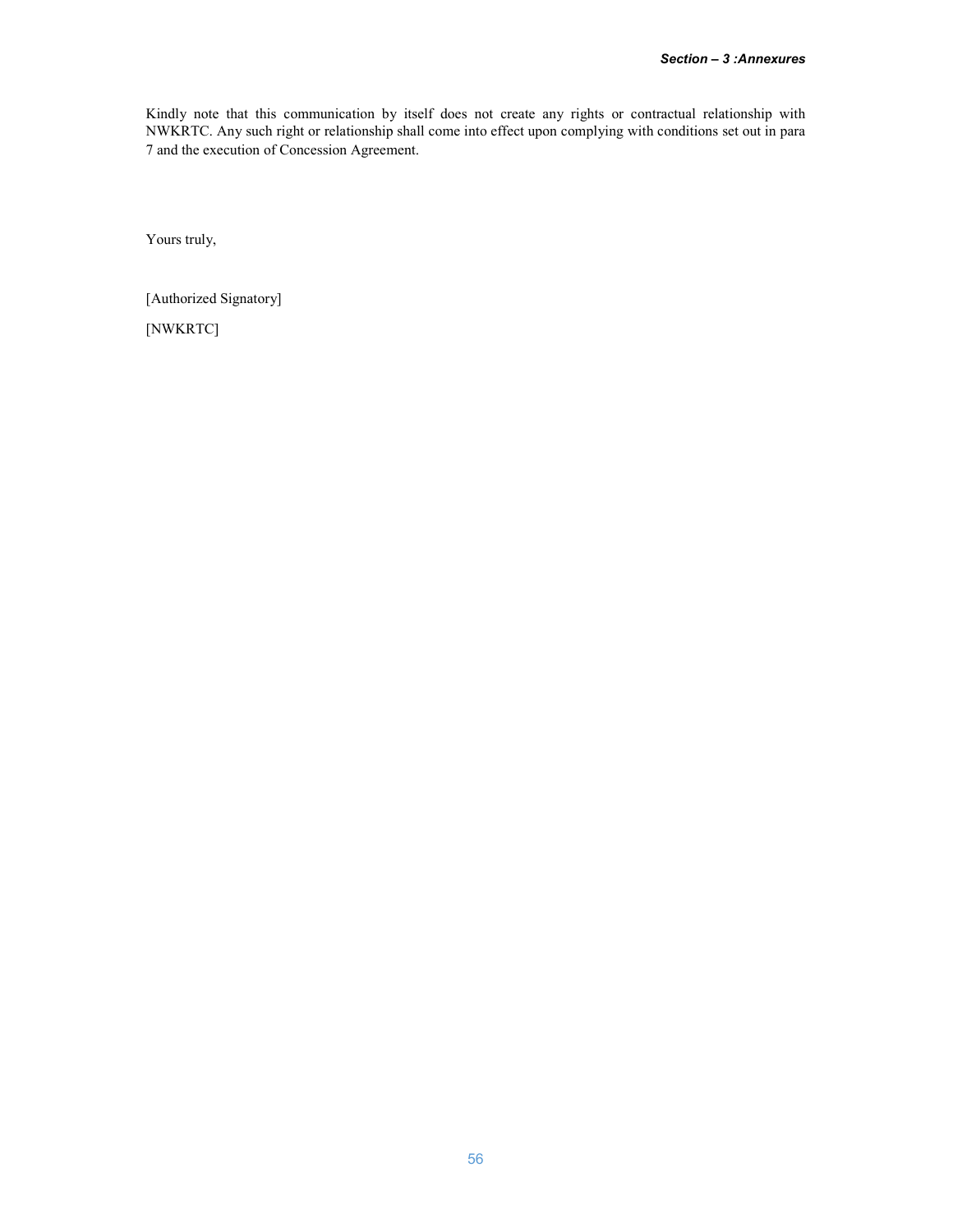Kindly note that this communication by itself does not create any rights or contractual relationship with NWKRTC. Any such right or relationship shall come into effect upon complying with conditions set out in para 7 and the execution of Concession Agreement.

Yours truly,

[Authorized Signatory]

[NWKRTC]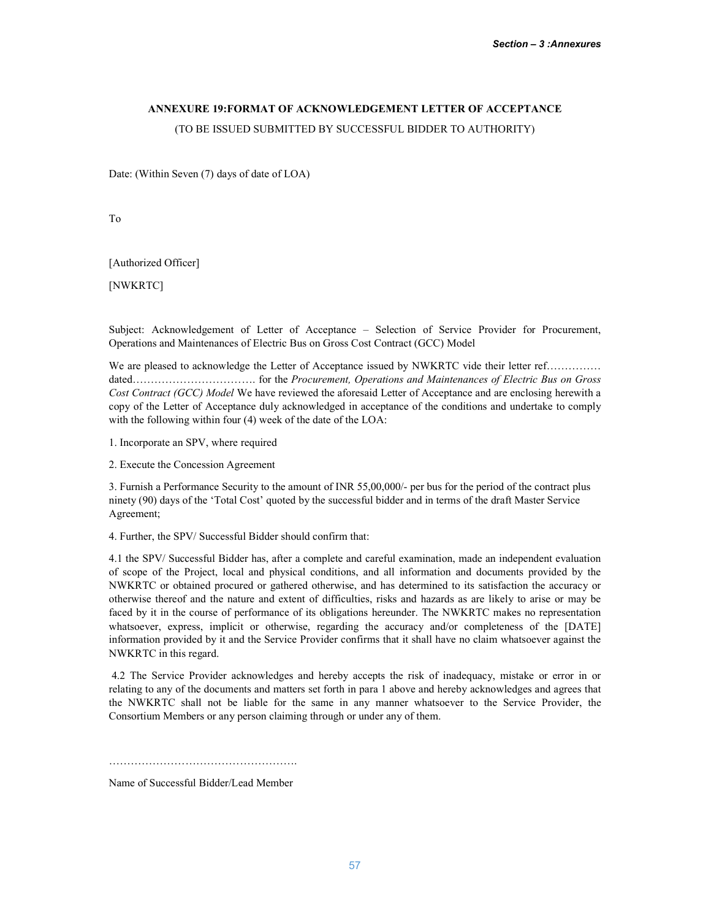## ANNEXURE 19:FORMAT OF ACKNOWLEDGEMENT LETTER OF ACCEPTANCE

(TO BE ISSUED SUBMITTED BY SUCCESSFUL BIDDER TO AUTHORITY)

Date: (Within Seven (7) days of date of LOA)

To

[Authorized Officer]

[NWKRTC]

Subject: Acknowledgement of Letter of Acceptance – Selection of Service Provider for Procurement, Operations and Maintenances of Electric Bus on Gross Cost Contract (GCC) Model

We are pleased to acknowledge the Letter of Acceptance issued by NWKRTC vide their letter ref………….. dated……………………………. for the *Procurement, Operations and Maintenances of Electric Bus on Gross Cost Contract (GCC) Model* We have reviewed the aforesaid Letter of Acceptance and are enclosing herewith a copy of the Letter of Acceptance duly acknowledged in acceptance of the conditions and undertake to comply with the following within four (4) week of the date of the LOA:

1. Incorporate an SPV, where required

2. Execute the Concession Agreement

3. Furnish a Performance Security to the amount of INR 55,00,000/- per bus for the period of the contract plus ninety (90) days of the 'Total Cost' quoted by the successful bidder and in terms of the draft Master Service Agreement;

4. Further, the SPV/ Successful Bidder should confirm that:

4.1 the SPV/ Successful Bidder has, after a complete and careful examination, made an independent evaluation of scope of the Project, local and physical conditions, and all information and documents provided by the NWKRTC or obtained procured or gathered otherwise, and has determined to its satisfaction the accuracy or otherwise thereof and the nature and extent of difficulties, risks and hazards as are likely to arise or may be faced by it in the course of performance of its obligations hereunder. The NWKRTC makes no representation whatsoever, express, implicit or otherwise, regarding the accuracy and/or completeness of the [DATE] information provided by it and the Service Provider confirms that it shall have no claim whatsoever against the NWKRTC in this regard.

4.2 The Service Provider acknowledges and hereby accepts the risk of inadequacy, mistake or error in or relating to any of the documents and matters set forth in para 1 above and hereby acknowledges and agrees that the NWKRTC shall not be liable for the same in any manner whatsoever to the Service Provider, the Consortium Members or any person claiming through or under any of them.

…………………………………………….

Name of Successful Bidder/Lead Member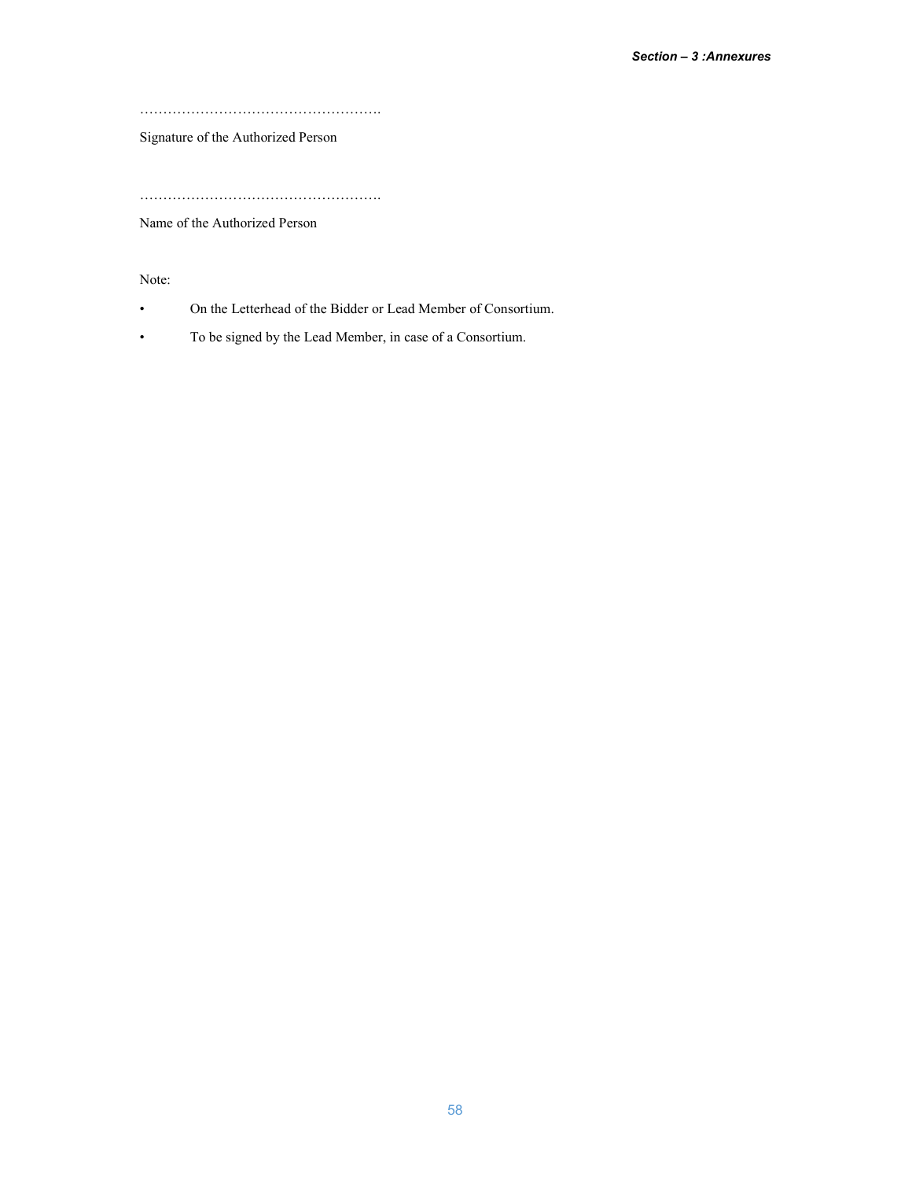…………………………………………….

Signature of the Authorized Person

…………………………………………….

Name of the Authorized Person

Note:

- On the Letterhead of the Bidder or Lead Member of Consortium.
- To be signed by the Lead Member, in case of a Consortium.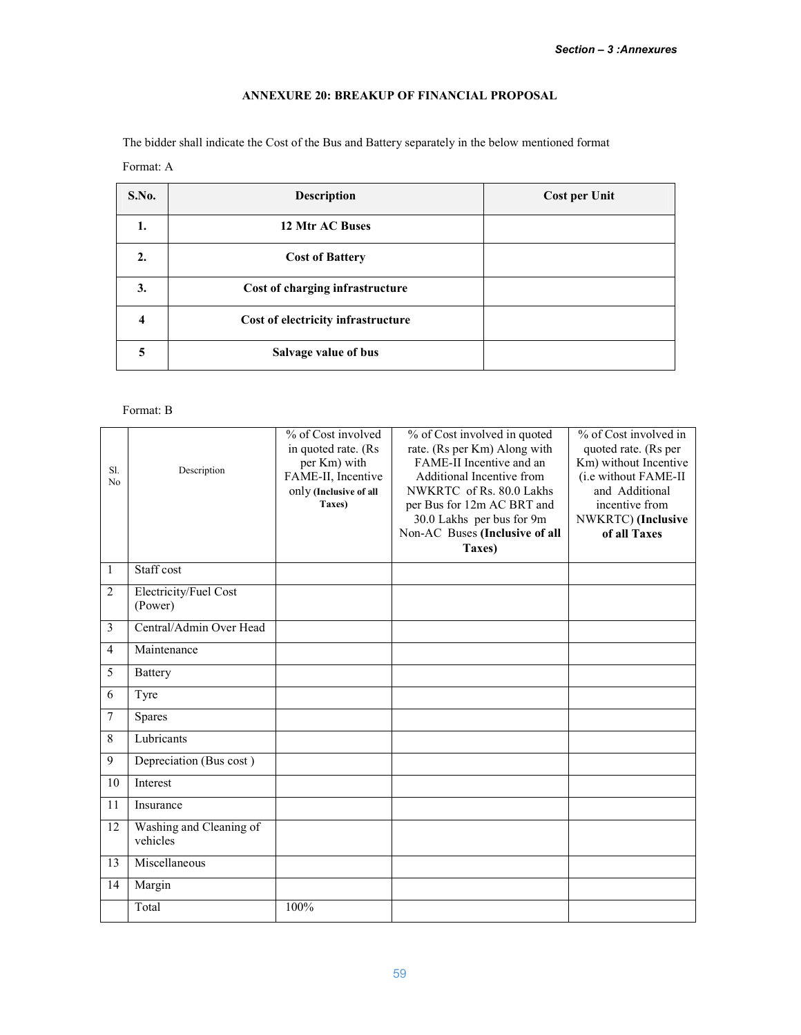### ANNEXURE 20: BREAKUP OF FINANCIAL PROPOSAL

The bidder shall indicate the Cost of the Bus and Battery separately in the below mentioned format

Format: A

| S.No. | Description | Cost per Unit |
|---|---|---|
| **1.** | **12 Mtr AC Buses** | |
| **2.** | **Cost of Battery** | |
| **3.** | **Cost of charging infrastructure** | |
| **4** | **Cost of electricity infrastructure** | |
| **5** | **Salvage value of bus** | |

Format: B

| Sl. No | Description | % of Cost involved in quoted rate. (Rs per Km) with FAME-II, Incentive only **(Inclusive of all Taxes)** | % of Cost involved in quoted rate. (Rs per Km) Along with FAME-II Incentive and an Additional Incentive from NWKRTC of Rs. 80.0 Lakhs per Bus for 12m AC BRT and 30.0 Lakhs per bus for 9m Non-AC Buses **(Inclusive of all Taxes)** | % of Cost involved in quoted rate. (Rs per Km) without Incentive (i.e without FAME-II and Additional incentive from NWKRTC) **(Inclusive of all Taxes** |
|---|---|---|---|---|
| 1 | Staff cost | | | |
| 2 | Electricity/Fuel Cost (Power) | | | |
| 3 | Central/Admin Over Head | | | |
| 4 | Maintenance | | | |
| 5 | Battery | | | |
| 6 | Tyre | | | |
| 7 | Spares | | | |
| 8 | Lubricants | | | |
| 9 | Depreciation (Bus cost ) | | | |
| 10 | Interest | | | |
| 11 | Insurance | | | |
| 12 | Washing and Cleaning of vehicles | | | |
| 13 | Miscellaneous | | | |
| 14 | Margin | | | |
| | Total | 100% | | |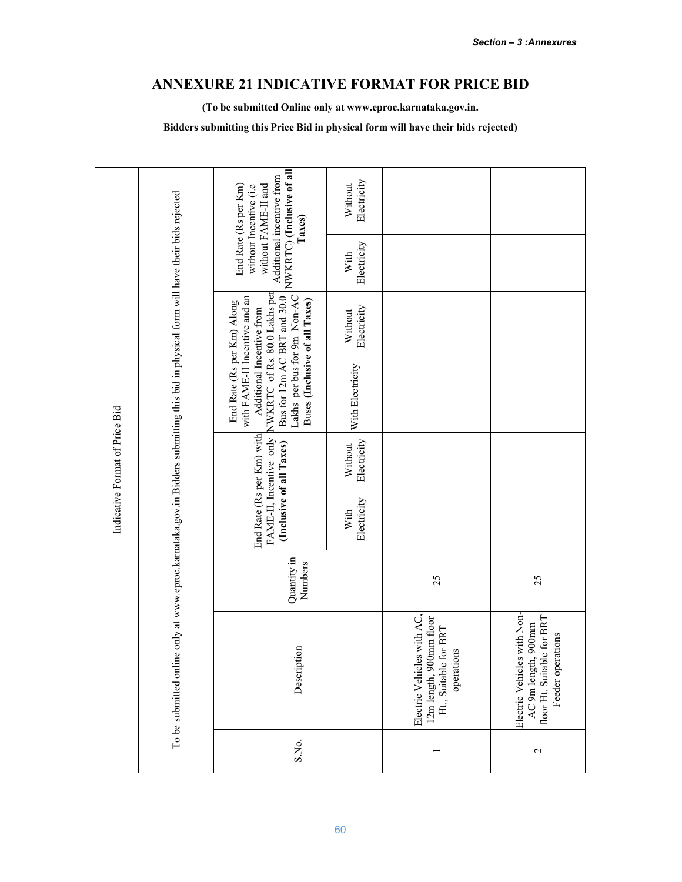# ANNEXURE 21 INDICATIVE FORMAT FOR PRICE BID

**(To be submitted Online only at www.eproc.karnataka.gov.in.**

**Bidders submitting this Price Bid in physical form will have their bids rejected)**

| Indicative Format of Price Bid | | | | | | | | |
|---|---|---|---|---|---|---|---|---|
| To be submitted online only at www.eproc.karnataka.gov.in Bidders submitting this bid in physical form will have their bids rejected | | | | | | | | |
| S.No. | Description | Quantity in Numbers | End Rate (Rs per Km) with FAME-II, Incentive only **(Inclusive of all Taxes)** | | End Rate (Rs per Km) Along with FAME-II Incentive and an Additional Incentive from NWKRTC of Rs. 80.0 Lakhs per Bus for 12m AC BRT and 30.0 Lakhs per bus for 9m Non-AC Buses **(Inclusive of all Taxes)** | | End Rate (Rs per Km) without Incentive (i.e without FAME-II and Additional incentive from NWKRTC) **(Inclusive of all Taxes)** | |
| | | | With Electricity | Without Electricity | With Electricity | Without Electricity | With Electricity | Without Electricity |
| 1 | Electric Vehicles with AC, 12m length, 900mm floor Ht., Suitable for BRT operations | 25 | | | | | | |
| 2 | Electric Vehicles with Non-AC 9m length, 900mm floor Ht. Suitable for BRT Feeder operations | 25 | | | | | | |